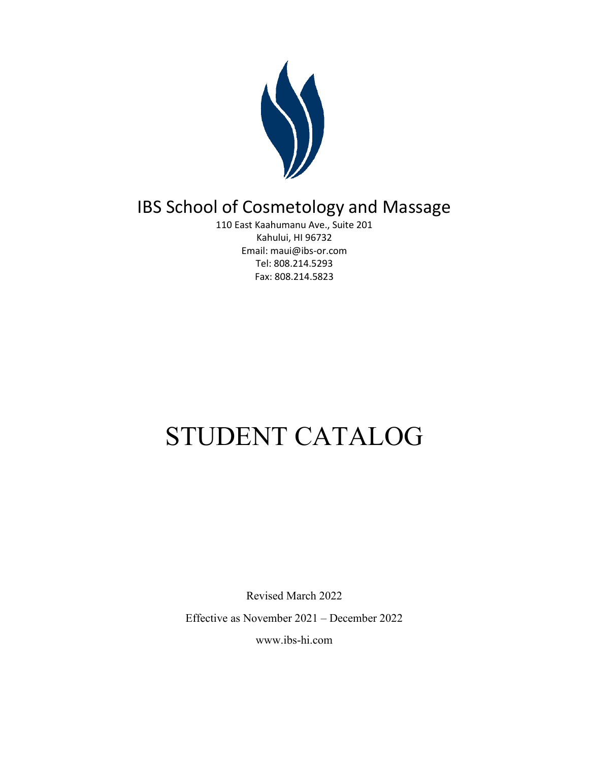# IBS School of Cosmetology and Massage

110 East Kaahumanu Ave., Suite 201
Kahului, HI 96732
Email: maui@ibs-or.com
Tel: 808.214.5293
Fax: 808.214.5823

# STUDENT CATALOG

Revised March 2022

Effective as November 2021 – December 2022

www.ibs-hi.com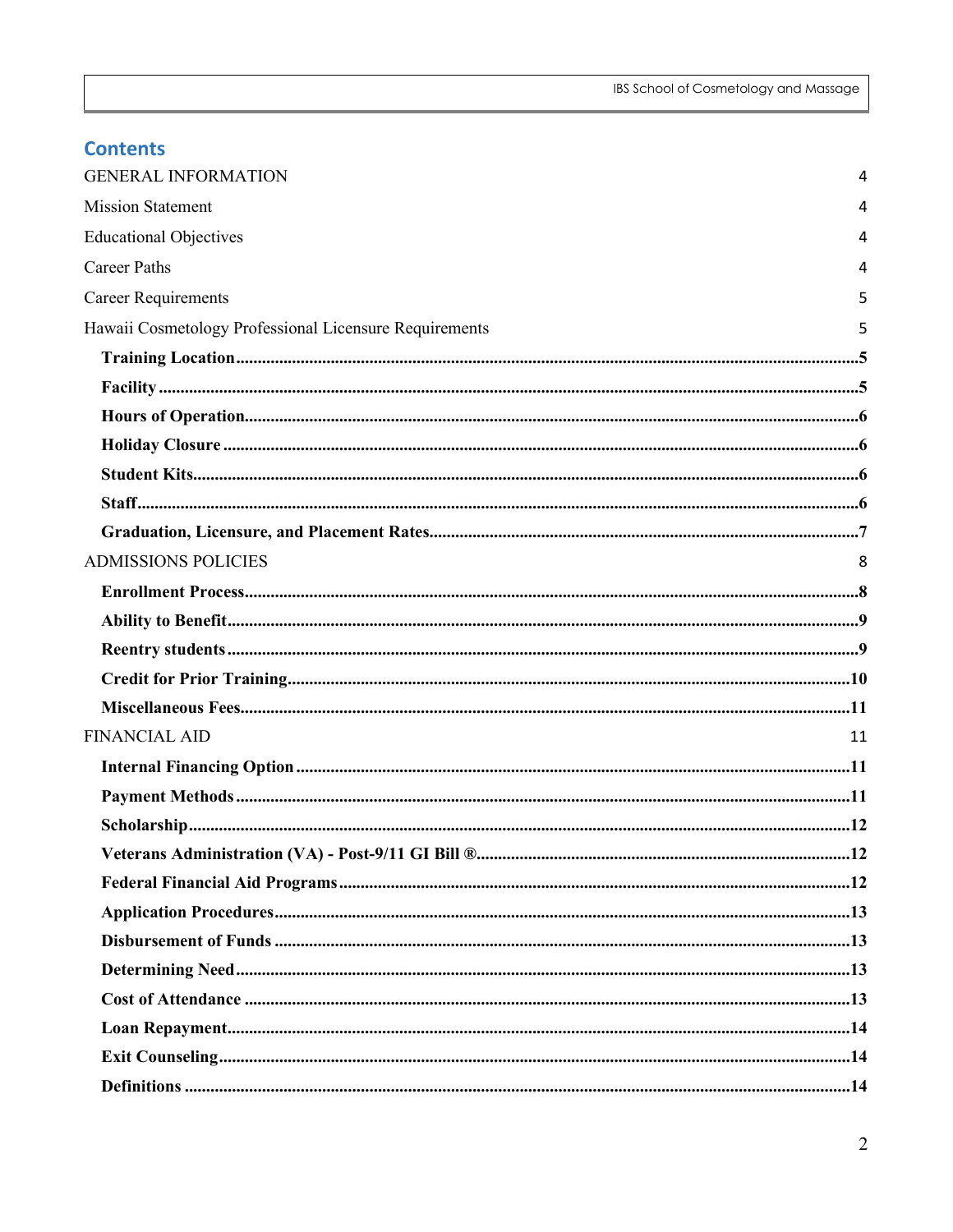## Contents

| | |
|---|---|
| GENERAL INFORMATION | 4 |
| Mission Statement | 4 |
| Educational Objectives | 4 |
| Career Paths | 4 |
| Career Requirements | 5 |
| Hawaii Cosmetology Professional Licensure Requirements | 5 |
| **Training Location** | **5** |
| **Facility** | **5** |
| **Hours of Operation** | **6** |
| **Holiday Closure** | **6** |
| **Student Kits** | **6** |
| **Staff** | **6** |
| **Graduation, Licensure, and Placement Rates** | **7** |
| ADMISSIONS POLICIES | 8 |
| **Enrollment Process** | **8** |
| **Ability to Benefit** | **9** |
| **Reentry students** | **9** |
| **Credit for Prior Training** | **10** |
| **Miscellaneous Fees** | **11** |
| FINANCIAL AID | 11 |
| **Internal Financing Option** | **11** |
| **Payment Methods** | **11** |
| **Scholarship** | **12** |
| **Veterans Administration (VA) - Post-9/11 GI Bill ®** | **12** |
| **Federal Financial Aid Programs** | **12** |
| **Application Procedures** | **13** |
| **Disbursement of Funds** | **13** |
| **Determining Need** | **13** |
| **Cost of Attendance** | **13** |
| **Loan Repayment** | **14** |
| **Exit Counseling** | **14** |
| **Definitions** | **14** |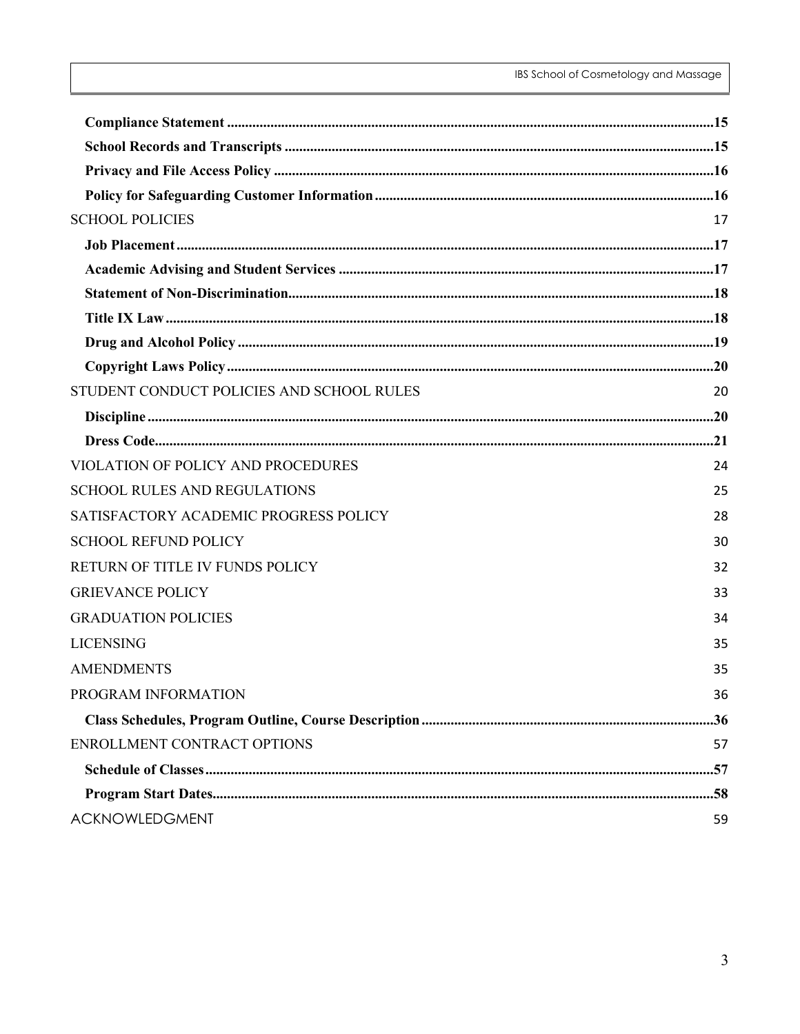**Compliance Statement** ..........15
**School Records and Transcripts** ..........15
**Privacy and File Access Policy** ..........16
**Policy for Safeguarding Customer Information** ..........16

SCHOOL POLICIES 17

**Job Placement** ..........17
**Academic Advising and Student Services** ..........17
**Statement of Non-Discrimination** ..........18
**Title IX Law** ..........18
**Drug and Alcohol Policy** ..........19
**Copyright Laws Policy** ..........20

STUDENT CONDUCT POLICIES AND SCHOOL RULES 20

**Discipline** ..........20
**Dress Code** ..........21

VIOLATION OF POLICY AND PROCEDURES 24

SCHOOL RULES AND REGULATIONS 25

SATISFACTORY ACADEMIC PROGRESS POLICY 28

SCHOOL REFUND POLICY 30

RETURN OF TITLE IV FUNDS POLICY 32

GRIEVANCE POLICY 33

GRADUATION POLICIES 34

LICENSING 35

AMENDMENTS 35

PROGRAM INFORMATION 36

**Class Schedules, Program Outline, Course Description** ..........36

ENROLLMENT CONTRACT OPTIONS 57

**Schedule of Classes** ..........57
**Program Start Dates** ..........58

ACKNOWLEDGMENT 59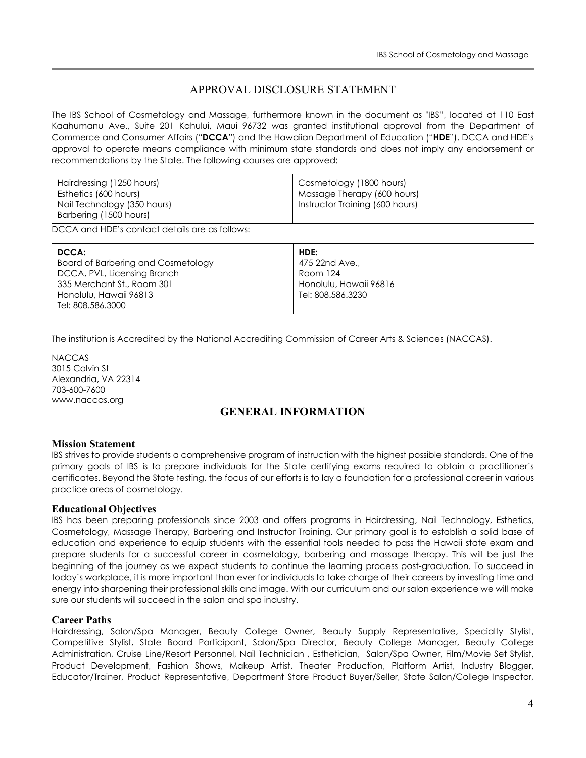## APPROVAL DISCLOSURE STATEMENT

The IBS School of Cosmetology and Massage, furthermore known in the document as "IBS", located at 110 East Kaahumanu Ave., Suite 201 Kahului, Maui 96732 was granted institutional approval from the Department of Commerce and Consumer Affairs ("**DCCA**") and the Hawaiian Department of Education ("**HDE**"). DCCA and HDE's approval to operate means compliance with minimum state standards and does not imply any endorsement or recommendations by the State. The following courses are approved:

| | |
|---|---|
| Hairdressing (1250 hours) | Cosmetology (1800 hours) |
| Esthetics (600 hours) | Massage Therapy (600 hours) |
| Nail Technology (350 hours) | Instructor Training (600 hours) |
| Barbering (1500 hours) | |

DCCA and HDE's contact details are as follows:

| **DCCA:** | **HDE:** |
|---|---|
| Board of Barbering and Cosmetology | 475 22nd Ave., |
| DCCA, PVL, Licensing Branch | Room 124 |
| 335 Merchant St., Room 301 | Honolulu, Hawaii 96816 |
| Honolulu, Hawaii 96813 | Tel: 808.586.3230 |
| Tel: 808.586.3000 | |

The institution is Accredited by the National Accrediting Commission of Career Arts & Sciences (NACCAS).

NACCAS
3015 Colvin St
Alexandria, VA 22314
703-600-7600
www.naccas.org

## GENERAL INFORMATION

### Mission Statement

IBS strives to provide students a comprehensive program of instruction with the highest possible standards. One of the primary goals of IBS is to prepare individuals for the State certifying exams required to obtain a practitioner's certificates. Beyond the State testing, the focus of our efforts is to lay a foundation for a professional career in various practice areas of cosmetology.

### Educational Objectives

IBS has been preparing professionals since 2003 and offers programs in Hairdressing, Nail Technology, Esthetics, Cosmetology, Massage Therapy, Barbering and Instructor Training. Our primary goal is to establish a solid base of education and experience to equip students with the essential tools needed to pass the Hawaii state exam and prepare students for a successful career in cosmetology, barbering and massage therapy. This will be just the beginning of the journey as we expect students to continue the learning process post-graduation. To succeed in today's workplace, it is more important than ever for individuals to take charge of their careers by investing time and energy into sharpening their professional skills and image. With our curriculum and our salon experience we will make sure our students will succeed in the salon and spa industry.

### Career Paths

Hairdressing, Salon/Spa Manager, Beauty College Owner, Beauty Supply Representative, Specialty Stylist, Competitive Stylist, State Board Participant, Salon/Spa Director, Beauty College Manager, Beauty College Administration, Cruise Line/Resort Personnel, Nail Technician , Esthetician, Salon/Spa Owner, Film/Movie Set Stylist, Product Development, Fashion Shows, Makeup Artist, Theater Production, Platform Artist, Industry Blogger, Educator/Trainer, Product Representative, Department Store Product Buyer/Seller, State Salon/College Inspector,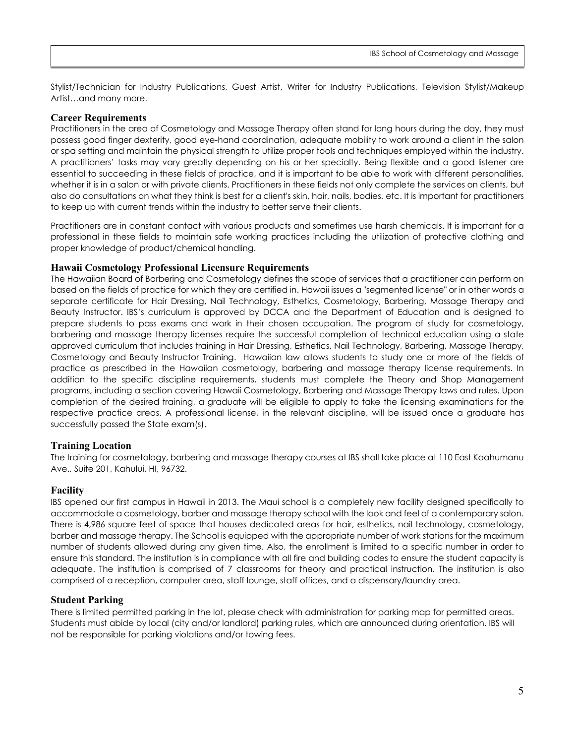Stylist/Technician for Industry Publications, Guest Artist, Writer for Industry Publications, Television Stylist/Makeup Artist…and many more.

### Career Requirements

Practitioners in the area of Cosmetology and Massage Therapy often stand for long hours during the day, they must possess good finger dexterity, good eye-hand coordination, adequate mobility to work around a client in the salon or spa setting and maintain the physical strength to utilize proper tools and techniques employed within the industry. A practitioners' tasks may vary greatly depending on his or her specialty. Being flexible and a good listener are essential to succeeding in these fields of practice, and it is important to be able to work with different personalities, whether it is in a salon or with private clients. Practitioners in these fields not only complete the services on clients, but also do consultations on what they think is best for a client's skin, hair, nails, bodies, etc. It is important for practitioners to keep up with current trends within the industry to better serve their clients.

Practitioners are in constant contact with various products and sometimes use harsh chemicals. It is important for a professional in these fields to maintain safe working practices including the utilization of protective clothing and proper knowledge of product/chemical handling.

### Hawaii Cosmetology Professional Licensure Requirements

The Hawaiian Board of Barbering and Cosmetology defines the scope of services that a practitioner can perform on based on the fields of practice for which they are certified in. Hawaii issues a "segmented license" or in other words a separate certificate for Hair Dressing, Nail Technology, Esthetics, Cosmetology, Barbering, Massage Therapy and Beauty Instructor. IBS's curriculum is approved by DCCA and the Department of Education and is designed to prepare students to pass exams and work in their chosen occupation. The program of study for cosmetology, barbering and massage therapy licenses require the successful completion of technical education using a state approved curriculum that includes training in Hair Dressing, Esthetics, Nail Technology, Barbering, Massage Therapy, Cosmetology and Beauty Instructor Training. Hawaiian law allows students to study one or more of the fields of practice as prescribed in the Hawaiian cosmetology, barbering and massage therapy license requirements. In addition to the specific discipline requirements, students must complete the Theory and Shop Management programs, including a section covering Hawaii Cosmetology, Barbering and Massage Therapy laws and rules. Upon completion of the desired training, a graduate will be eligible to apply to take the licensing examinations for the respective practice areas. A professional license, in the relevant discipline, will be issued once a graduate has successfully passed the State exam(s).

### Training Location

The training for cosmetology, barbering and massage therapy courses at IBS shall take place at 110 East Kaahumanu Ave., Suite 201, Kahului, HI, 96732.

### Facility

IBS opened our first campus in Hawaii in 2013. The Maui school is a completely new facility designed specifically to accommodate a cosmetology, barber and massage therapy school with the look and feel of a contemporary salon. There is 4,986 square feet of space that houses dedicated areas for hair, esthetics, nail technology, cosmetology, barber and massage therapy. The School is equipped with the appropriate number of work stations for the maximum number of students allowed during any given time. Also, the enrollment is limited to a specific number in order to ensure this standard. The institution is in compliance with all fire and building codes to ensure the student capacity is adequate. The institution is comprised of 7 classrooms for theory and practical instruction. The institution is also comprised of a reception, computer area, staff lounge, staff offices, and a dispensary/laundry area.

### Student Parking

There is limited permitted parking in the lot, please check with administration for parking map for permitted areas. Students must abide by local (city and/or landlord) parking rules, which are announced during orientation. IBS will not be responsible for parking violations and/or towing fees.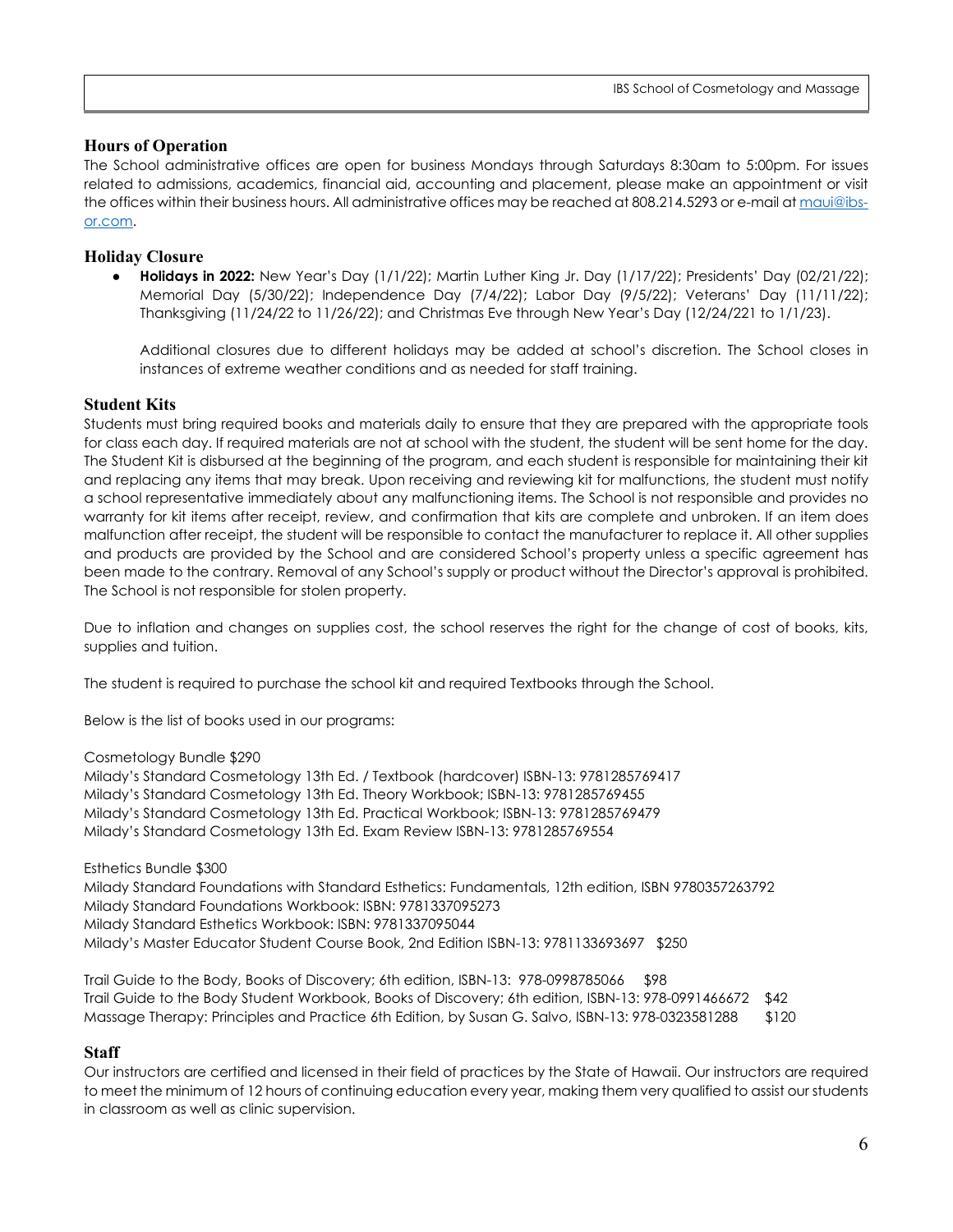## Hours of Operation

The School administrative offices are open for business Mondays through Saturdays 8:30am to 5:00pm. For issues related to admissions, academics, financial aid, accounting and placement, please make an appointment or visit the offices within their business hours. All administrative offices may be reached at 808.214.5293 or e-mail at maui@ibs-or.com.

## Holiday Closure

- **Holidays in 2022:** New Year's Day (1/1/22); Martin Luther King Jr. Day (1/17/22); Presidents' Day (02/21/22); Memorial Day (5/30/22); Independence Day (7/4/22); Labor Day (9/5/22); Veterans' Day (11/11/22); Thanksgiving (11/24/22 to 11/26/22); and Christmas Eve through New Year's Day (12/24/221 to 1/1/23).

  Additional closures due to different holidays may be added at school's discretion. The School closes in instances of extreme weather conditions and as needed for staff training.

## Student Kits

Students must bring required books and materials daily to ensure that they are prepared with the appropriate tools for class each day. If required materials are not at school with the student, the student will be sent home for the day. The Student Kit is disbursed at the beginning of the program, and each student is responsible for maintaining their kit and replacing any items that may break. Upon receiving and reviewing kit for malfunctions, the student must notify a school representative immediately about any malfunctioning items. The School is not responsible and provides no warranty for kit items after receipt, review, and confirmation that kits are complete and unbroken. If an item does malfunction after receipt, the student will be responsible to contact the manufacturer to replace it. All other supplies and products are provided by the School and are considered School's property unless a specific agreement has been made to the contrary. Removal of any School's supply or product without the Director's approval is prohibited. The School is not responsible for stolen property.

Due to inflation and changes on supplies cost, the school reserves the right for the change of cost of books, kits, supplies and tuition.

The student is required to purchase the school kit and required Textbooks through the School.

Below is the list of books used in our programs:

Cosmetology Bundle $290
Milady's Standard Cosmetology 13th Ed. / Textbook (hardcover) ISBN-13: 9781285769417
Milady's Standard Cosmetology 13th Ed. Theory Workbook; ISBN-13: 9781285769455
Milady's Standard Cosmetology 13th Ed. Practical Workbook; ISBN-13: 9781285769479
Milady's Standard Cosmetology 13th Ed. Exam Review ISBN-13: 9781285769554

Esthetics Bundle $300
Milady Standard Foundations with Standard Esthetics: Fundamentals, 12th edition, ISBN 9780357263792
Milady Standard Foundations Workbook: ISBN: 9781337095273
Milady Standard Esthetics Workbook: ISBN: 9781337095044
Milady's Master Educator Student Course Book, 2nd Edition ISBN-13: 9781133693697 $250

Trail Guide to the Body, Books of Discovery; 6th edition, ISBN-13: 978-0998785066 $98
Trail Guide to the Body Student Workbook, Books of Discovery; 6th edition, ISBN-13: 978-0991466672 $42
Massage Therapy: Principles and Practice 6th Edition, by Susan G. Salvo, ISBN-13: 978-0323581288 $120

## Staff

Our instructors are certified and licensed in their field of practices by the State of Hawaii. Our instructors are required to meet the minimum of 12 hours of continuing education every year, making them very qualified to assist our students in classroom as well as clinic supervision.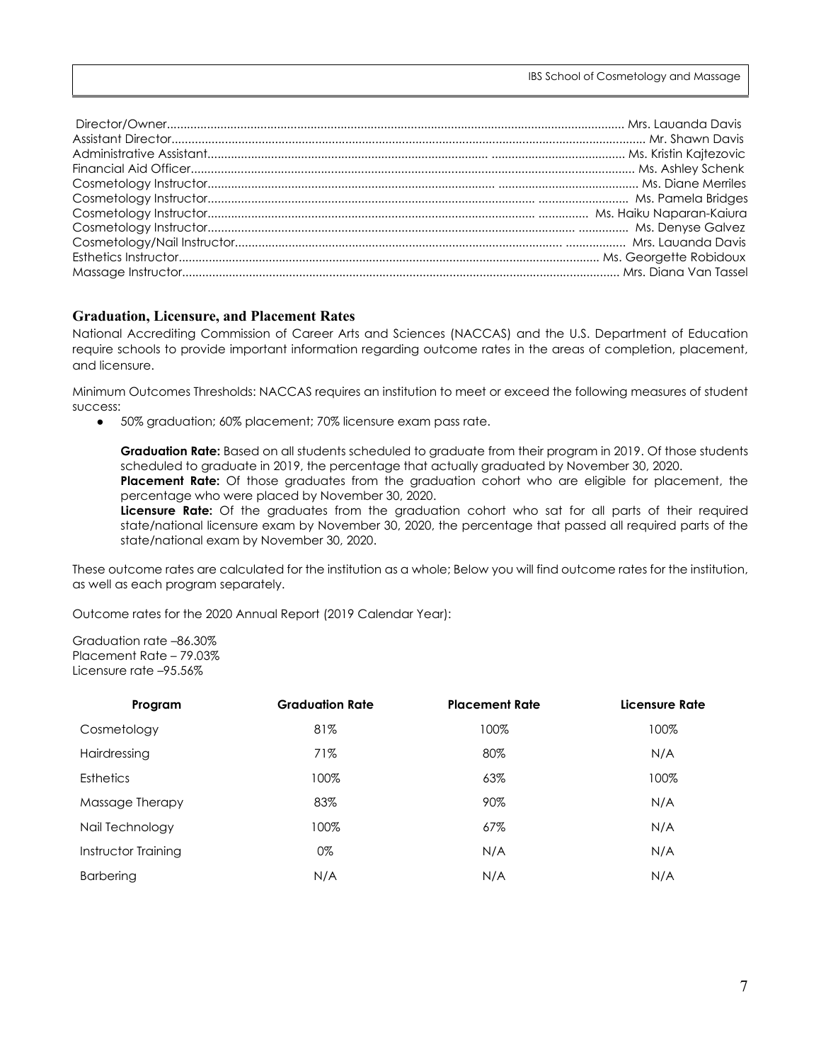Director/Owner........................................................................................................................ Mrs. Lauanda Davis
Assistant Director........................................................................................................................ Mr. Shawn Davis
Administrative Assistant........................................................................................ ........................................ Ms. Kristin Kajtezovic
Financial Aid Officer........................................................................................................................ Ms. Ashley Schenk
Cosmetology Instructor........................................................................................ ........................................ Ms. Diane Merriles
Cosmetology Instructor........................................................................................ ........................... Ms. Pamela Bridges
Cosmetology Instructor........................................................................................ ............... Ms. Haiku Naparan-Kaiura
Cosmetology Instructor........................................................................................ ............... Ms. Denyse Galvez
Cosmetology/Nail Instructor........................................................................................ .................. Mrs. Lauanda Davis
Esthetics Instructor........................................................................................................................ Ms. Georgette Robidoux
Massage Instructor........................................................................................................................ Mrs. Diana Van Tassel

## Graduation, Licensure, and Placement Rates

National Accrediting Commission of Career Arts and Sciences (NACCAS) and the U.S. Department of Education require schools to provide important information regarding outcome rates in the areas of completion, placement, and licensure.

Minimum Outcomes Thresholds: NACCAS requires an institution to meet or exceed the following measures of student success:

- 50% graduation; 60% placement; 70% licensure exam pass rate.

**Graduation Rate:** Based on all students scheduled to graduate from their program in 2019. Of those students scheduled to graduate in 2019, the percentage that actually graduated by November 30, 2020.
**Placement Rate:** Of those graduates from the graduation cohort who are eligible for placement, the percentage who were placed by November 30, 2020.
**Licensure Rate:** Of the graduates from the graduation cohort who sat for all parts of their required state/national licensure exam by November 30, 2020, the percentage that passed all required parts of the state/national exam by November 30, 2020.

These outcome rates are calculated for the institution as a whole; Below you will find outcome rates for the institution, as well as each program separately.

Outcome rates for the 2020 Annual Report (2019 Calendar Year):

Graduation rate –86.30%
Placement Rate – 79.03%
Licensure rate –95.56%

| Program | Graduation Rate | Placement Rate | Licensure Rate |
|---|---|---|---|
| Cosmetology | 81% | 100% | 100% |
| Hairdressing | 71% | 80% | N/A |
| Esthetics | 100% | 63% | 100% |
| Massage Therapy | 83% | 90% | N/A |
| Nail Technology | 100% | 67% | N/A |
| Instructor Training | 0% | N/A | N/A |
| Barbering | N/A | N/A | N/A |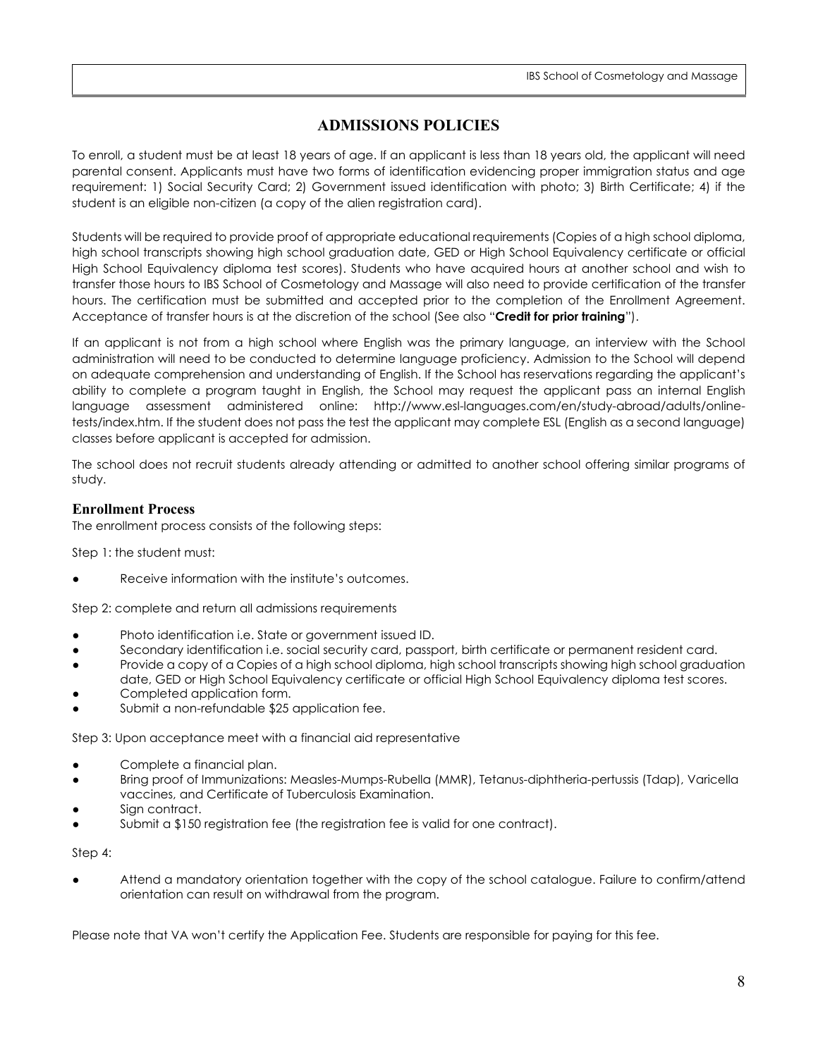## ADMISSIONS POLICIES

To enroll, a student must be at least 18 years of age. If an applicant is less than 18 years old, the applicant will need parental consent. Applicants must have two forms of identification evidencing proper immigration status and age requirement: 1) Social Security Card; 2) Government issued identification with photo; 3) Birth Certificate; 4) if the student is an eligible non-citizen (a copy of the alien registration card).

Students will be required to provide proof of appropriate educational requirements (Copies of a high school diploma, high school transcripts showing high school graduation date, GED or High School Equivalency certificate or official High School Equivalency diploma test scores). Students who have acquired hours at another school and wish to transfer those hours to IBS School of Cosmetology and Massage will also need to provide certification of the transfer hours. The certification must be submitted and accepted prior to the completion of the Enrollment Agreement. Acceptance of transfer hours is at the discretion of the school (See also "**Credit for prior training**").

If an applicant is not from a high school where English was the primary language, an interview with the School administration will need to be conducted to determine language proficiency. Admission to the School will depend on adequate comprehension and understanding of English. If the School has reservations regarding the applicant's ability to complete a program taught in English, the School may request the applicant pass an internal English language assessment administered online: http://www.esl-languages.com/en/study-abroad/adults/online-tests/index.htm. If the student does not pass the test the applicant may complete ESL (English as a second language) classes before applicant is accepted for admission.

The school does not recruit students already attending or admitted to another school offering similar programs of study.

### Enrollment Process

The enrollment process consists of the following steps:

Step 1: the student must:

- Receive information with the institute's outcomes.

Step 2: complete and return all admissions requirements

- Photo identification i.e. State or government issued ID.
- Secondary identification i.e. social security card, passport, birth certificate or permanent resident card.
- Provide a copy of a Copies of a high school diploma, high school transcripts showing high school graduation date, GED or High School Equivalency certificate or official High School Equivalency diploma test scores.
- Completed application form.
- Submit a non-refundable $25 application fee.

Step 3: Upon acceptance meet with a financial aid representative

- Complete a financial plan.
- Bring proof of Immunizations: Measles-Mumps-Rubella (MMR), Tetanus-diphtheria-pertussis (Tdap), Varicella vaccines, and Certificate of Tuberculosis Examination.
- Sign contract.
- Submit a $150 registration fee (the registration fee is valid for one contract).

Step 4:

- Attend a mandatory orientation together with the copy of the school catalogue. Failure to confirm/attend orientation can result on withdrawal from the program.

Please note that VA won't certify the Application Fee. Students are responsible for paying for this fee.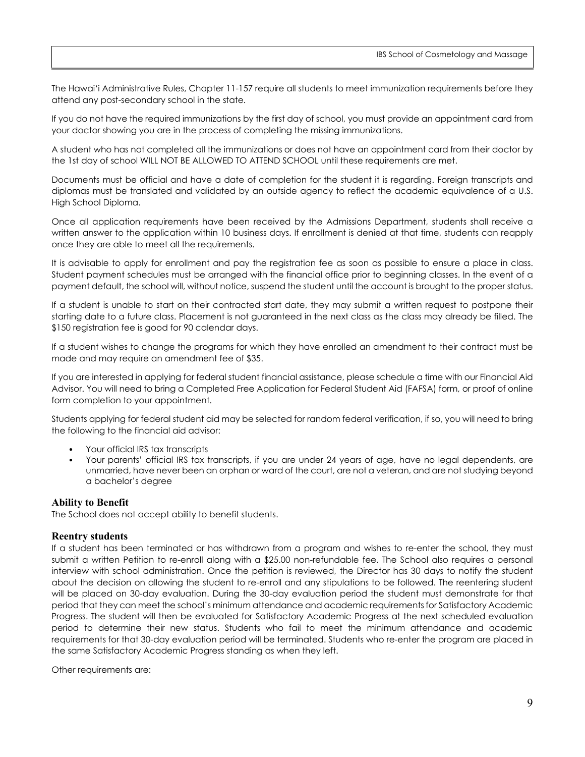The Hawai'i Administrative Rules, Chapter 11-157 require all students to meet immunization requirements before they attend any post-secondary school in the state.

If you do not have the required immunizations by the first day of school, you must provide an appointment card from your doctor showing you are in the process of completing the missing immunizations.

A student who has not completed all the immunizations or does not have an appointment card from their doctor by the 1st day of school WILL NOT BE ALLOWED TO ATTEND SCHOOL until these requirements are met.

Documents must be official and have a date of completion for the student it is regarding. Foreign transcripts and diplomas must be translated and validated by an outside agency to reflect the academic equivalence of a U.S. High School Diploma.

Once all application requirements have been received by the Admissions Department, students shall receive a written answer to the application within 10 business days. If enrollment is denied at that time, students can reapply once they are able to meet all the requirements.

It is advisable to apply for enrollment and pay the registration fee as soon as possible to ensure a place in class. Student payment schedules must be arranged with the financial office prior to beginning classes. In the event of a payment default, the school will, without notice, suspend the student until the account is brought to the proper status.

If a student is unable to start on their contracted start date, they may submit a written request to postpone their starting date to a future class. Placement is not guaranteed in the next class as the class may already be filled. The $150 registration fee is good for 90 calendar days.

If a student wishes to change the programs for which they have enrolled an amendment to their contract must be made and may require an amendment fee of $35.

If you are interested in applying for federal student financial assistance, please schedule a time with our Financial Aid Advisor. You will need to bring a Completed Free Application for Federal Student Aid (FAFSA) form, or proof of online form completion to your appointment.

Students applying for federal student aid may be selected for random federal verification, if so, you will need to bring the following to the financial aid advisor:

- Your official IRS tax transcripts
- Your parents' official IRS tax transcripts, if you are under 24 years of age, have no legal dependents, are unmarried, have never been an orphan or ward of the court, are not a veteran, and are not studying beyond a bachelor's degree

### Ability to Benefit

The School does not accept ability to benefit students.

### Reentry students

If a student has been terminated or has withdrawn from a program and wishes to re-enter the school, they must submit a written Petition to re-enroll along with a $25.00 non-refundable fee. The School also requires a personal interview with school administration. Once the petition is reviewed, the Director has 30 days to notify the student about the decision on allowing the student to re-enroll and any stipulations to be followed. The reentering student will be placed on 30-day evaluation. During the 30-day evaluation period the student must demonstrate for that period that they can meet the school's minimum attendance and academic requirements for Satisfactory Academic Progress. The student will then be evaluated for Satisfactory Academic Progress at the next scheduled evaluation period to determine their new status. Students who fail to meet the minimum attendance and academic requirements for that 30-day evaluation period will be terminated. Students who re-enter the program are placed in the same Satisfactory Academic Progress standing as when they left.

Other requirements are: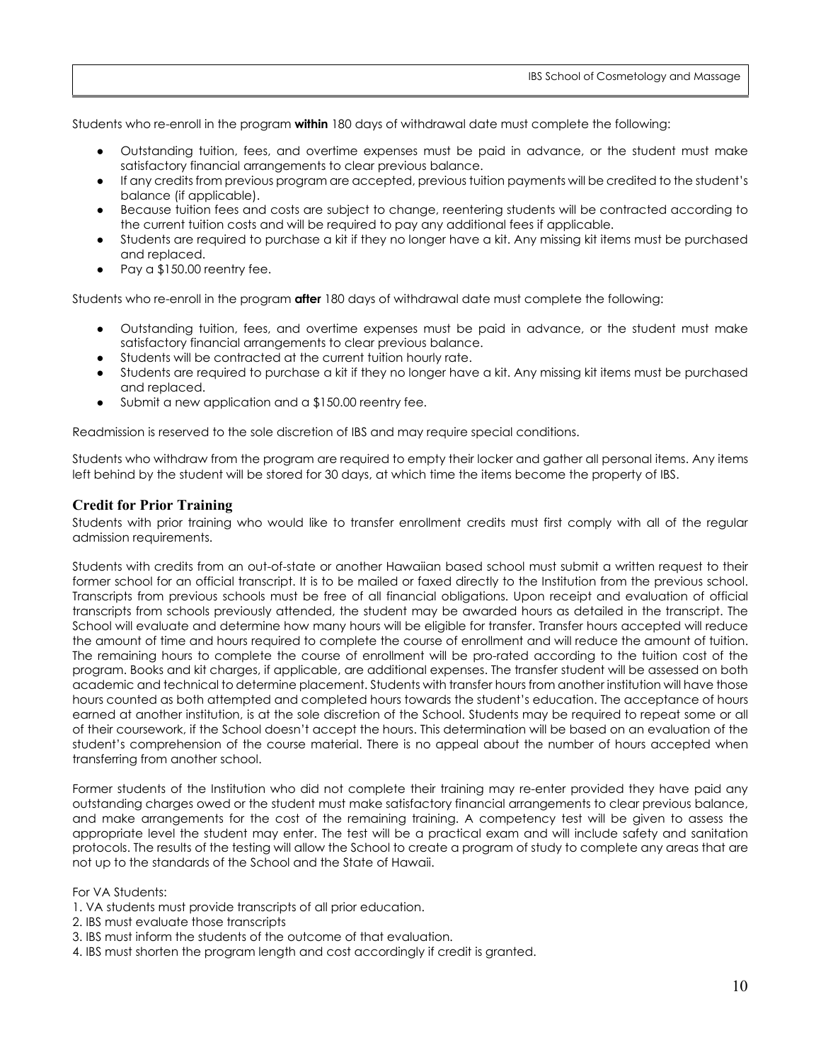Students who re-enroll in the program **within** 180 days of withdrawal date must complete the following:

- Outstanding tuition, fees, and overtime expenses must be paid in advance, or the student must make satisfactory financial arrangements to clear previous balance.
- If any credits from previous program are accepted, previous tuition payments will be credited to the student's balance (if applicable).
- Because tuition fees and costs are subject to change, reentering students will be contracted according to the current tuition costs and will be required to pay any additional fees if applicable.
- Students are required to purchase a kit if they no longer have a kit. Any missing kit items must be purchased and replaced.
- Pay a $150.00 reentry fee.

Students who re-enroll in the program **after** 180 days of withdrawal date must complete the following:

- Outstanding tuition, fees, and overtime expenses must be paid in advance, or the student must make satisfactory financial arrangements to clear previous balance.
- Students will be contracted at the current tuition hourly rate.
- Students are required to purchase a kit if they no longer have a kit. Any missing kit items must be purchased and replaced.
- Submit a new application and a $150.00 reentry fee.

Readmission is reserved to the sole discretion of IBS and may require special conditions.

Students who withdraw from the program are required to empty their locker and gather all personal items. Any items left behind by the student will be stored for 30 days, at which time the items become the property of IBS.

## Credit for Prior Training

Students with prior training who would like to transfer enrollment credits must first comply with all of the regular admission requirements.

Students with credits from an out-of-state or another Hawaiian based school must submit a written request to their former school for an official transcript. It is to be mailed or faxed directly to the Institution from the previous school. Transcripts from previous schools must be free of all financial obligations. Upon receipt and evaluation of official transcripts from schools previously attended, the student may be awarded hours as detailed in the transcript. The School will evaluate and determine how many hours will be eligible for transfer. Transfer hours accepted will reduce the amount of time and hours required to complete the course of enrollment and will reduce the amount of tuition. The remaining hours to complete the course of enrollment will be pro-rated according to the tuition cost of the program. Books and kit charges, if applicable, are additional expenses. The transfer student will be assessed on both academic and technical to determine placement. Students with transfer hours from another institution will have those hours counted as both attempted and completed hours towards the student's education. The acceptance of hours earned at another institution, is at the sole discretion of the School. Students may be required to repeat some or all of their coursework, if the School doesn't accept the hours. This determination will be based on an evaluation of the student's comprehension of the course material. There is no appeal about the number of hours accepted when transferring from another school.

Former students of the Institution who did not complete their training may re-enter provided they have paid any outstanding charges owed or the student must make satisfactory financial arrangements to clear previous balance, and make arrangements for the cost of the remaining training. A competency test will be given to assess the appropriate level the student may enter. The test will be a practical exam and will include safety and sanitation protocols. The results of the testing will allow the School to create a program of study to complete any areas that are not up to the standards of the School and the State of Hawaii.

For VA Students:

1. VA students must provide transcripts of all prior education.
2. IBS must evaluate those transcripts
3. IBS must inform the students of the outcome of that evaluation.
4. IBS must shorten the program length and cost accordingly if credit is granted.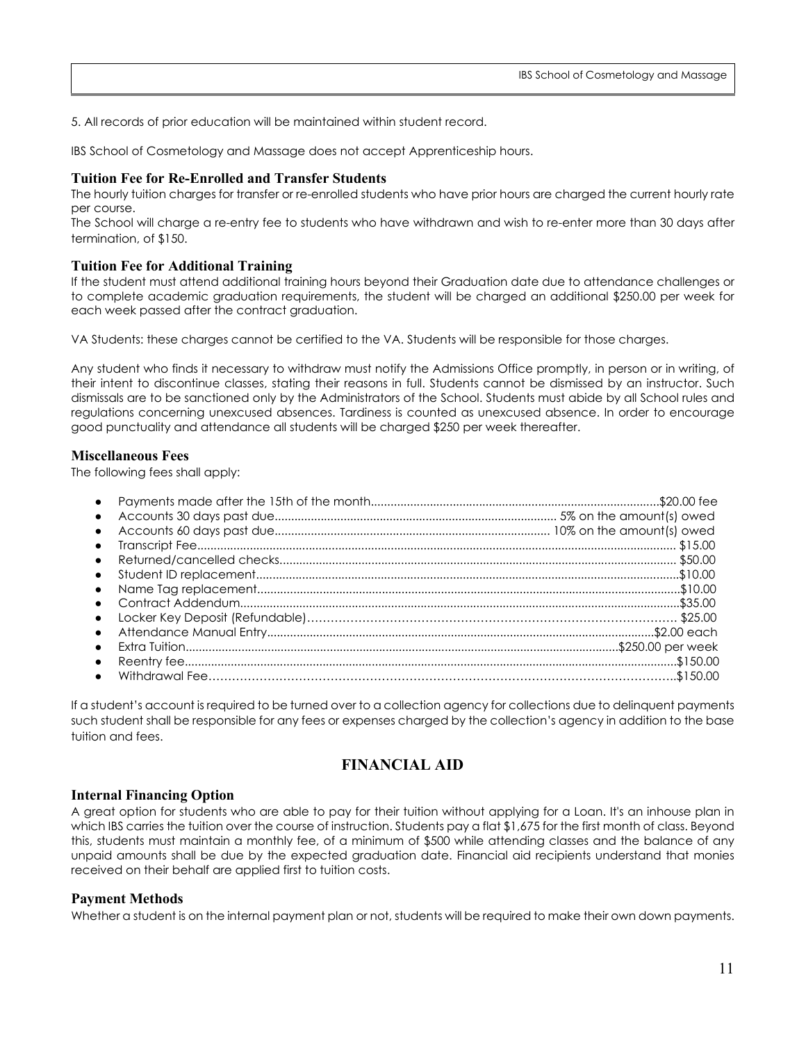5. All records of prior education will be maintained within student record.

IBS School of Cosmetology and Massage does not accept Apprenticeship hours.

### Tuition Fee for Re-Enrolled and Transfer Students

The hourly tuition charges for transfer or re-enrolled students who have prior hours are charged the current hourly rate per course.

The School will charge a re-entry fee to students who have withdrawn and wish to re-enter more than 30 days after termination, of $150.

### Tuition Fee for Additional Training

If the student must attend additional training hours beyond their Graduation date due to attendance challenges or to complete academic graduation requirements, the student will be charged an additional $250.00 per week for each week passed after the contract graduation.

VA Students: these charges cannot be certified to the VA. Students will be responsible for those charges.

Any student who finds it necessary to withdraw must notify the Admissions Office promptly, in person or in writing, of their intent to discontinue classes, stating their reasons in full. Students cannot be dismissed by an instructor. Such dismissals are to be sanctioned only by the Administrators of the School. Students must abide by all School rules and regulations concerning unexcused absences. Tardiness is counted as unexcused absence. In order to encourage good punctuality and attendance all students will be charged $250 per week thereafter.

### Miscellaneous Fees

The following fees shall apply:

- Payments made after the 15th of the month....................$20.00 fee
- Accounts 30 days past due.................... 5% on the amount(s) owed
- Accounts 60 days past due.................... 10% on the amount(s) owed
- Transcript Fee.................... $15.00
- Returned/cancelled checks.................... $50.00
- Student ID replacement....................$10.00
- Name Tag replacement....................$10.00
- Contract Addendum....................$35.00
- Locker Key Deposit (Refundable).................... $25.00
- Attendance Manual Entry....................$2.00 each
- Extra Tuition....................$250.00 per week
- Reentry fee....................$150.00
- Withdrawal Fee....................$150.00

If a student's account is required to be turned over to a collection agency for collections due to delinquent payments such student shall be responsible for any fees or expenses charged by the collection's agency in addition to the base tuition and fees.

## FINANCIAL AID

### Internal Financing Option

A great option for students who are able to pay for their tuition without applying for a Loan. It's an inhouse plan in which IBS carries the tuition over the course of instruction. Students pay a flat $1,675 for the first month of class. Beyond this, students must maintain a monthly fee, of a minimum of $500 while attending classes and the balance of any unpaid amounts shall be due by the expected graduation date. Financial aid recipients understand that monies received on their behalf are applied first to tuition costs.

### Payment Methods

Whether a student is on the internal payment plan or not, students will be required to make their own down payments.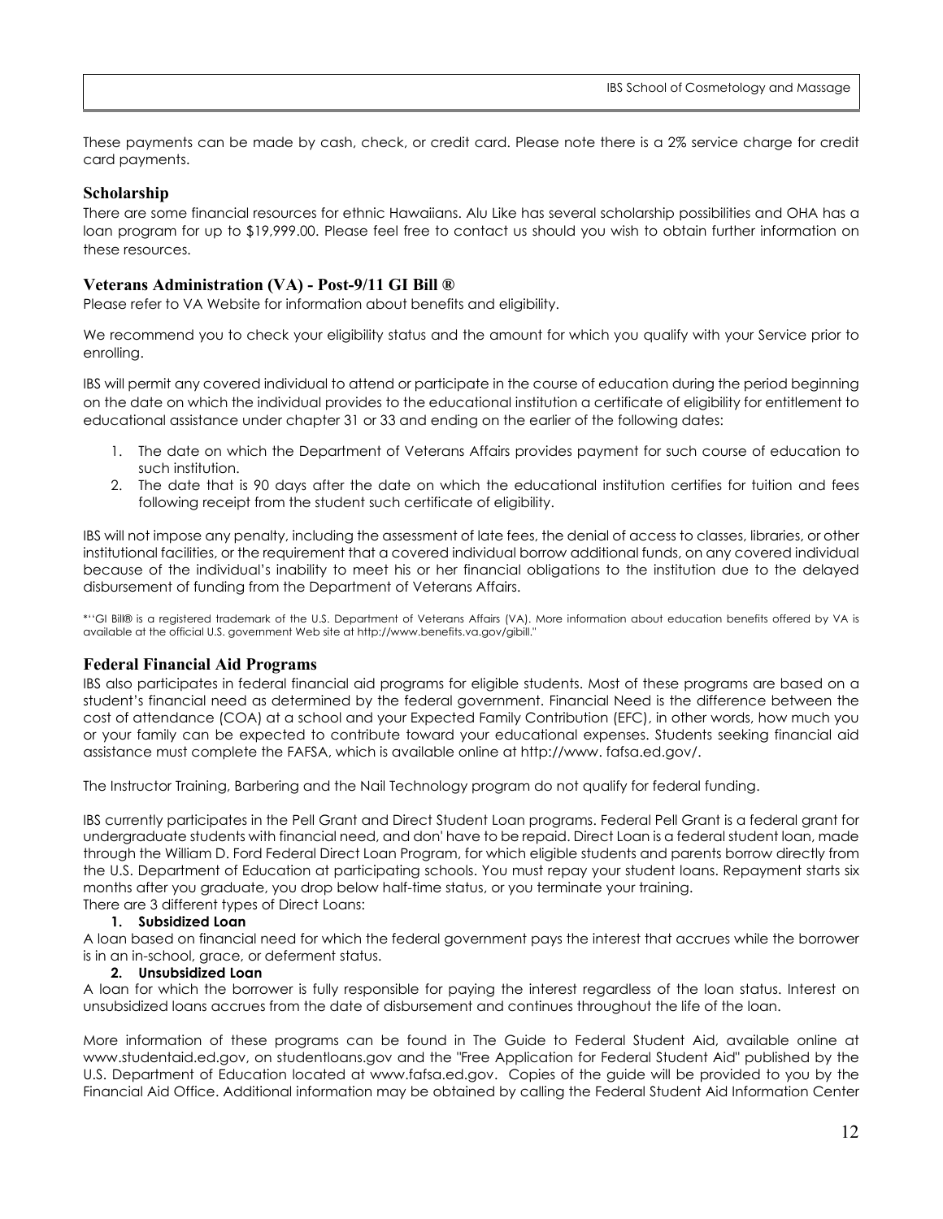These payments can be made by cash, check, or credit card. Please note there is a 2% service charge for credit card payments.

## Scholarship

There are some financial resources for ethnic Hawaiians. Alu Like has several scholarship possibilities and OHA has a loan program for up to $19,999.00. Please feel free to contact us should you wish to obtain further information on these resources.

## Veterans Administration (VA) - Post-9/11 GI Bill ®

Please refer to VA Website for information about benefits and eligibility.

We recommend you to check your eligibility status and the amount for which you qualify with your Service prior to enrolling.

IBS will permit any covered individual to attend or participate in the course of education during the period beginning on the date on which the individual provides to the educational institution a certificate of eligibility for entitlement to educational assistance under chapter 31 or 33 and ending on the earlier of the following dates:

1. The date on which the Department of Veterans Affairs provides payment for such course of education to such institution.
2. The date that is 90 days after the date on which the educational institution certifies for tuition and fees following receipt from the student such certificate of eligibility.

IBS will not impose any penalty, including the assessment of late fees, the denial of access to classes, libraries, or other institutional facilities, or the requirement that a covered individual borrow additional funds, on any covered individual because of the individual's inability to meet his or her financial obligations to the institution due to the delayed disbursement of funding from the Department of Veterans Affairs.

*''GI Bill® is a registered trademark of the U.S. Department of Veterans Affairs (VA). More information about education benefits offered by VA is available at the official U.S. government Web site at http://www.benefits.va.gov/gibill."

## Federal Financial Aid Programs

IBS also participates in federal financial aid programs for eligible students. Most of these programs are based on a student's financial need as determined by the federal government. Financial Need is the difference between the cost of attendance (COA) at a school and your Expected Family Contribution (EFC), in other words, how much you or your family can be expected to contribute toward your educational expenses. Students seeking financial aid assistance must complete the FAFSA, which is available online at http://www. fafsa.ed.gov/.

The Instructor Training, Barbering and the Nail Technology program do not qualify for federal funding.

IBS currently participates in the Pell Grant and Direct Student Loan programs. Federal Pell Grant is a federal grant for undergraduate students with financial need, and don' have to be repaid. Direct Loan is a federal student loan, made through the William D. Ford Federal Direct Loan Program, for which eligible students and parents borrow directly from the U.S. Department of Education at participating schools. You must repay your student loans. Repayment starts six months after you graduate, you drop below half-time status, or you terminate your training.
There are 3 different types of Direct Loans:

**1. Subsidized Loan**

A loan based on financial need for which the federal government pays the interest that accrues while the borrower is in an in-school, grace, or deferment status.

**2. Unsubsidized Loan**

A loan for which the borrower is fully responsible for paying the interest regardless of the loan status. Interest on unsubsidized loans accrues from the date of disbursement and continues throughout the life of the loan.

More information of these programs can be found in The Guide to Federal Student Aid, available online at www.studentaid.ed.gov, on studentloans.gov and the "Free Application for Federal Student Aid" published by the U.S. Department of Education located at www.fafsa.ed.gov. Copies of the guide will be provided to you by the Financial Aid Office. Additional information may be obtained by calling the Federal Student Aid Information Center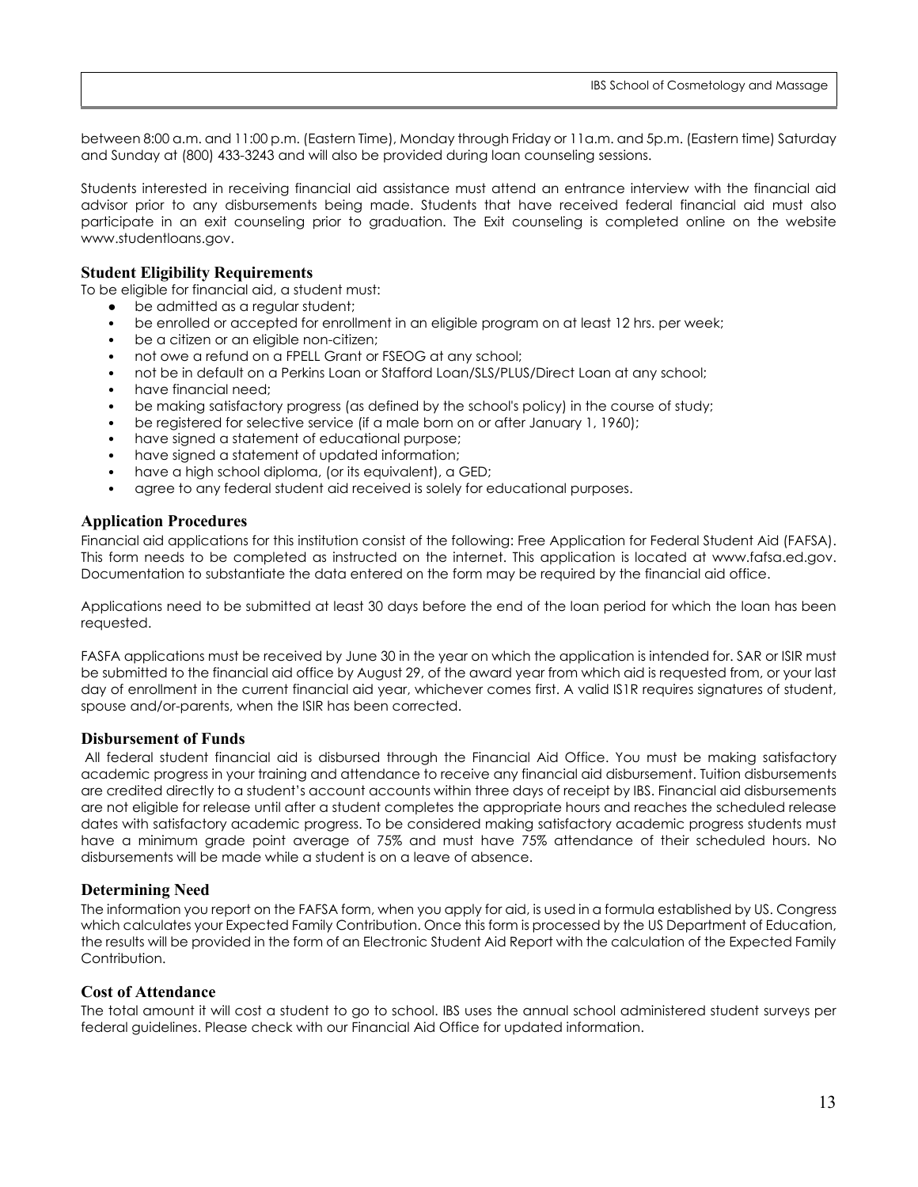between 8:00 a.m. and 11:00 p.m. (Eastern Time), Monday through Friday or 11a.m. and 5p.m. (Eastern time) Saturday and Sunday at (800) 433-3243 and will also be provided during loan counseling sessions.

Students interested in receiving financial aid assistance must attend an entrance interview with the financial aid advisor prior to any disbursements being made. Students that have received federal financial aid must also participate in an exit counseling prior to graduation. The Exit counseling is completed online on the website www.studentloans.gov.

### Student Eligibility Requirements

To be eligible for financial aid, a student must:

- be admitted as a regular student;
- be enrolled or accepted for enrollment in an eligible program on at least 12 hrs. per week;
- be a citizen or an eligible non-citizen;
- not owe a refund on a FPELL Grant or FSEOG at any school;
- not be in default on a Perkins Loan or Stafford Loan/SLS/PLUS/Direct Loan at any school;
- have financial need;
- be making satisfactory progress (as defined by the school's policy) in the course of study;
- be registered for selective service (if a male born on or after January 1, 1960);
- have signed a statement of educational purpose;
- have signed a statement of updated information;
- have a high school diploma, (or its equivalent), a GED;
- agree to any federal student aid received is solely for educational purposes.

### Application Procedures

Financial aid applications for this institution consist of the following: Free Application for Federal Student Aid (FAFSA). This form needs to be completed as instructed on the internet. This application is located at www.fafsa.ed.gov. Documentation to substantiate the data entered on the form may be required by the financial aid office.

Applications need to be submitted at least 30 days before the end of the loan period for which the loan has been requested.

FASFA applications must be received by June 30 in the year on which the application is intended for. SAR or ISIR must be submitted to the financial aid office by August 29, of the award year from which aid is requested from, or your last day of enrollment in the current financial aid year, whichever comes first. A valid IS1R requires signatures of student, spouse and/or-parents, when the ISIR has been corrected.

### Disbursement of Funds

All federal student financial aid is disbursed through the Financial Aid Office. You must be making satisfactory academic progress in your training and attendance to receive any financial aid disbursement. Tuition disbursements are credited directly to a student's account accounts within three days of receipt by IBS. Financial aid disbursements are not eligible for release until after a student completes the appropriate hours and reaches the scheduled release dates with satisfactory academic progress. To be considered making satisfactory academic progress students must have a minimum grade point average of 75% and must have 75% attendance of their scheduled hours. No disbursements will be made while a student is on a leave of absence.

### Determining Need

The information you report on the FAFSA form, when you apply for aid, is used in a formula established by US. Congress which calculates your Expected Family Contribution. Once this form is processed by the US Department of Education, the results will be provided in the form of an Electronic Student Aid Report with the calculation of the Expected Family Contribution.

### Cost of Attendance

The total amount it will cost a student to go to school. IBS uses the annual school administered student surveys per federal guidelines. Please check with our Financial Aid Office for updated information.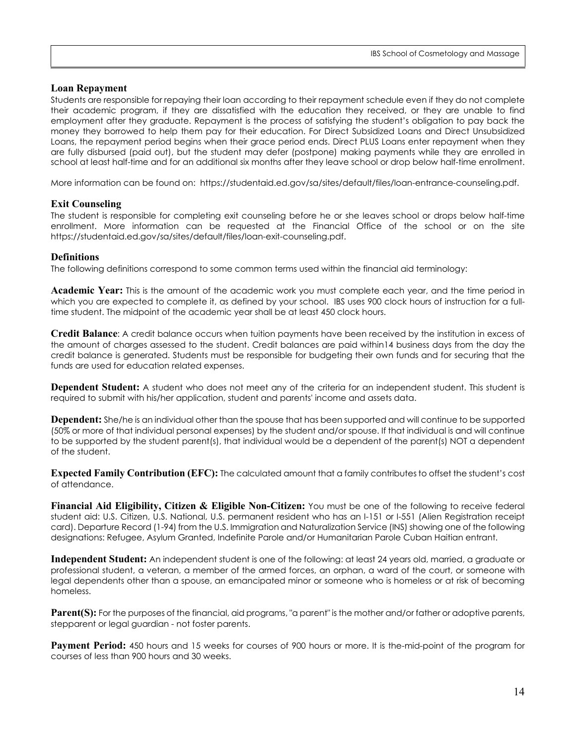## Loan Repayment

Students are responsible for repaying their loan according to their repayment schedule even if they do not complete their academic program, if they are dissatisfied with the education they received, or they are unable to find employment after they graduate. Repayment is the process of satisfying the student's obligation to pay back the money they borrowed to help them pay for their education. For Direct Subsidized Loans and Direct Unsubsidized Loans, the repayment period begins when their grace period ends. Direct PLUS Loans enter repayment when they are fully disbursed (paid out), but the student may defer (postpone) making payments while they are enrolled in school at least half-time and for an additional six months after they leave school or drop below half-time enrollment.

More information can be found on: https://studentaid.ed.gov/sa/sites/default/files/loan-entrance-counseling.pdf.

## Exit Counseling

The student is responsible for completing exit counseling before he or she leaves school or drops below half-time enrollment. More information can be requested at the Financial Office of the school or on the site https://studentaid.ed.gov/sa/sites/default/files/loan-exit-counseling.pdf.

## Definitions

The following definitions correspond to some common terms used within the financial aid terminology:

**Academic Year:** This is the amount of the academic work you must complete each year, and the time period in which you are expected to complete it, as defined by your school. IBS uses 900 clock hours of instruction for a full-time student. The midpoint of the academic year shall be at least 450 clock hours.

**Credit Balance**: A credit balance occurs when tuition payments have been received by the institution in excess of the amount of charges assessed to the student. Credit balances are paid within14 business days from the day the credit balance is generated. Students must be responsible for budgeting their own funds and for securing that the funds are used for education related expenses.

**Dependent Student:** A student who does not meet any of the criteria for an independent student. This student is required to submit with his/her application, student and parents' income and assets data.

**Dependent:** She/he is an individual other than the spouse that has been supported and will continue to be supported (50% or more of that individual personal expenses) by the student and/or spouse. If that individual is and will continue to be supported by the student parent(s), that individual would be a dependent of the parent(s) NOT a dependent of the student.

**Expected Family Contribution (EFC):** The calculated amount that a family contributes to offset the student's cost of attendance.

**Financial Aid Eligibility, Citizen & Eligible Non-Citizen:** You must be one of the following to receive federal student aid: U.S. Citizen, U.S. National, U.S. permanent resident who has an I-151 or I-551 (Alien Registration receipt card). Departure Record (1-94) from the U.S. Immigration and Naturalization Service (INS) showing one of the following designations: Refugee, Asylum Granted, Indefinite Parole and/or Humanitarian Parole Cuban Haitian entrant.

**Independent Student:** An independent student is one of the following: at least 24 years old, married, a graduate or professional student, a veteran, a member of the armed forces, an orphan, a ward of the court, or someone with legal dependents other than a spouse, an emancipated minor or someone who is homeless or at risk of becoming homeless.

**Parent(S):** For the purposes of the financial, aid programs, "a parent" is the mother and/or father or adoptive parents, stepparent or legal guardian - not foster parents.

**Payment Period:** 450 hours and 15 weeks for courses of 900 hours or more. It is the-mid-point of the program for courses of less than 900 hours and 30 weeks.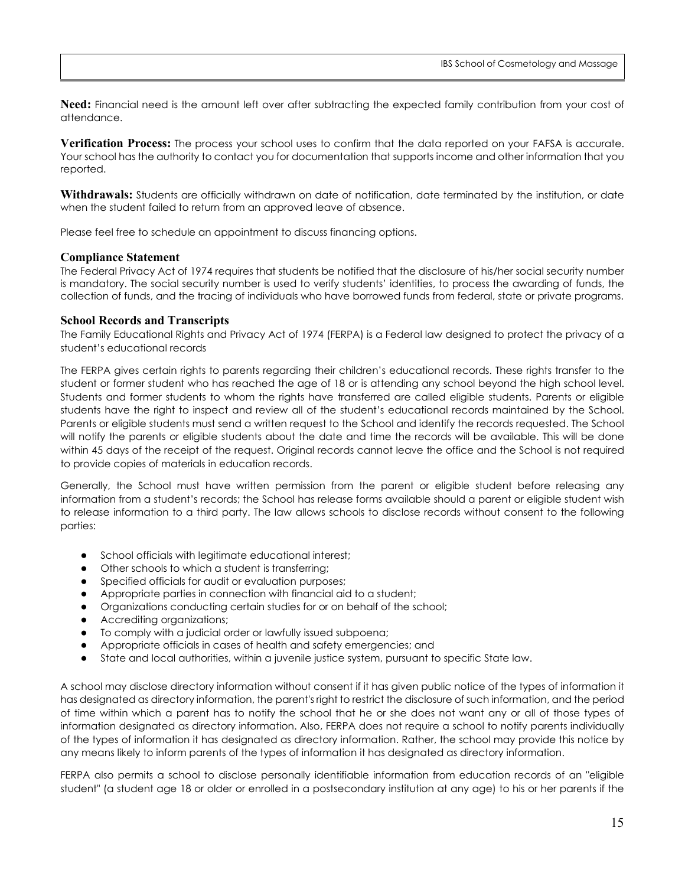**Need:** Financial need is the amount left over after subtracting the expected family contribution from your cost of attendance.

**Verification Process:** The process your school uses to confirm that the data reported on your FAFSA is accurate. Your school has the authority to contact you for documentation that supports income and other information that you reported.

**Withdrawals:** Students are officially withdrawn on date of notification, date terminated by the institution, or date when the student failed to return from an approved leave of absence.

Please feel free to schedule an appointment to discuss financing options.

### Compliance Statement

The Federal Privacy Act of 1974 requires that students be notified that the disclosure of his/her social security number is mandatory. The social security number is used to verify students' identities, to process the awarding of funds, the collection of funds, and the tracing of individuals who have borrowed funds from federal, state or private programs.

### School Records and Transcripts

The Family Educational Rights and Privacy Act of 1974 (FERPA) is a Federal law designed to protect the privacy of a student's educational records

The FERPA gives certain rights to parents regarding their children's educational records. These rights transfer to the student or former student who has reached the age of 18 or is attending any school beyond the high school level. Students and former students to whom the rights have transferred are called eligible students. Parents or eligible students have the right to inspect and review all of the student's educational records maintained by the School. Parents or eligible students must send a written request to the School and identify the records requested. The School will notify the parents or eligible students about the date and time the records will be available. This will be done within 45 days of the receipt of the request. Original records cannot leave the office and the School is not required to provide copies of materials in education records.

Generally, the School must have written permission from the parent or eligible student before releasing any information from a student's records; the School has release forms available should a parent or eligible student wish to release information to a third party. The law allows schools to disclose records without consent to the following parties:

- School officials with legitimate educational interest;
- Other schools to which a student is transferring;
- Specified officials for audit or evaluation purposes;
- Appropriate parties in connection with financial aid to a student;
- Organizations conducting certain studies for or on behalf of the school;
- Accrediting organizations;
- To comply with a judicial order or lawfully issued subpoena;
- Appropriate officials in cases of health and safety emergencies; and
- State and local authorities, within a juvenile justice system, pursuant to specific State law.

A school may disclose directory information without consent if it has given public notice of the types of information it has designated as directory information, the parent's right to restrict the disclosure of such information, and the period of time within which a parent has to notify the school that he or she does not want any or all of those types of information designated as directory information. Also, FERPA does not require a school to notify parents individually of the types of information it has designated as directory information. Rather, the school may provide this notice by any means likely to inform parents of the types of information it has designated as directory information.

FERPA also permits a school to disclose personally identifiable information from education records of an "eligible student" (a student age 18 or older or enrolled in a postsecondary institution at any age) to his or her parents if the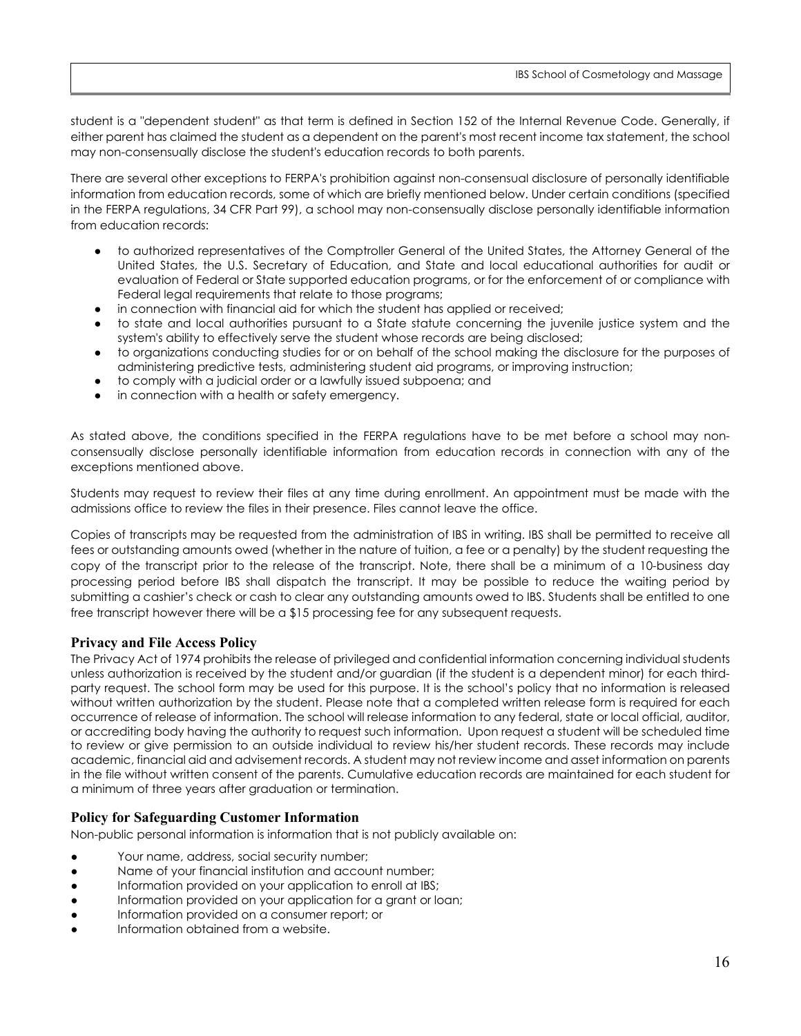student is a "dependent student" as that term is defined in Section 152 of the Internal Revenue Code. Generally, if either parent has claimed the student as a dependent on the parent's most recent income tax statement, the school may non-consensually disclose the student's education records to both parents.

There are several other exceptions to FERPA's prohibition against non-consensual disclosure of personally identifiable information from education records, some of which are briefly mentioned below. Under certain conditions (specified in the FERPA regulations, 34 CFR Part 99), a school may non-consensually disclose personally identifiable information from education records:

- to authorized representatives of the Comptroller General of the United States, the Attorney General of the United States, the U.S. Secretary of Education, and State and local educational authorities for audit or evaluation of Federal or State supported education programs, or for the enforcement of or compliance with Federal legal requirements that relate to those programs;
- in connection with financial aid for which the student has applied or received;
- to state and local authorities pursuant to a State statute concerning the juvenile justice system and the system's ability to effectively serve the student whose records are being disclosed;
- to organizations conducting studies for or on behalf of the school making the disclosure for the purposes of administering predictive tests, administering student aid programs, or improving instruction;
- to comply with a judicial order or a lawfully issued subpoena; and
- in connection with a health or safety emergency.

As stated above, the conditions specified in the FERPA regulations have to be met before a school may non-consensually disclose personally identifiable information from education records in connection with any of the exceptions mentioned above.

Students may request to review their files at any time during enrollment. An appointment must be made with the admissions office to review the files in their presence. Files cannot leave the office.

Copies of transcripts may be requested from the administration of IBS in writing. IBS shall be permitted to receive all fees or outstanding amounts owed (whether in the nature of tuition, a fee or a penalty) by the student requesting the copy of the transcript prior to the release of the transcript. Note, there shall be a minimum of a 10-business day processing period before IBS shall dispatch the transcript. It may be possible to reduce the waiting period by submitting a cashier's check or cash to clear any outstanding amounts owed to IBS. Students shall be entitled to one free transcript however there will be a $15 processing fee for any subsequent requests.

### Privacy and File Access Policy

The Privacy Act of 1974 prohibits the release of privileged and confidential information concerning individual students unless authorization is received by the student and/or guardian (if the student is a dependent minor) for each third-party request. The school form may be used for this purpose. It is the school's policy that no information is released without written authorization by the student. Please note that a completed written release form is required for each occurrence of release of information. The school will release information to any federal, state or local official, auditor, or accrediting body having the authority to request such information. Upon request a student will be scheduled time to review or give permission to an outside individual to review his/her student records. These records may include academic, financial aid and advisement records. A student may not review income and asset information on parents in the file without written consent of the parents. Cumulative education records are maintained for each student for a minimum of three years after graduation or termination.

### Policy for Safeguarding Customer Information

Non-public personal information is information that is not publicly available on:

- Your name, address, social security number;
- Name of your financial institution and account number;
- Information provided on your application to enroll at IBS;
- Information provided on your application for a grant or loan;
- Information provided on a consumer report; or
- Information obtained from a website.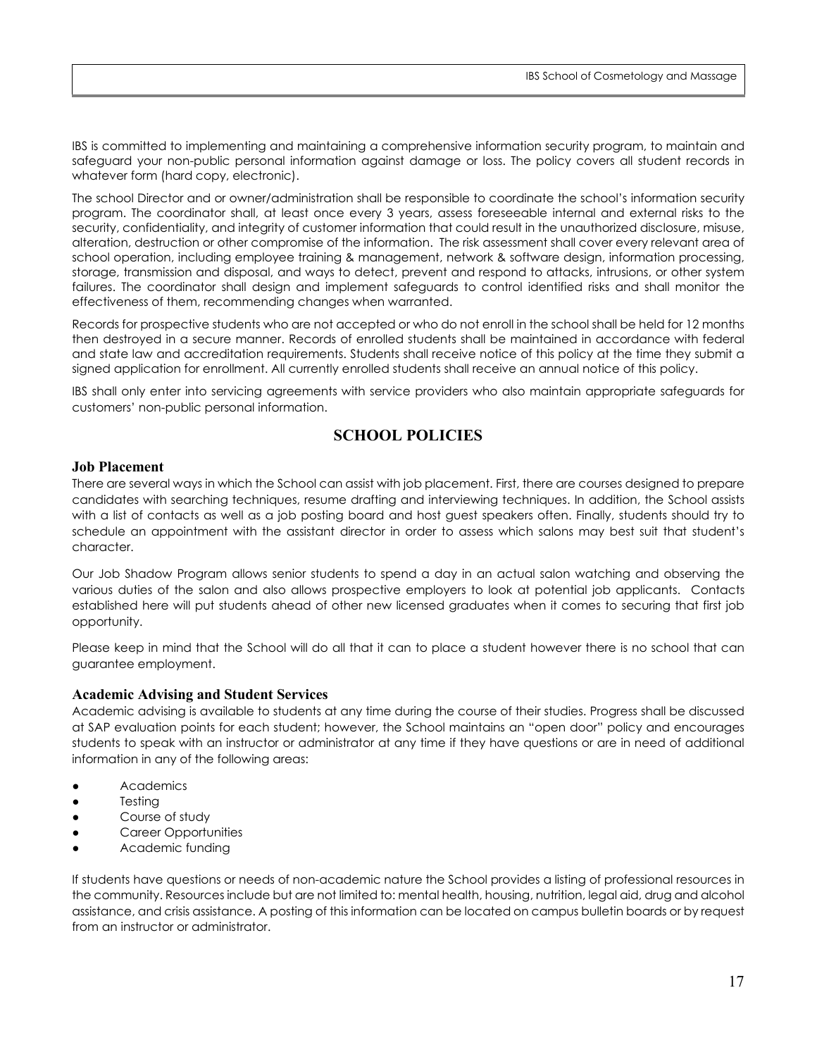IBS is committed to implementing and maintaining a comprehensive information security program, to maintain and safeguard your non-public personal information against damage or loss. The policy covers all student records in whatever form (hard copy, electronic).

The school Director and or owner/administration shall be responsible to coordinate the school's information security program. The coordinator shall, at least once every 3 years, assess foreseeable internal and external risks to the security, confidentiality, and integrity of customer information that could result in the unauthorized disclosure, misuse, alteration, destruction or other compromise of the information. The risk assessment shall cover every relevant area of school operation, including employee training & management, network & software design, information processing, storage, transmission and disposal, and ways to detect, prevent and respond to attacks, intrusions, or other system failures. The coordinator shall design and implement safeguards to control identified risks and shall monitor the effectiveness of them, recommending changes when warranted.

Records for prospective students who are not accepted or who do not enroll in the school shall be held for 12 months then destroyed in a secure manner. Records of enrolled students shall be maintained in accordance with federal and state law and accreditation requirements. Students shall receive notice of this policy at the time they submit a signed application for enrollment. All currently enrolled students shall receive an annual notice of this policy.

IBS shall only enter into servicing agreements with service providers who also maintain appropriate safeguards for customers' non-public personal information.

## SCHOOL POLICIES

### Job Placement

There are several ways in which the School can assist with job placement. First, there are courses designed to prepare candidates with searching techniques, resume drafting and interviewing techniques. In addition, the School assists with a list of contacts as well as a job posting board and host guest speakers often. Finally, students should try to schedule an appointment with the assistant director in order to assess which salons may best suit that student's character.

Our Job Shadow Program allows senior students to spend a day in an actual salon watching and observing the various duties of the salon and also allows prospective employers to look at potential job applicants. Contacts established here will put students ahead of other new licensed graduates when it comes to securing that first job opportunity.

Please keep in mind that the School will do all that it can to place a student however there is no school that can guarantee employment.

### Academic Advising and Student Services

Academic advising is available to students at any time during the course of their studies. Progress shall be discussed at SAP evaluation points for each student; however, the School maintains an "open door" policy and encourages students to speak with an instructor or administrator at any time if they have questions or are in need of additional information in any of the following areas:

- Academics
- Testing
- Course of study
- Career Opportunities
- Academic funding

If students have questions or needs of non-academic nature the School provides a listing of professional resources in the community. Resources include but are not limited to: mental health, housing, nutrition, legal aid, drug and alcohol assistance, and crisis assistance. A posting of this information can be located on campus bulletin boards or by request from an instructor or administrator.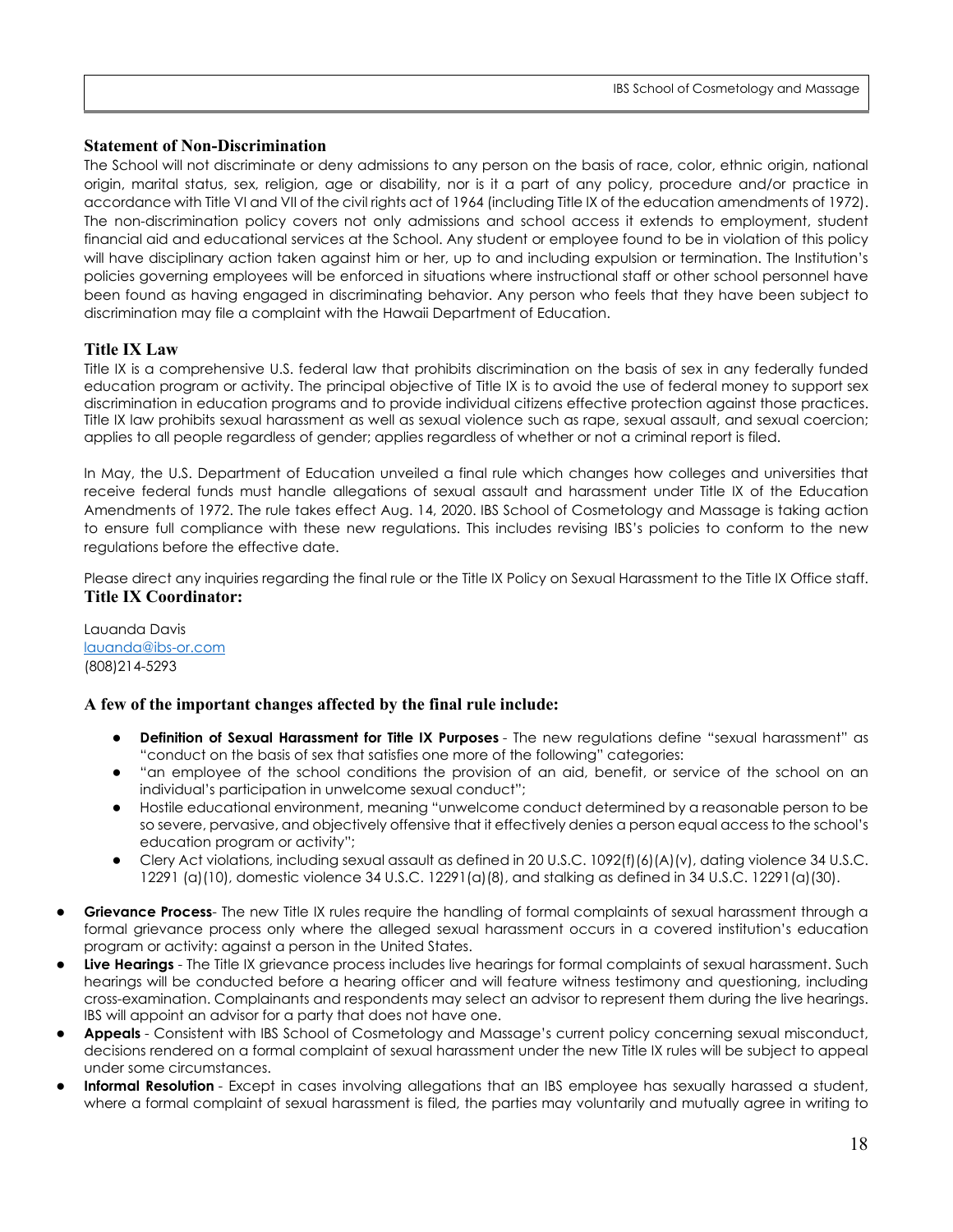## Statement of Non-Discrimination

The School will not discriminate or deny admissions to any person on the basis of race, color, ethnic origin, national origin, marital status, sex, religion, age or disability, nor is it a part of any policy, procedure and/or practice in accordance with Title VI and VII of the civil rights act of 1964 (including Title IX of the education amendments of 1972). The non-discrimination policy covers not only admissions and school access it extends to employment, student financial aid and educational services at the School. Any student or employee found to be in violation of this policy will have disciplinary action taken against him or her, up to and including expulsion or termination. The Institution's policies governing employees will be enforced in situations where instructional staff or other school personnel have been found as having engaged in discriminating behavior. Any person who feels that they have been subject to discrimination may file a complaint with the Hawaii Department of Education.

## Title IX Law

Title IX is a comprehensive U.S. federal law that prohibits discrimination on the basis of sex in any federally funded education program or activity. The principal objective of Title IX is to avoid the use of federal money to support sex discrimination in education programs and to provide individual citizens effective protection against those practices. Title IX law prohibits sexual harassment as well as sexual violence such as rape, sexual assault, and sexual coercion; applies to all people regardless of gender; applies regardless of whether or not a criminal report is filed.

In May, the U.S. Department of Education unveiled a final rule which changes how colleges and universities that receive federal funds must handle allegations of sexual assault and harassment under Title IX of the Education Amendments of 1972. The rule takes effect Aug. 14, 2020. IBS School of Cosmetology and Massage is taking action to ensure full compliance with these new regulations. This includes revising IBS's policies to conform to the new regulations before the effective date.

Please direct any inquiries regarding the final rule or the Title IX Policy on Sexual Harassment to the Title IX Office staff.

**Title IX Coordinator:**

Lauanda Davis
lauanda@ibs-or.com
(808)214-5293

### A few of the important changes affected by the final rule include:

- **Definition of Sexual Harassment for Title IX Purposes** - The new regulations define "sexual harassment" as "conduct on the basis of sex that satisfies one more of the following" categories:
- "an employee of the school conditions the provision of an aid, benefit, or service of the school on an individual's participation in unwelcome sexual conduct";
- Hostile educational environment, meaning "unwelcome conduct determined by a reasonable person to be so severe, pervasive, and objectively offensive that it effectively denies a person equal access to the school's education program or activity";
- Clery Act violations, including sexual assault as defined in 20 U.S.C. 1092(f)(6)(A)(v), dating violence 34 U.S.C. 12291 (a)(10), domestic violence 34 U.S.C. 12291(a)(8), and stalking as defined in 34 U.S.C. 12291(a)(30).

- **Grievance Process**- The new Title IX rules require the handling of formal complaints of sexual harassment through a formal grievance process only where the alleged sexual harassment occurs in a covered institution's education program or activity: against a person in the United States.
- **Live Hearings** - The Title IX grievance process includes live hearings for formal complaints of sexual harassment. Such hearings will be conducted before a hearing officer and will feature witness testimony and questioning, including cross-examination. Complainants and respondents may select an advisor to represent them during the live hearings. IBS will appoint an advisor for a party that does not have one.
- **Appeals** - Consistent with IBS School of Cosmetology and Massage's current policy concerning sexual misconduct, decisions rendered on a formal complaint of sexual harassment under the new Title IX rules will be subject to appeal under some circumstances.
- **Informal Resolution** - Except in cases involving allegations that an IBS employee has sexually harassed a student, where a formal complaint of sexual harassment is filed, the parties may voluntarily and mutually agree in writing to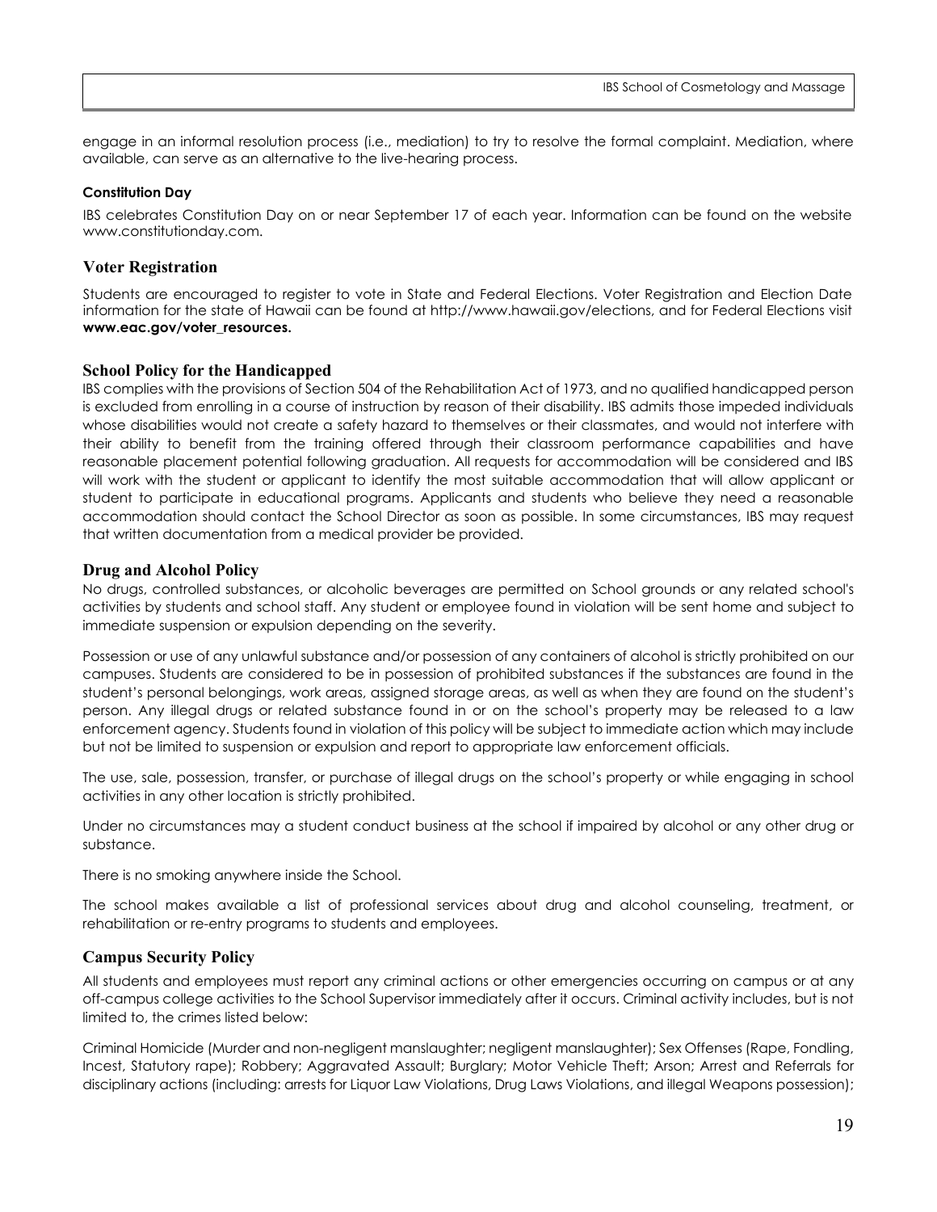engage in an informal resolution process (i.e., mediation) to try to resolve the formal complaint. Mediation, where available, can serve as an alternative to the live-hearing process.

#### Constitution Day

IBS celebrates Constitution Day on or near September 17 of each year. Information can be found on the website www.constitutionday.com.

### Voter Registration

Students are encouraged to register to vote in State and Federal Elections. Voter Registration and Election Date information for the state of Hawaii can be found at http://www.hawaii.gov/elections, and for Federal Elections visit **www.eac.gov/voter_resources.**

### School Policy for the Handicapped

IBS complies with the provisions of Section 504 of the Rehabilitation Act of 1973, and no qualified handicapped person is excluded from enrolling in a course of instruction by reason of their disability. IBS admits those impeded individuals whose disabilities would not create a safety hazard to themselves or their classmates, and would not interfere with their ability to benefit from the training offered through their classroom performance capabilities and have reasonable placement potential following graduation. All requests for accommodation will be considered and IBS will work with the student or applicant to identify the most suitable accommodation that will allow applicant or student to participate in educational programs. Applicants and students who believe they need a reasonable accommodation should contact the School Director as soon as possible. In some circumstances, IBS may request that written documentation from a medical provider be provided.

### Drug and Alcohol Policy

No drugs, controlled substances, or alcoholic beverages are permitted on School grounds or any related school's activities by students and school staff. Any student or employee found in violation will be sent home and subject to immediate suspension or expulsion depending on the severity.

Possession or use of any unlawful substance and/or possession of any containers of alcohol is strictly prohibited on our campuses. Students are considered to be in possession of prohibited substances if the substances are found in the student's personal belongings, work areas, assigned storage areas, as well as when they are found on the student's person. Any illegal drugs or related substance found in or on the school's property may be released to a law enforcement agency. Students found in violation of this policy will be subject to immediate action which may include but not be limited to suspension or expulsion and report to appropriate law enforcement officials.

The use, sale, possession, transfer, or purchase of illegal drugs on the school's property or while engaging in school activities in any other location is strictly prohibited.

Under no circumstances may a student conduct business at the school if impaired by alcohol or any other drug or substance.

There is no smoking anywhere inside the School.

The school makes available a list of professional services about drug and alcohol counseling, treatment, or rehabilitation or re-entry programs to students and employees.

### Campus Security Policy

All students and employees must report any criminal actions or other emergencies occurring on campus or at any off-campus college activities to the School Supervisor immediately after it occurs. Criminal activity includes, but is not limited to, the crimes listed below:

Criminal Homicide (Murder and non-negligent manslaughter; negligent manslaughter); Sex Offenses (Rape, Fondling, Incest, Statutory rape); Robbery; Aggravated Assault; Burglary; Motor Vehicle Theft; Arson; Arrest and Referrals for disciplinary actions (including: arrests for Liquor Law Violations, Drug Laws Violations, and illegal Weapons possession);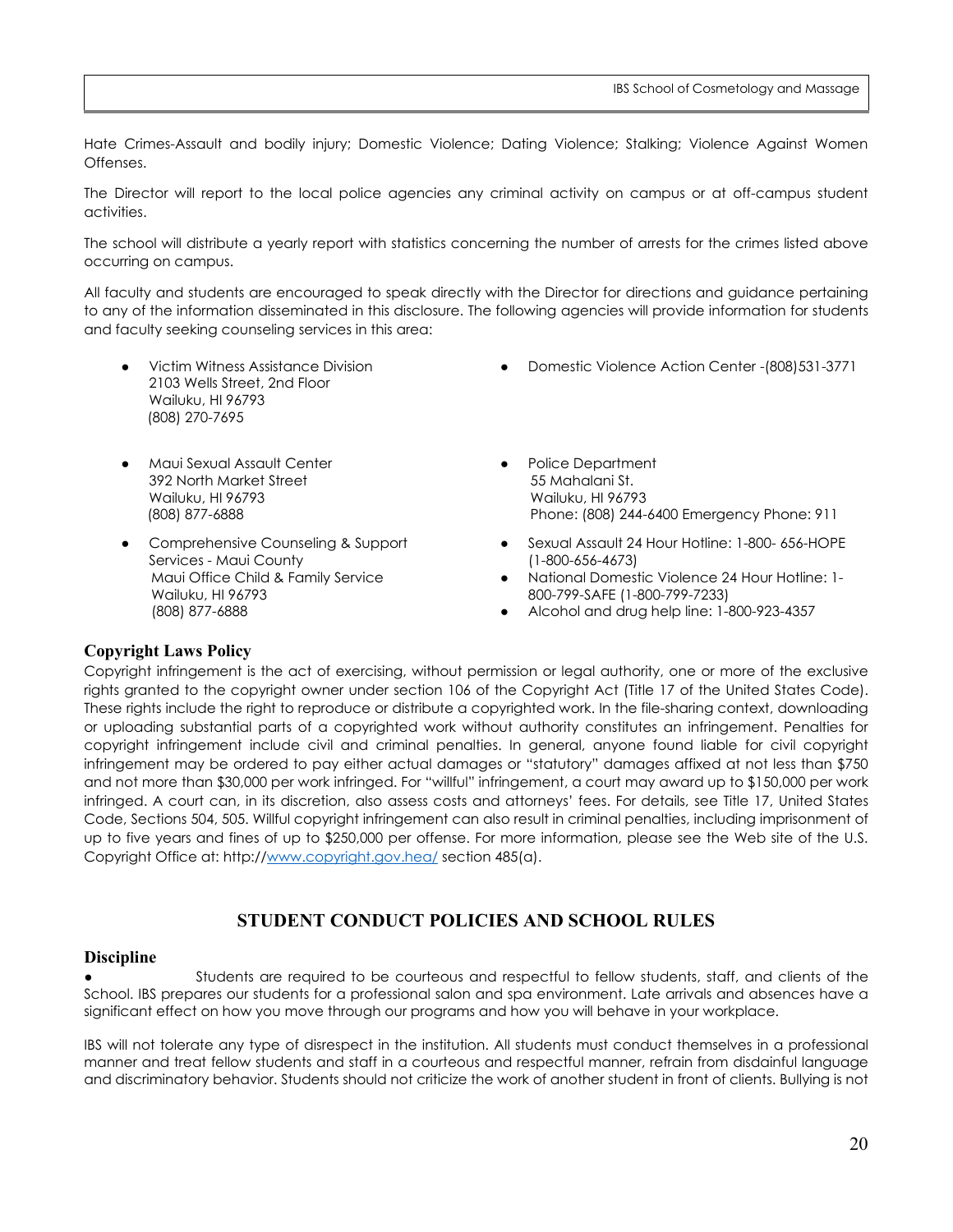Hate Crimes-Assault and bodily injury; Domestic Violence; Dating Violence; Stalking; Violence Against Women Offenses.

The Director will report to the local police agencies any criminal activity on campus or at off-campus student activities.

The school will distribute a yearly report with statistics concerning the number of arrests for the crimes listed above occurring on campus.

All faculty and students are encouraged to speak directly with the Director for directions and guidance pertaining to any of the information disseminated in this disclosure. The following agencies will provide information for students and faculty seeking counseling services in this area:

- Victim Witness Assistance Division
  2103 Wells Street, 2nd Floor
  Wailuku, HI 96793
  (808) 270-7695
- Maui Sexual Assault Center
  392 North Market Street
  Wailuku, HI 96793
  (808) 877-6888
- Comprehensive Counseling & Support Services - Maui County
  Maui Office Child & Family Service
  Wailuku, HI 96793
  (808) 877-6888
- Domestic Violence Action Center -(808)531-3771
- Police Department
  55 Mahalani St.
  Wailuku, HI 96793
  Phone: (808) 244-6400 Emergency Phone: 911
- Sexual Assault 24 Hour Hotline: 1-800- 656-HOPE (1-800-656-4673)
- National Domestic Violence 24 Hour Hotline: 1-800-799-SAFE (1-800-799-7233)
- Alcohol and drug help line: 1-800-923-4357

### Copyright Laws Policy

Copyright infringement is the act of exercising, without permission or legal authority, one or more of the exclusive rights granted to the copyright owner under section 106 of the Copyright Act (Title 17 of the United States Code). These rights include the right to reproduce or distribute a copyrighted work. In the file-sharing context, downloading or uploading substantial parts of a copyrighted work without authority constitutes an infringement. Penalties for copyright infringement include civil and criminal penalties. In general, anyone found liable for civil copyright infringement may be ordered to pay either actual damages or "statutory" damages affixed at not less than $750 and not more than $30,000 per work infringed. For "willful" infringement, a court may award up to $150,000 per work infringed. A court can, in its discretion, also assess costs and attorneys' fees. For details, see Title 17, United States Code, Sections 504, 505. Willful copyright infringement can also result in criminal penalties, including imprisonment of up to five years and fines of up to $250,000 per offense. For more information, please see the Web site of the U.S. Copyright Office at: http://www.copyright.gov.hea/ section 485(a).

## STUDENT CONDUCT POLICIES AND SCHOOL RULES

### Discipline

- Students are required to be courteous and respectful to fellow students, staff, and clients of the School. IBS prepares our students for a professional salon and spa environment. Late arrivals and absences have a significant effect on how you move through our programs and how you will behave in your workplace.

IBS will not tolerate any type of disrespect in the institution. All students must conduct themselves in a professional manner and treat fellow students and staff in a courteous and respectful manner, refrain from disdainful language and discriminatory behavior. Students should not criticize the work of another student in front of clients. Bullying is not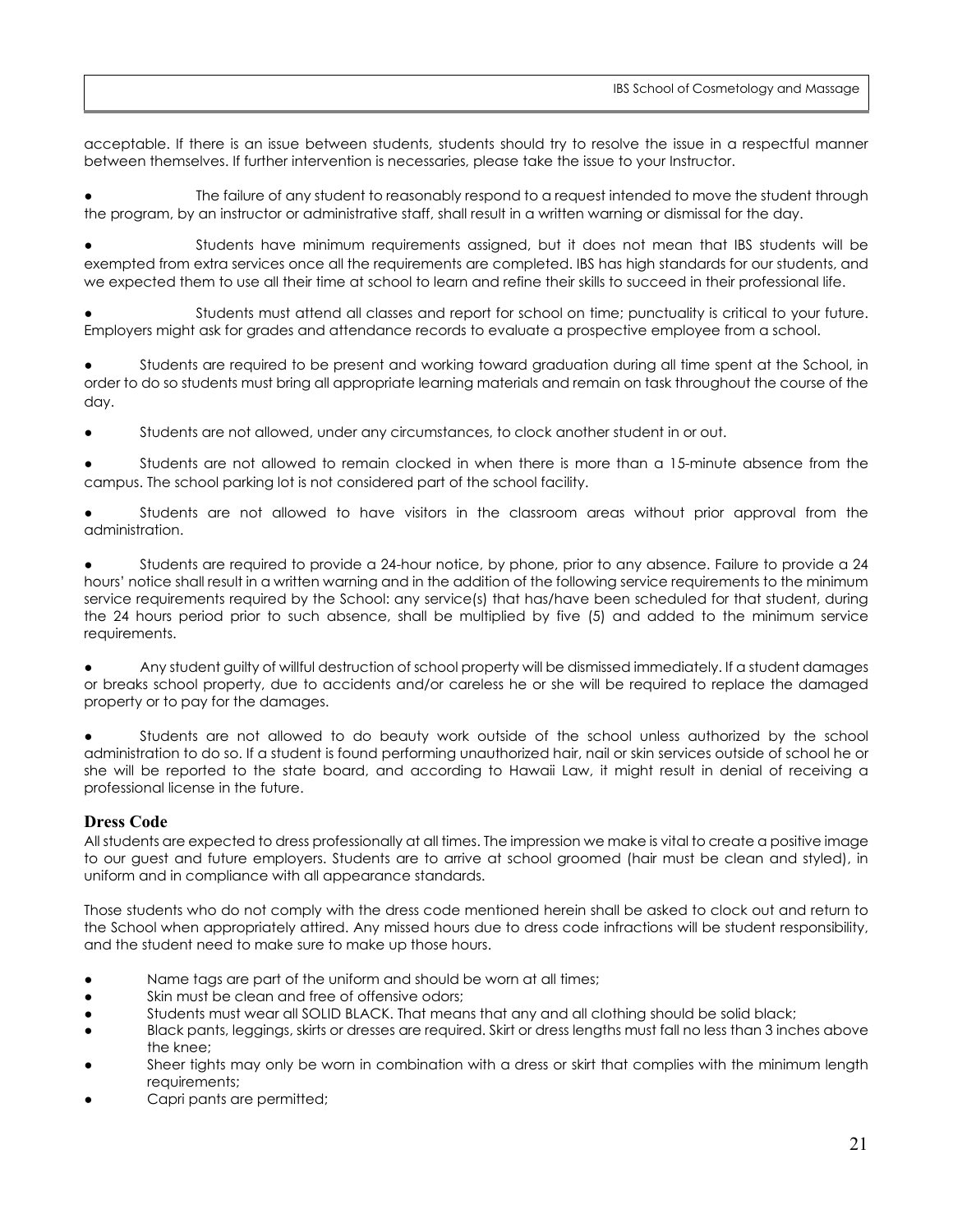acceptable. If there is an issue between students, students should try to resolve the issue in a respectful manner between themselves. If further intervention is necessaries, please take the issue to your Instructor.

- The failure of any student to reasonably respond to a request intended to move the student through the program, by an instructor or administrative staff, shall result in a written warning or dismissal for the day.
- Students have minimum requirements assigned, but it does not mean that IBS students will be exempted from extra services once all the requirements are completed. IBS has high standards for our students, and we expected them to use all their time at school to learn and refine their skills to succeed in their professional life.
- Students must attend all classes and report for school on time; punctuality is critical to your future. Employers might ask for grades and attendance records to evaluate a prospective employee from a school.
- Students are required to be present and working toward graduation during all time spent at the School, in order to do so students must bring all appropriate learning materials and remain on task throughout the course of the day.
- Students are not allowed, under any circumstances, to clock another student in or out.
- Students are not allowed to remain clocked in when there is more than a 15-minute absence from the campus. The school parking lot is not considered part of the school facility.
- Students are not allowed to have visitors in the classroom areas without prior approval from the administration.
- Students are required to provide a 24-hour notice, by phone, prior to any absence. Failure to provide a 24 hours' notice shall result in a written warning and in the addition of the following service requirements to the minimum service requirements required by the School: any service(s) that has/have been scheduled for that student, during the 24 hours period prior to such absence, shall be multiplied by five (5) and added to the minimum service requirements.
- Any student guilty of willful destruction of school property will be dismissed immediately. If a student damages or breaks school property, due to accidents and/or careless he or she will be required to replace the damaged property or to pay for the damages.
- Students are not allowed to do beauty work outside of the school unless authorized by the school administration to do so. If a student is found performing unauthorized hair, nail or skin services outside of school he or she will be reported to the state board, and according to Hawaii Law, it might result in denial of receiving a professional license in the future.

## Dress Code

All students are expected to dress professionally at all times. The impression we make is vital to create a positive image to our guest and future employers. Students are to arrive at school groomed (hair must be clean and styled), in uniform and in compliance with all appearance standards.

Those students who do not comply with the dress code mentioned herein shall be asked to clock out and return to the School when appropriately attired. Any missed hours due to dress code infractions will be student responsibility, and the student need to make sure to make up those hours.

- Name tags are part of the uniform and should be worn at all times;
- Skin must be clean and free of offensive odors;
- Students must wear all SOLID BLACK. That means that any and all clothing should be solid black;
- Black pants, leggings, skirts or dresses are required. Skirt or dress lengths must fall no less than 3 inches above the knee;
- Sheer tights may only be worn in combination with a dress or skirt that complies with the minimum length requirements;
- Capri pants are permitted;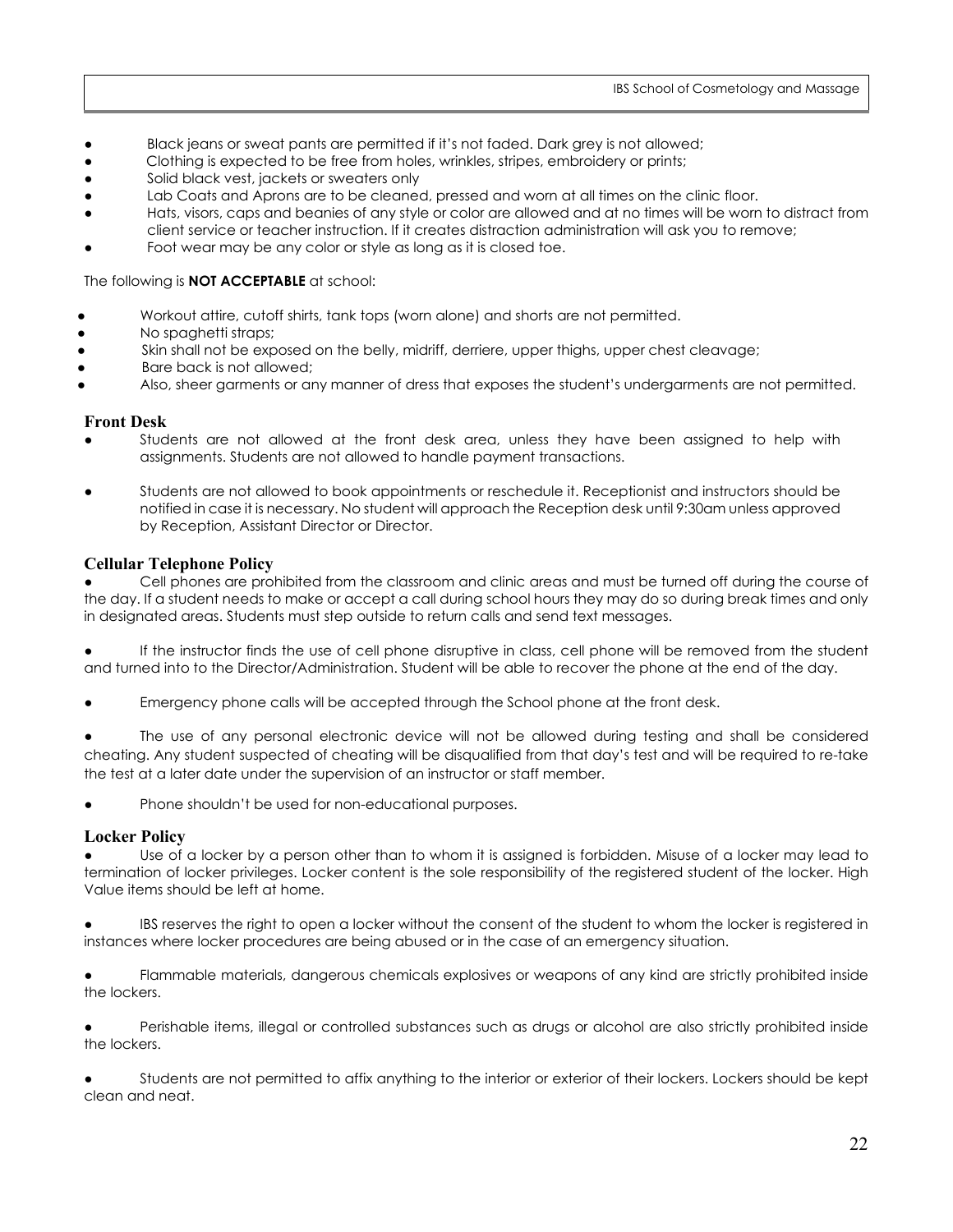- Black jeans or sweat pants are permitted if it's not faded. Dark grey is not allowed;
- Clothing is expected to be free from holes, wrinkles, stripes, embroidery or prints;
- Solid black vest, jackets or sweaters only
- Lab Coats and Aprons are to be cleaned, pressed and worn at all times on the clinic floor.
- Hats, visors, caps and beanies of any style or color are allowed and at no times will be worn to distract from client service or teacher instruction. If it creates distraction administration will ask you to remove;
- Foot wear may be any color or style as long as it is closed toe.

The following is **NOT ACCEPTABLE** at school:

- Workout attire, cutoff shirts, tank tops (worn alone) and shorts are not permitted.
- No spaghetti straps;
- Skin shall not be exposed on the belly, midriff, derriere, upper thighs, upper chest cleavage;
- Bare back is not allowed;
- Also, sheer garments or any manner of dress that exposes the student's undergarments are not permitted.

## Front Desk

- Students are not allowed at the front desk area, unless they have been assigned to help with assignments. Students are not allowed to handle payment transactions.
- Students are not allowed to book appointments or reschedule it. Receptionist and instructors should be notified in case it is necessary. No student will approach the Reception desk until 9:30am unless approved by Reception, Assistant Director or Director.

## Cellular Telephone Policy

- Cell phones are prohibited from the classroom and clinic areas and must be turned off during the course of the day. If a student needs to make or accept a call during school hours they may do so during break times and only in designated areas. Students must step outside to return calls and send text messages.
- If the instructor finds the use of cell phone disruptive in class, cell phone will be removed from the student and turned into to the Director/Administration. Student will be able to recover the phone at the end of the day.
- Emergency phone calls will be accepted through the School phone at the front desk.
- The use of any personal electronic device will not be allowed during testing and shall be considered cheating. Any student suspected of cheating will be disqualified from that day's test and will be required to re-take the test at a later date under the supervision of an instructor or staff member.
- Phone shouldn't be used for non-educational purposes.

## Locker Policy

- Use of a locker by a person other than to whom it is assigned is forbidden. Misuse of a locker may lead to termination of locker privileges. Locker content is the sole responsibility of the registered student of the locker. High Value items should be left at home.
- IBS reserves the right to open a locker without the consent of the student to whom the locker is registered in instances where locker procedures are being abused or in the case of an emergency situation.
- Flammable materials, dangerous chemicals explosives or weapons of any kind are strictly prohibited inside the lockers.
- Perishable items, illegal or controlled substances such as drugs or alcohol are also strictly prohibited inside the lockers.
- Students are not permitted to affix anything to the interior or exterior of their lockers. Lockers should be kept clean and neat.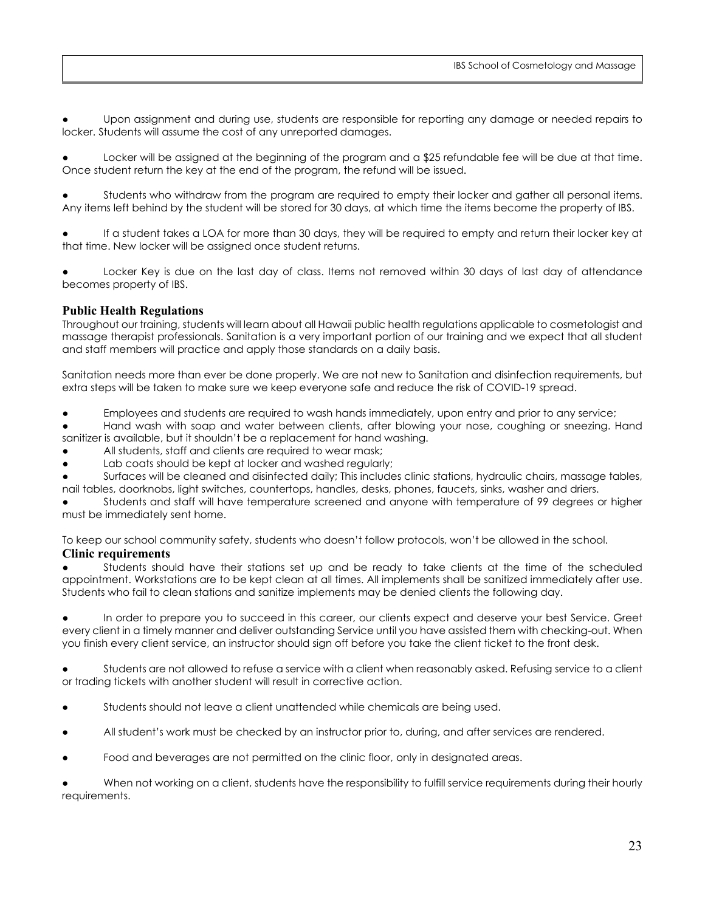- Upon assignment and during use, students are responsible for reporting any damage or needed repairs to locker. Students will assume the cost of any unreported damages.

- Locker will be assigned at the beginning of the program and a $25 refundable fee will be due at that time. Once student return the key at the end of the program, the refund will be issued.

- Students who withdraw from the program are required to empty their locker and gather all personal items. Any items left behind by the student will be stored for 30 days, at which time the items become the property of IBS.

- If a student takes a LOA for more than 30 days, they will be required to empty and return their locker key at that time. New locker will be assigned once student returns.

- Locker Key is due on the last day of class. Items not removed within 30 days of last day of attendance becomes property of IBS.

### Public Health Regulations

Throughout our training, students will learn about all Hawaii public health regulations applicable to cosmetologist and massage therapist professionals. Sanitation is a very important portion of our training and we expect that all student and staff members will practice and apply those standards on a daily basis.

Sanitation needs more than ever be done properly. We are not new to Sanitation and disinfection requirements, but extra steps will be taken to make sure we keep everyone safe and reduce the risk of COVID-19 spread.

- Employees and students are required to wash hands immediately, upon entry and prior to any service;
- Hand wash with soap and water between clients, after blowing your nose, coughing or sneezing. Hand sanitizer is available, but it shouldn't be a replacement for hand washing.
- All students, staff and clients are required to wear mask;
- Lab coats should be kept at locker and washed regularly;
- Surfaces will be cleaned and disinfected daily; This includes clinic stations, hydraulic chairs, massage tables, nail tables, doorknobs, light switches, countertops, handles, desks, phones, faucets, sinks, washer and driers.
- Students and staff will have temperature screened and anyone with temperature of 99 degrees or higher must be immediately sent home.

To keep our school community safety, students who doesn't follow protocols, won't be allowed in the school.

### Clinic requirements

- Students should have their stations set up and be ready to take clients at the time of the scheduled appointment. Workstations are to be kept clean at all times. All implements shall be sanitized immediately after use. Students who fail to clean stations and sanitize implements may be denied clients the following day.

- In order to prepare you to succeed in this career, our clients expect and deserve your best Service. Greet every client in a timely manner and deliver outstanding Service until you have assisted them with checking-out. When you finish every client service, an instructor should sign off before you take the client ticket to the front desk.

- Students are not allowed to refuse a service with a client when reasonably asked. Refusing service to a client or trading tickets with another student will result in corrective action.

- Students should not leave a client unattended while chemicals are being used.

- All student's work must be checked by an instructor prior to, during, and after services are rendered.

- Food and beverages are not permitted on the clinic floor, only in designated areas.

- When not working on a client, students have the responsibility to fulfill service requirements during their hourly requirements.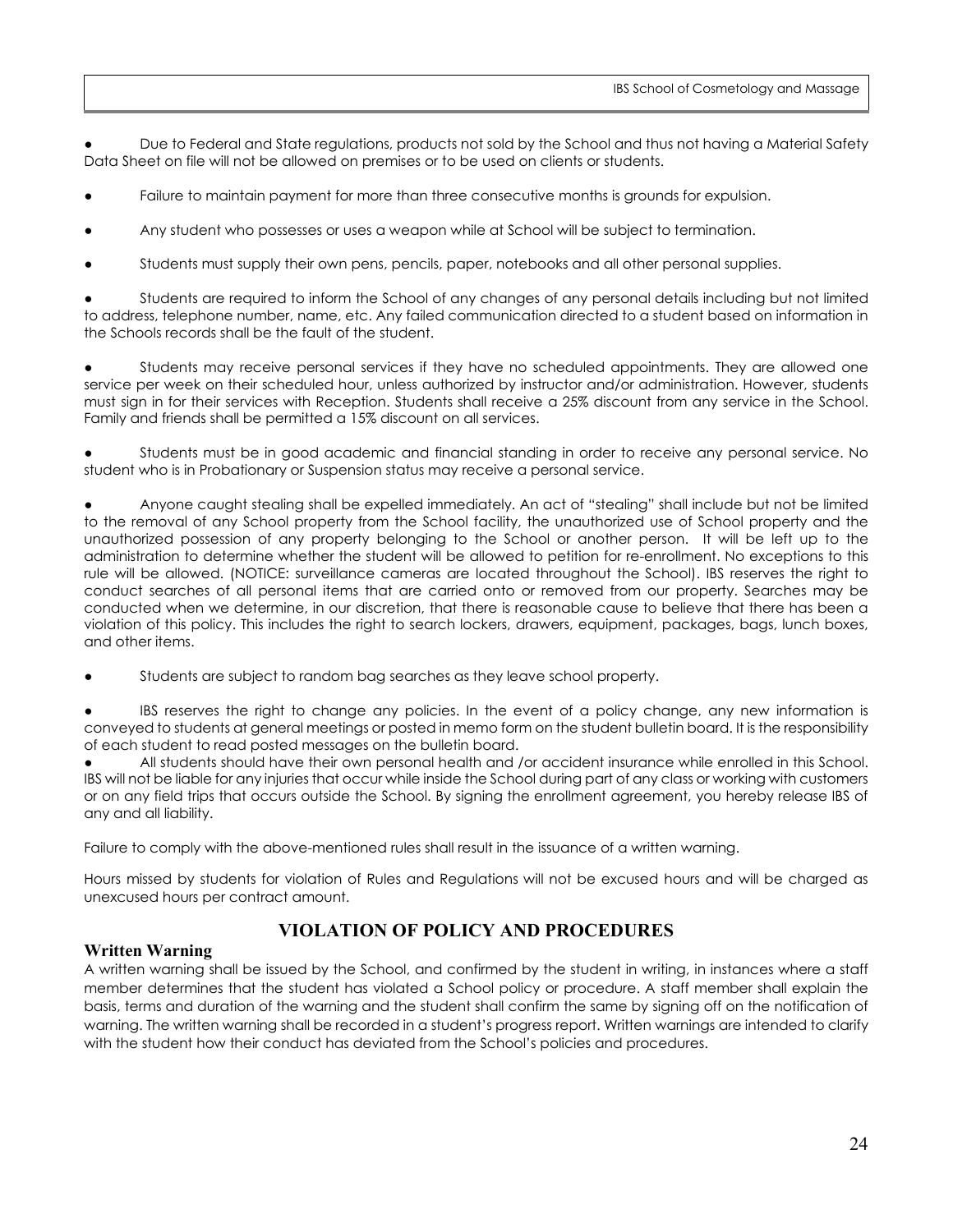- Due to Federal and State regulations, products not sold by the School and thus not having a Material Safety Data Sheet on file will not be allowed on premises or to be used on clients or students.

- Failure to maintain payment for more than three consecutive months is grounds for expulsion.

- Any student who possesses or uses a weapon while at School will be subject to termination.

- Students must supply their own pens, pencils, paper, notebooks and all other personal supplies.

- Students are required to inform the School of any changes of any personal details including but not limited to address, telephone number, name, etc. Any failed communication directed to a student based on information in the Schools records shall be the fault of the student.

- Students may receive personal services if they have no scheduled appointments. They are allowed one service per week on their scheduled hour, unless authorized by instructor and/or administration. However, students must sign in for their services with Reception. Students shall receive a 25% discount from any service in the School. Family and friends shall be permitted a 15% discount on all services.

- Students must be in good academic and financial standing in order to receive any personal service. No student who is in Probationary or Suspension status may receive a personal service.

- Anyone caught stealing shall be expelled immediately. An act of "stealing" shall include but not be limited to the removal of any School property from the School facility, the unauthorized use of School property and the unauthorized possession of any property belonging to the School or another person. It will be left up to the administration to determine whether the student will be allowed to petition for re-enrollment. No exceptions to this rule will be allowed. (NOTICE: surveillance cameras are located throughout the School). IBS reserves the right to conduct searches of all personal items that are carried onto or removed from our property. Searches may be conducted when we determine, in our discretion, that there is reasonable cause to believe that there has been a violation of this policy. This includes the right to search lockers, drawers, equipment, packages, bags, lunch boxes, and other items.

- Students are subject to random bag searches as they leave school property.

- IBS reserves the right to change any policies. In the event of a policy change, any new information is conveyed to students at general meetings or posted in memo form on the student bulletin board. It is the responsibility of each student to read posted messages on the bulletin board.

- All students should have their own personal health and /or accident insurance while enrolled in this School. IBS will not be liable for any injuries that occur while inside the School during part of any class or working with customers or on any field trips that occurs outside the School. By signing the enrollment agreement, you hereby release IBS of any and all liability.

Failure to comply with the above-mentioned rules shall result in the issuance of a written warning.

Hours missed by students for violation of Rules and Regulations will not be excused hours and will be charged as unexcused hours per contract amount.

## VIOLATION OF POLICY AND PROCEDURES

### Written Warning

A written warning shall be issued by the School, and confirmed by the student in writing, in instances where a staff member determines that the student has violated a School policy or procedure. A staff member shall explain the basis, terms and duration of the warning and the student shall confirm the same by signing off on the notification of warning. The written warning shall be recorded in a student's progress report. Written warnings are intended to clarify with the student how their conduct has deviated from the School's policies and procedures.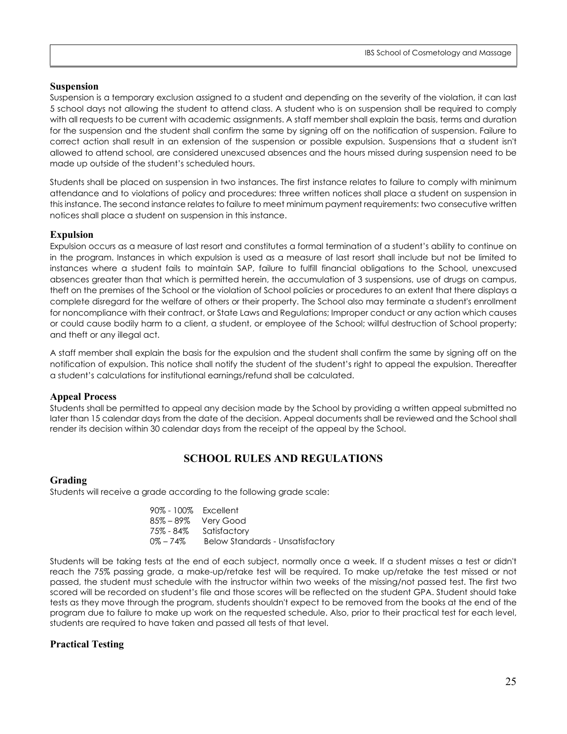### Suspension

Suspension is a temporary exclusion assigned to a student and depending on the severity of the violation, it can last 5 school days not allowing the student to attend class. A student who is on suspension shall be required to comply with all requests to be current with academic assignments. A staff member shall explain the basis, terms and duration for the suspension and the student shall confirm the same by signing off on the notification of suspension. Failure to correct action shall result in an extension of the suspension or possible expulsion. Suspensions that a student isn't allowed to attend school, are considered unexcused absences and the hours missed during suspension need to be made up outside of the student's scheduled hours.

Students shall be placed on suspension in two instances. The first instance relates to failure to comply with minimum attendance and to violations of policy and procedures: three written notices shall place a student on suspension in this instance. The second instance relates to failure to meet minimum payment requirements: two consecutive written notices shall place a student on suspension in this instance.

### Expulsion

Expulsion occurs as a measure of last resort and constitutes a formal termination of a student's ability to continue on in the program. Instances in which expulsion is used as a measure of last resort shall include but not be limited to instances where a student fails to maintain SAP, failure to fulfill financial obligations to the School, unexcused absences greater than that which is permitted herein, the accumulation of 3 suspensions, use of drugs on campus, theft on the premises of the School or the violation of School policies or procedures to an extent that there displays a complete disregard for the welfare of others or their property. The School also may terminate a student's enrollment for noncompliance with their contract, or State Laws and Regulations; Improper conduct or any action which causes or could cause bodily harm to a client, a student, or employee of the School; willful destruction of School property; and theft or any illegal act.

A staff member shall explain the basis for the expulsion and the student shall confirm the same by signing off on the notification of expulsion. This notice shall notify the student of the student's right to appeal the expulsion. Thereafter a student's calculations for institutional earnings/refund shall be calculated.

### Appeal Process

Students shall be permitted to appeal any decision made by the School by providing a written appeal submitted no later than 15 calendar days from the date of the decision. Appeal documents shall be reviewed and the School shall render its decision within 30 calendar days from the receipt of the appeal by the School.

## SCHOOL RULES AND REGULATIONS

### Grading

Students will receive a grade according to the following grade scale:

| | |
|---|---|
| 90% - 100% | Excellent |
| 85% – 89% | Very Good |
| 75% - 84% | Satisfactory |
| 0% – 74% | Below Standards - Unsatisfactory |

Students will be taking tests at the end of each subject, normally once a week. If a student misses a test or didn't reach the 75% passing grade, a make-up/retake test will be required. To make up/retake the test missed or not passed, the student must schedule with the instructor within two weeks of the missing/not passed test. The first two scored will be recorded on student's file and those scores will be reflected on the student GPA. Student should take tests as they move through the program, students shouldn't expect to be removed from the books at the end of the program due to failure to make up work on the requested schedule. Also, prior to their practical test for each level, students are required to have taken and passed all tests of that level.

### Practical Testing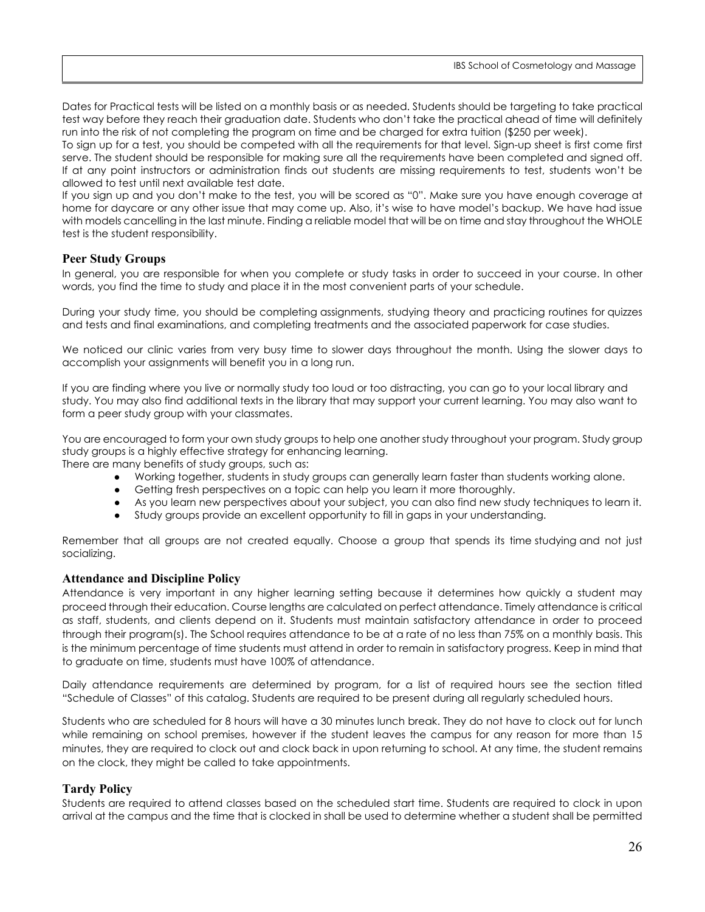Dates for Practical tests will be listed on a monthly basis or as needed. Students should be targeting to take practical test way before they reach their graduation date. Students who don't take the practical ahead of time will definitely run into the risk of not completing the program on time and be charged for extra tuition ($250 per week).

To sign up for a test, you should be competed with all the requirements for that level. Sign-up sheet is first come first serve. The student should be responsible for making sure all the requirements have been completed and signed off. If at any point instructors or administration finds out students are missing requirements to test, students won't be allowed to test until next available test date.

If you sign up and you don't make to the test, you will be scored as "0". Make sure you have enough coverage at home for daycare or any other issue that may come up. Also, it's wise to have model's backup. We have had issue with models cancelling in the last minute. Finding a reliable model that will be on time and stay throughout the WHOLE test is the student responsibility.

## Peer Study Groups

In general, you are responsible for when you complete or study tasks in order to succeed in your course. In other words, you find the time to study and place it in the most convenient parts of your schedule.

During your study time, you should be completing assignments, studying theory and practicing routines for quizzes and tests and final examinations, and completing treatments and the associated paperwork for case studies.

We noticed our clinic varies from very busy time to slower days throughout the month. Using the slower days to accomplish your assignments will benefit you in a long run.

If you are finding where you live or normally study too loud or too distracting, you can go to your local library and study. You may also find additional texts in the library that may support your current learning. You may also want to form a peer study group with your classmates.

You are encouraged to form your own study groups to help one another study throughout your program. Study group study groups is a highly effective strategy for enhancing learning.

There are many benefits of study groups, such as:

- Working together, students in study groups can generally learn faster than students working alone.
- Getting fresh perspectives on a topic can help you learn it more thoroughly.
- As you learn new perspectives about your subject, you can also find new study techniques to learn it.
- Study groups provide an excellent opportunity to fill in gaps in your understanding.

Remember that all groups are not created equally. Choose a group that spends its time studying and not just socializing.

## Attendance and Discipline Policy

Attendance is very important in any higher learning setting because it determines how quickly a student may proceed through their education. Course lengths are calculated on perfect attendance. Timely attendance is critical as staff, students, and clients depend on it. Students must maintain satisfactory attendance in order to proceed through their program(s). The School requires attendance to be at a rate of no less than 75% on a monthly basis. This is the minimum percentage of time students must attend in order to remain in satisfactory progress. Keep in mind that to graduate on time, students must have 100% of attendance.

Daily attendance requirements are determined by program, for a list of required hours see the section titled "Schedule of Classes" of this catalog. Students are required to be present during all regularly scheduled hours.

Students who are scheduled for 8 hours will have a 30 minutes lunch break. They do not have to clock out for lunch while remaining on school premises, however if the student leaves the campus for any reason for more than 15 minutes, they are required to clock out and clock back in upon returning to school. At any time, the student remains on the clock, they might be called to take appointments.

## Tardy Policy

Students are required to attend classes based on the scheduled start time. Students are required to clock in upon arrival at the campus and the time that is clocked in shall be used to determine whether a student shall be permitted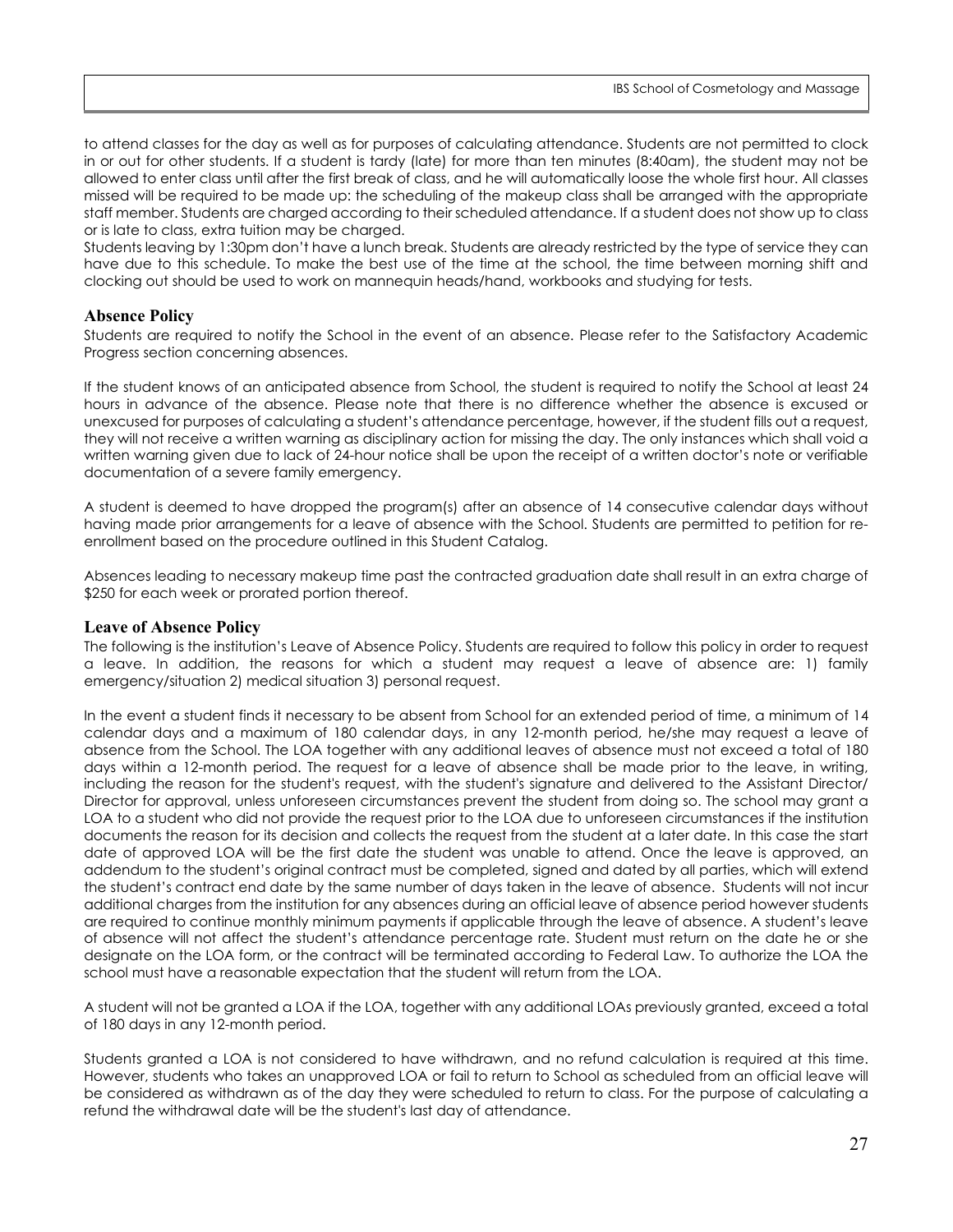to attend classes for the day as well as for purposes of calculating attendance. Students are not permitted to clock in or out for other students. If a student is tardy (late) for more than ten minutes (8:40am), the student may not be allowed to enter class until after the first break of class, and he will automatically loose the whole first hour. All classes missed will be required to be made up: the scheduling of the makeup class shall be arranged with the appropriate staff member. Students are charged according to their scheduled attendance. If a student does not show up to class or is late to class, extra tuition may be charged.

Students leaving by 1:30pm don't have a lunch break. Students are already restricted by the type of service they can have due to this schedule. To make the best use of the time at the school, the time between morning shift and clocking out should be used to work on mannequin heads/hand, workbooks and studying for tests.

## Absence Policy

Students are required to notify the School in the event of an absence. Please refer to the Satisfactory Academic Progress section concerning absences.

If the student knows of an anticipated absence from School, the student is required to notify the School at least 24 hours in advance of the absence. Please note that there is no difference whether the absence is excused or unexcused for purposes of calculating a student's attendance percentage, however, if the student fills out a request, they will not receive a written warning as disciplinary action for missing the day. The only instances which shall void a written warning given due to lack of 24-hour notice shall be upon the receipt of a written doctor's note or verifiable documentation of a severe family emergency.

A student is deemed to have dropped the program(s) after an absence of 14 consecutive calendar days without having made prior arrangements for a leave of absence with the School. Students are permitted to petition for re-enrollment based on the procedure outlined in this Student Catalog.

Absences leading to necessary makeup time past the contracted graduation date shall result in an extra charge of $250 for each week or prorated portion thereof.

## Leave of Absence Policy

The following is the institution's Leave of Absence Policy. Students are required to follow this policy in order to request a leave. In addition, the reasons for which a student may request a leave of absence are: 1) family emergency/situation 2) medical situation 3) personal request.

In the event a student finds it necessary to be absent from School for an extended period of time, a minimum of 14 calendar days and a maximum of 180 calendar days, in any 12-month period, he/she may request a leave of absence from the School. The LOA together with any additional leaves of absence must not exceed a total of 180 days within a 12-month period. The request for a leave of absence shall be made prior to the leave, in writing, including the reason for the student's request, with the student's signature and delivered to the Assistant Director/ Director for approval, unless unforeseen circumstances prevent the student from doing so. The school may grant a LOA to a student who did not provide the request prior to the LOA due to unforeseen circumstances if the institution documents the reason for its decision and collects the request from the student at a later date. In this case the start date of approved LOA will be the first date the student was unable to attend. Once the leave is approved, an addendum to the student's original contract must be completed, signed and dated by all parties, which will extend the student's contract end date by the same number of days taken in the leave of absence. Students will not incur additional charges from the institution for any absences during an official leave of absence period however students are required to continue monthly minimum payments if applicable through the leave of absence. A student's leave of absence will not affect the student's attendance percentage rate. Student must return on the date he or she designate on the LOA form, or the contract will be terminated according to Federal Law. To authorize the LOA the school must have a reasonable expectation that the student will return from the LOA.

A student will not be granted a LOA if the LOA, together with any additional LOAs previously granted, exceed a total of 180 days in any 12-month period.

Students granted a LOA is not considered to have withdrawn, and no refund calculation is required at this time. However, students who takes an unapproved LOA or fail to return to School as scheduled from an official leave will be considered as withdrawn as of the day they were scheduled to return to class. For the purpose of calculating a refund the withdrawal date will be the student's last day of attendance.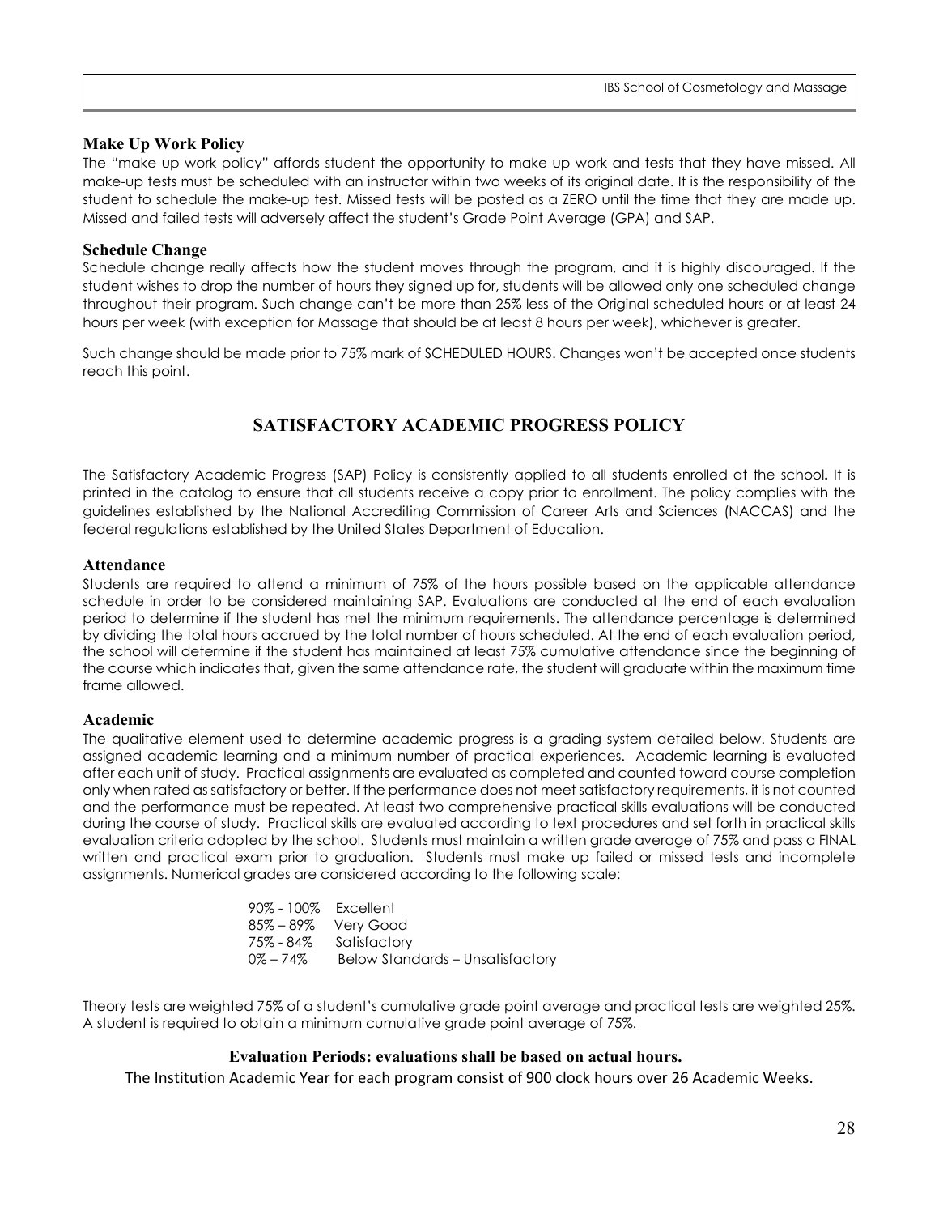### Make Up Work Policy

The "make up work policy" affords student the opportunity to make up work and tests that they have missed. All make-up tests must be scheduled with an instructor within two weeks of its original date. It is the responsibility of the student to schedule the make-up test. Missed tests will be posted as a ZERO until the time that they are made up. Missed and failed tests will adversely affect the student's Grade Point Average (GPA) and SAP.

### Schedule Change

Schedule change really affects how the student moves through the program, and it is highly discouraged. If the student wishes to drop the number of hours they signed up for, students will be allowed only one scheduled change throughout their program. Such change can't be more than 25% less of the Original scheduled hours or at least 24 hours per week (with exception for Massage that should be at least 8 hours per week), whichever is greater.

Such change should be made prior to 75% mark of SCHEDULED HOURS. Changes won't be accepted once students reach this point.

## SATISFACTORY ACADEMIC PROGRESS POLICY

The Satisfactory Academic Progress (SAP) Policy is consistently applied to all students enrolled at the school**.** It is printed in the catalog to ensure that all students receive a copy prior to enrollment. The policy complies with the guidelines established by the National Accrediting Commission of Career Arts and Sciences (NACCAS) and the federal regulations established by the United States Department of Education.

### Attendance

Students are required to attend a minimum of 75% of the hours possible based on the applicable attendance schedule in order to be considered maintaining SAP. Evaluations are conducted at the end of each evaluation period to determine if the student has met the minimum requirements. The attendance percentage is determined by dividing the total hours accrued by the total number of hours scheduled. At the end of each evaluation period, the school will determine if the student has maintained at least 75% cumulative attendance since the beginning of the course which indicates that, given the same attendance rate, the student will graduate within the maximum time frame allowed.

### Academic

The qualitative element used to determine academic progress is a grading system detailed below. Students are assigned academic learning and a minimum number of practical experiences. Academic learning is evaluated after each unit of study. Practical assignments are evaluated as completed and counted toward course completion only when rated as satisfactory or better. If the performance does not meet satisfactory requirements, it is not counted and the performance must be repeated. At least two comprehensive practical skills evaluations will be conducted during the course of study. Practical skills are evaluated according to text procedures and set forth in practical skills evaluation criteria adopted by the school. Students must maintain a written grade average of 75% and pass a FINAL written and practical exam prior to graduation. Students must make up failed or missed tests and incomplete assignments. Numerical grades are considered according to the following scale:

| | |
|---|---|
| 90% - 100% | Excellent |
| 85% – 89% | Very Good |
| 75% - 84% | Satisfactory |
| 0% – 74% | Below Standards – Unsatisfactory |

Theory tests are weighted 75% of a student's cumulative grade point average and practical tests are weighted 25%. A student is required to obtain a minimum cumulative grade point average of 75%.

**Evaluation Periods: evaluations shall be based on actual hours.**

The Institution Academic Year for each program consist of 900 clock hours over 26 Academic Weeks.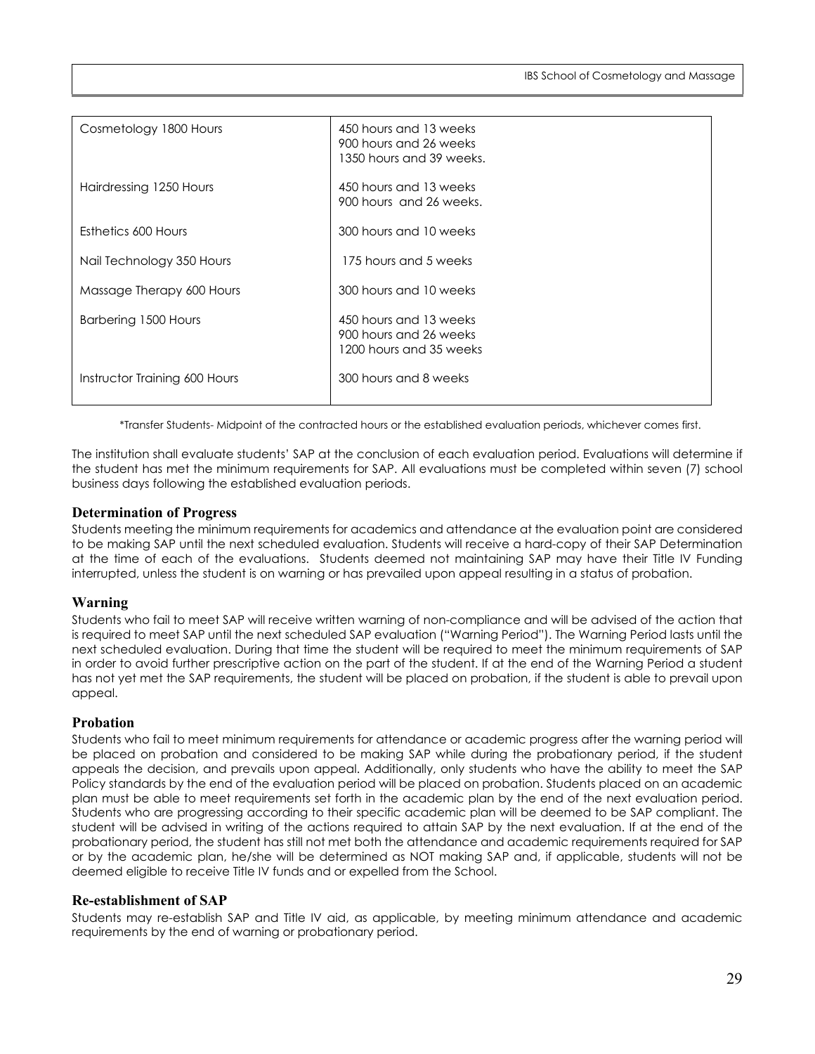| Program | Evaluation Periods |
|---|---|
| Cosmetology 1800 Hours | 450 hours and 13 weeks<br>900 hours and 26 weeks<br>1350 hours and 39 weeks. |
| Hairdressing 1250 Hours | 450 hours and 13 weeks<br>900 hours and 26 weeks. |
| Esthetics 600 Hours | 300 hours and 10 weeks |
| Nail Technology 350 Hours | 175 hours and 5 weeks |
| Massage Therapy 600 Hours | 300 hours and 10 weeks |
| Barbering 1500 Hours | 450 hours and 13 weeks<br>900 hours and 26 weeks<br>1200 hours and 35 weeks |
| Instructor Training 600 Hours | 300 hours and 8 weeks |

*Transfer Students- Midpoint of the contracted hours or the established evaluation periods, whichever comes first.

The institution shall evaluate students' SAP at the conclusion of each evaluation period. Evaluations will determine if the student has met the minimum requirements for SAP. All evaluations must be completed within seven (7) school business days following the established evaluation periods.

### Determination of Progress

Students meeting the minimum requirements for academics and attendance at the evaluation point are considered to be making SAP until the next scheduled evaluation. Students will receive a hard-copy of their SAP Determination at the time of each of the evaluations. Students deemed not maintaining SAP may have their Title IV Funding interrupted, unless the student is on warning or has prevailed upon appeal resulting in a status of probation.

### Warning

Students who fail to meet SAP will receive written warning of non-compliance and will be advised of the action that is required to meet SAP until the next scheduled SAP evaluation ("Warning Period"). The Warning Period lasts until the next scheduled evaluation. During that time the student will be required to meet the minimum requirements of SAP in order to avoid further prescriptive action on the part of the student. If at the end of the Warning Period a student has not yet met the SAP requirements, the student will be placed on probation, if the student is able to prevail upon appeal.

### Probation

Students who fail to meet minimum requirements for attendance or academic progress after the warning period will be placed on probation and considered to be making SAP while during the probationary period, if the student appeals the decision, and prevails upon appeal. Additionally, only students who have the ability to meet the SAP Policy standards by the end of the evaluation period will be placed on probation. Students placed on an academic plan must be able to meet requirements set forth in the academic plan by the end of the next evaluation period. Students who are progressing according to their specific academic plan will be deemed to be SAP compliant. The student will be advised in writing of the actions required to attain SAP by the next evaluation. If at the end of the probationary period, the student has still not met both the attendance and academic requirements required for SAP or by the academic plan, he/she will be determined as NOT making SAP and, if applicable, students will not be deemed eligible to receive Title IV funds and or expelled from the School.

### Re-establishment of SAP

Students may re-establish SAP and Title IV aid, as applicable, by meeting minimum attendance and academic requirements by the end of warning or probationary period.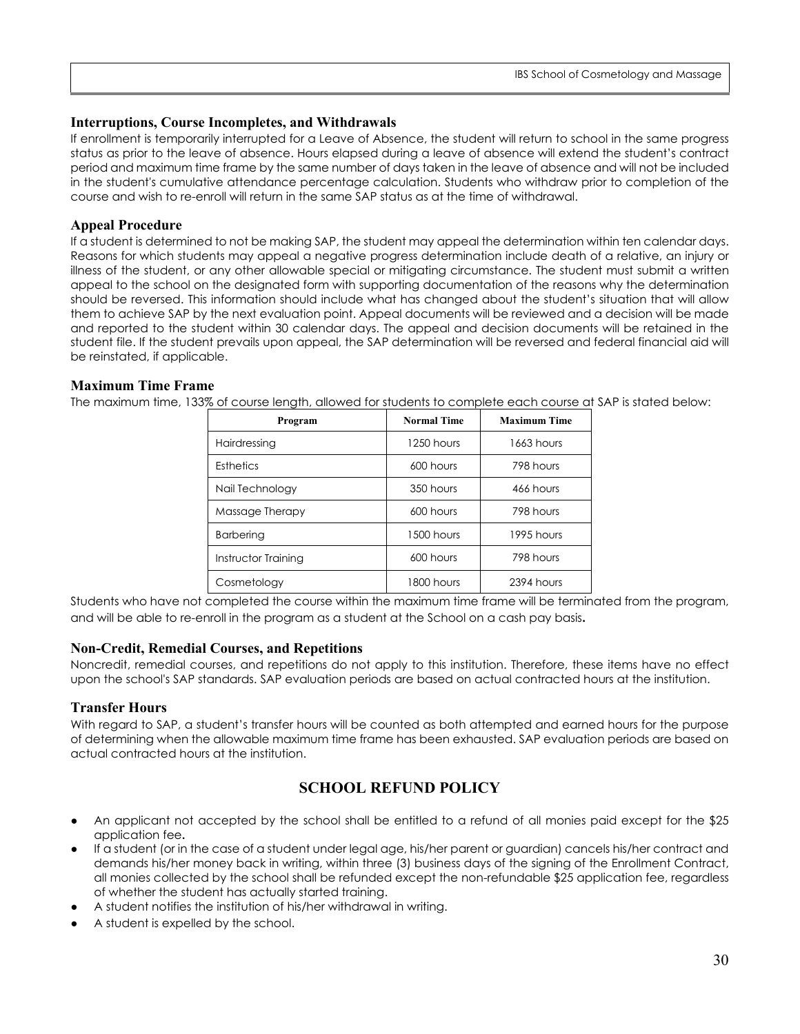### Interruptions, Course Incompletes, and Withdrawals

If enrollment is temporarily interrupted for a Leave of Absence, the student will return to school in the same progress status as prior to the leave of absence. Hours elapsed during a leave of absence will extend the student's contract period and maximum time frame by the same number of days taken in the leave of absence and will not be included in the student's cumulative attendance percentage calculation. Students who withdraw prior to completion of the course and wish to re-enroll will return in the same SAP status as at the time of withdrawal.

### Appeal Procedure

If a student is determined to not be making SAP, the student may appeal the determination within ten calendar days. Reasons for which students may appeal a negative progress determination include death of a relative, an injury or illness of the student, or any other allowable special or mitigating circumstance. The student must submit a written appeal to the school on the designated form with supporting documentation of the reasons why the determination should be reversed. This information should include what has changed about the student's situation that will allow them to achieve SAP by the next evaluation point. Appeal documents will be reviewed and a decision will be made and reported to the student within 30 calendar days. The appeal and decision documents will be retained in the student file. If the student prevails upon appeal, the SAP determination will be reversed and federal financial aid will be reinstated, if applicable.

### Maximum Time Frame

The maximum time, 133% of course length, allowed for students to complete each course at SAP is stated below:

| Program | Normal Time | Maximum Time |
|---|---|---|
| Hairdressing | 1250 hours | 1663 hours |
| Esthetics | 600 hours | 798 hours |
| Nail Technology | 350 hours | 466 hours |
| Massage Therapy | 600 hours | 798 hours |
| Barbering | 1500 hours | 1995 hours |
| Instructor Training | 600 hours | 798 hours |
| Cosmetology | 1800 hours | 2394 hours |

Students who have not completed the course within the maximum time frame will be terminated from the program, and will be able to re-enroll in the program as a student at the School on a cash pay basis**.**

### Non-Credit, Remedial Courses, and Repetitions

Noncredit, remedial courses, and repetitions do not apply to this institution. Therefore, these items have no effect upon the school's SAP standards. SAP evaluation periods are based on actual contracted hours at the institution.

### Transfer Hours

With regard to SAP, a student's transfer hours will be counted as both attempted and earned hours for the purpose of determining when the allowable maximum time frame has been exhausted. SAP evaluation periods are based on actual contracted hours at the institution.

## SCHOOL REFUND POLICY

- An applicant not accepted by the school shall be entitled to a refund of all monies paid except for the $25 application fee.
- If a student (or in the case of a student under legal age, his/her parent or guardian) cancels his/her contract and demands his/her money back in writing, within three (3) business days of the signing of the Enrollment Contract, all monies collected by the school shall be refunded except the non-refundable $25 application fee, regardless of whether the student has actually started training.
- A student notifies the institution of his/her withdrawal in writing.
- A student is expelled by the school.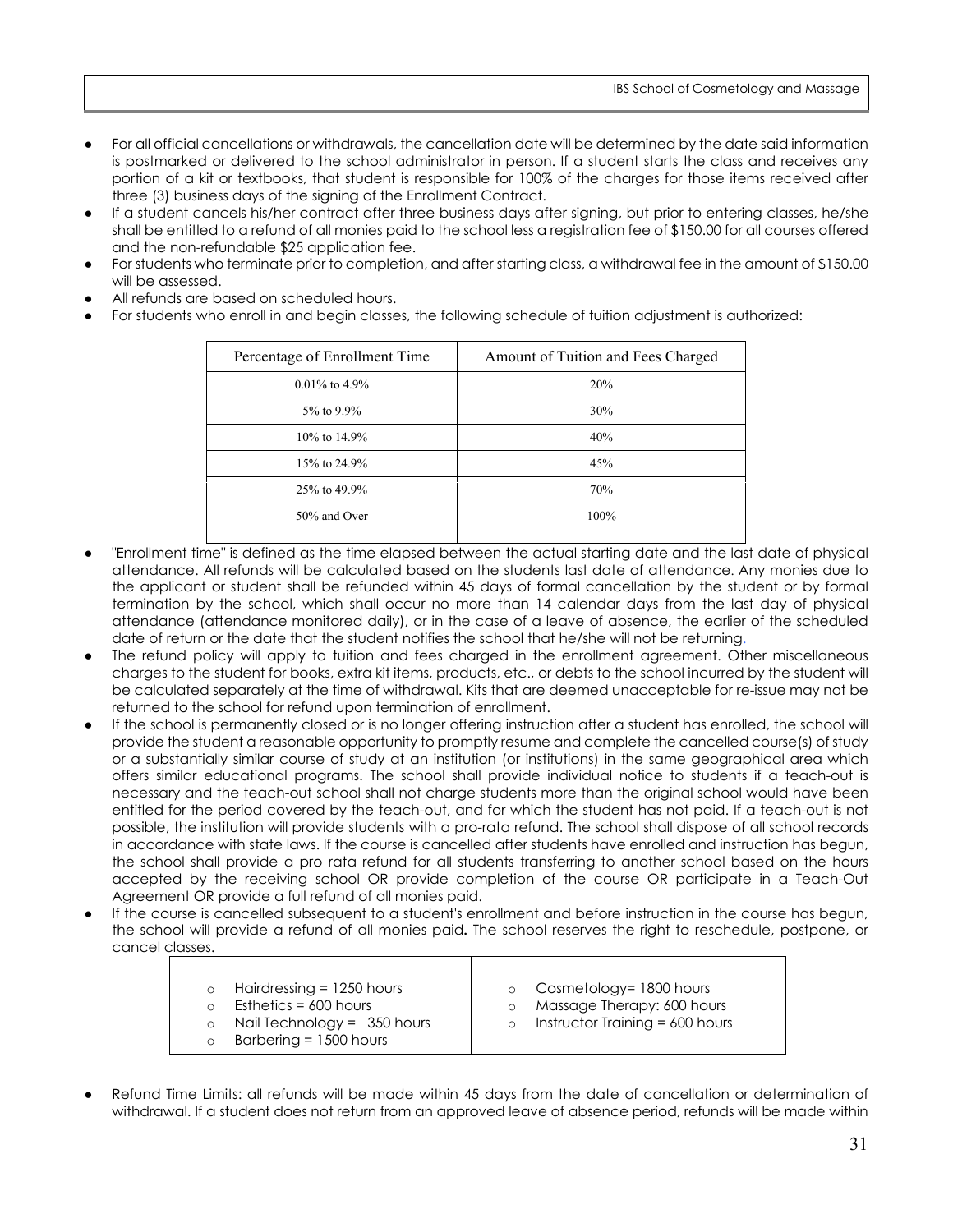- For all official cancellations or withdrawals, the cancellation date will be determined by the date said information is postmarked or delivered to the school administrator in person. If a student starts the class and receives any portion of a kit or textbooks, that student is responsible for 100% of the charges for those items received after three (3) business days of the signing of the Enrollment Contract.
- If a student cancels his/her contract after three business days after signing, but prior to entering classes, he/she shall be entitled to a refund of all monies paid to the school less a registration fee of $150.00 for all courses offered and the non-refundable $25 application fee.
- For students who terminate prior to completion, and after starting class, a withdrawal fee in the amount of $150.00 will be assessed.
- All refunds are based on scheduled hours.
- For students who enroll in and begin classes, the following schedule of tuition adjustment is authorized:

| Percentage of Enrollment Time | Amount of Tuition and Fees Charged |
|---|---|
| 0.01% to 4.9% | 20% |
| 5% to 9.9% | 30% |
| 10% to 14.9% | 40% |
| 15% to 24.9% | 45% |
| 25% to 49.9% | 70% |
| 50% and Over | 100% |

- "Enrollment time" is defined as the time elapsed between the actual starting date and the last date of physical attendance. All refunds will be calculated based on the students last date of attendance. Any monies due to the applicant or student shall be refunded within 45 days of formal cancellation by the student or by formal termination by the school, which shall occur no more than 14 calendar days from the last day of physical attendance (attendance monitored daily), or in the case of a leave of absence, the earlier of the scheduled date of return or the date that the student notifies the school that he/she will not be returning.
- The refund policy will apply to tuition and fees charged in the enrollment agreement. Other miscellaneous charges to the student for books, extra kit items, products, etc., or debts to the school incurred by the student will be calculated separately at the time of withdrawal. Kits that are deemed unacceptable for re-issue may not be returned to the school for refund upon termination of enrollment.
- If the school is permanently closed or is no longer offering instruction after a student has enrolled, the school will provide the student a reasonable opportunity to promptly resume and complete the cancelled course(s) of study or a substantially similar course of study at an institution (or institutions) in the same geographical area which offers similar educational programs. The school shall provide individual notice to students if a teach-out is necessary and the teach-out school shall not charge students more than the original school would have been entitled for the period covered by the teach-out, and for which the student has not paid. If a teach-out is not possible, the institution will provide students with a pro-rata refund. The school shall dispose of all school records in accordance with state laws. If the course is cancelled after students have enrolled and instruction has begun, the school shall provide a pro rata refund for all students transferring to another school based on the hours accepted by the receiving school OR provide completion of the course OR participate in a Teach-Out Agreement OR provide a full refund of all monies paid.
- If the course is cancelled subsequent to a student's enrollment and before instruction in the course has begun, the school will provide a refund of all monies paid**.** The school reserves the right to reschedule, postpone, or cancel classes.

| | |
|---|---|
| ○ Hairdressing = 1250 hours<br>○ Esthetics = 600 hours<br>○ Nail Technology = 350 hours<br>○ Barbering = 1500 hours | ○ Cosmetology= 1800 hours<br>○ Massage Therapy: 600 hours<br>○ Instructor Training = 600 hours |

- Refund Time Limits: all refunds will be made within 45 days from the date of cancellation or determination of withdrawal. If a student does not return from an approved leave of absence period, refunds will be made within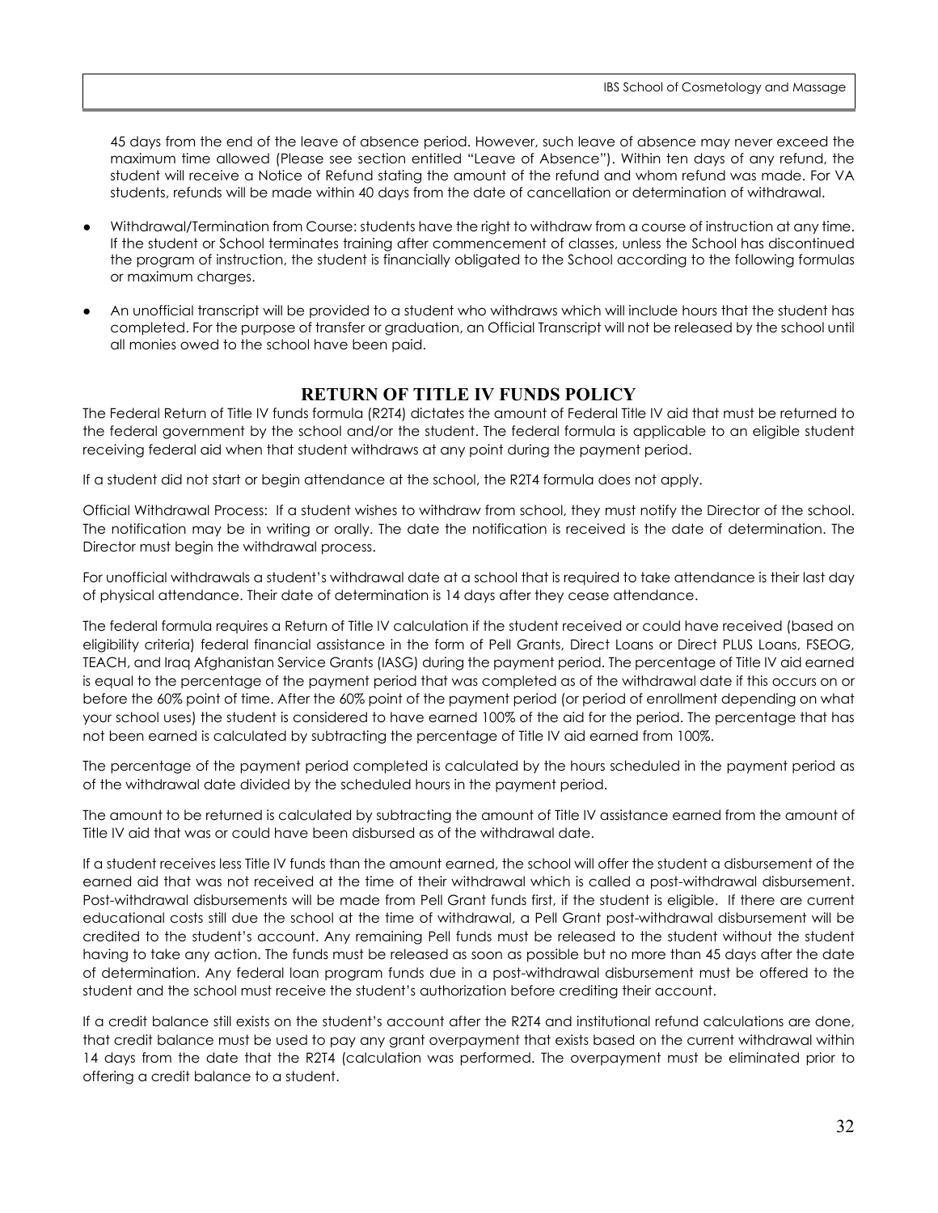45 days from the end of the leave of absence period. However, such leave of absence may never exceed the maximum time allowed (Please see section entitled "Leave of Absence"). Within ten days of any refund, the student will receive a Notice of Refund stating the amount of the refund and whom refund was made. For VA students, refunds will be made within 40 days from the date of cancellation or determination of withdrawal.

- Withdrawal/Termination from Course: students have the right to withdraw from a course of instruction at any time. If the student or School terminates training after commencement of classes, unless the School has discontinued the program of instruction, the student is financially obligated to the School according to the following formulas or maximum charges.
- An unofficial transcript will be provided to a student who withdraws which will include hours that the student has completed. For the purpose of transfer or graduation, an Official Transcript will not be released by the school until all monies owed to the school have been paid.

## RETURN OF TITLE IV FUNDS POLICY

The Federal Return of Title IV funds formula (R2T4) dictates the amount of Federal Title IV aid that must be returned to the federal government by the school and/or the student. The federal formula is applicable to an eligible student receiving federal aid when that student withdraws at any point during the payment period.

If a student did not start or begin attendance at the school, the R2T4 formula does not apply.

Official Withdrawal Process: If a student wishes to withdraw from school, they must notify the Director of the school. The notification may be in writing or orally. The date the notification is received is the date of determination. The Director must begin the withdrawal process.

For unofficial withdrawals a student's withdrawal date at a school that is required to take attendance is their last day of physical attendance. Their date of determination is 14 days after they cease attendance.

The federal formula requires a Return of Title IV calculation if the student received or could have received (based on eligibility criteria) federal financial assistance in the form of Pell Grants, Direct Loans or Direct PLUS Loans, FSEOG, TEACH, and Iraq Afghanistan Service Grants (IASG) during the payment period. The percentage of Title IV aid earned is equal to the percentage of the payment period that was completed as of the withdrawal date if this occurs on or before the 60% point of time. After the 60% point of the payment period (or period of enrollment depending on what your school uses) the student is considered to have earned 100% of the aid for the period. The percentage that has not been earned is calculated by subtracting the percentage of Title IV aid earned from 100%.

The percentage of the payment period completed is calculated by the hours scheduled in the payment period as of the withdrawal date divided by the scheduled hours in the payment period.

The amount to be returned is calculated by subtracting the amount of Title IV assistance earned from the amount of Title IV aid that was or could have been disbursed as of the withdrawal date.

If a student receives less Title IV funds than the amount earned, the school will offer the student a disbursement of the earned aid that was not received at the time of their withdrawal which is called a post-withdrawal disbursement. Post-withdrawal disbursements will be made from Pell Grant funds first, if the student is eligible. If there are current educational costs still due the school at the time of withdrawal, a Pell Grant post-withdrawal disbursement will be credited to the student's account. Any remaining Pell funds must be released to the student without the student having to take any action. The funds must be released as soon as possible but no more than 45 days after the date of determination. Any federal loan program funds due in a post-withdrawal disbursement must be offered to the student and the school must receive the student's authorization before crediting their account.

If a credit balance still exists on the student's account after the R2T4 and institutional refund calculations are done, that credit balance must be used to pay any grant overpayment that exists based on the current withdrawal within 14 days from the date that the R2T4 (calculation was performed. The overpayment must be eliminated prior to offering a credit balance to a student.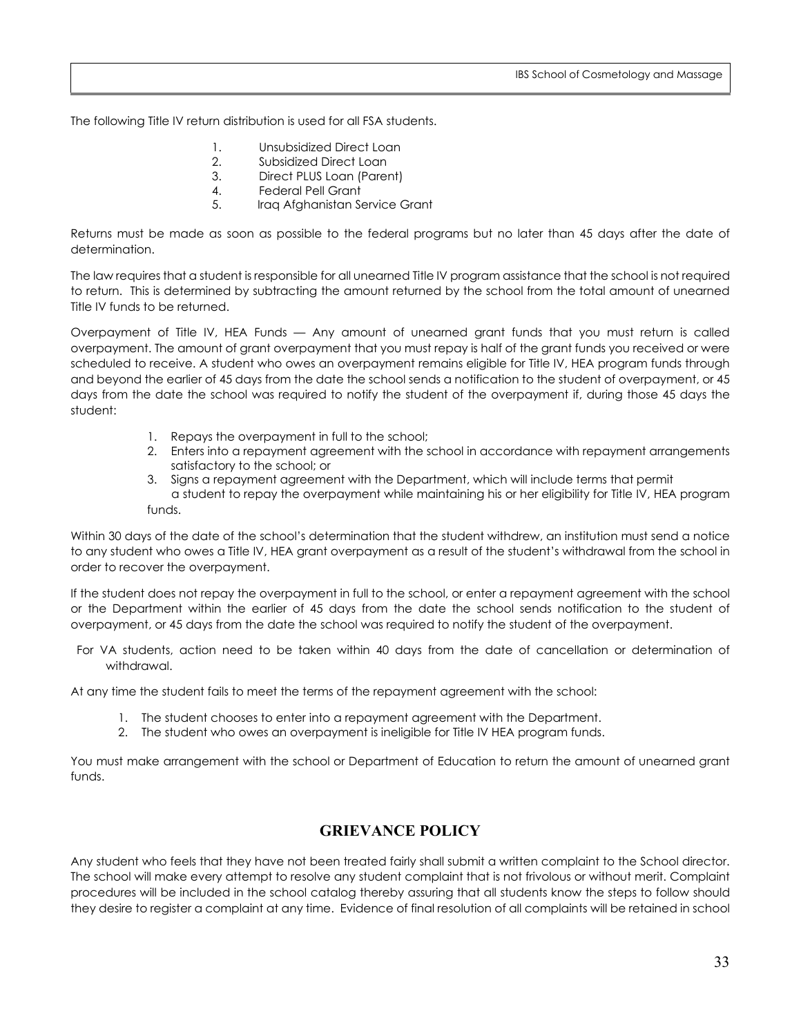The following Title IV return distribution is used for all FSA students.

1. Unsubsidized Direct Loan
2. Subsidized Direct Loan
3. Direct PLUS Loan (Parent)
4. Federal Pell Grant
5. Iraq Afghanistan Service Grant

Returns must be made as soon as possible to the federal programs but no later than 45 days after the date of determination.

The law requires that a student is responsible for all unearned Title IV program assistance that the school is not required to return. This is determined by subtracting the amount returned by the school from the total amount of unearned Title IV funds to be returned.

Overpayment of Title IV, HEA Funds — Any amount of unearned grant funds that you must return is called overpayment. The amount of grant overpayment that you must repay is half of the grant funds you received or were scheduled to receive. A student who owes an overpayment remains eligible for Title IV, HEA program funds through and beyond the earlier of 45 days from the date the school sends a notification to the student of overpayment, or 45 days from the date the school was required to notify the student of the overpayment if, during those 45 days the student:

1. Repays the overpayment in full to the school;
2. Enters into a repayment agreement with the school in accordance with repayment arrangements satisfactory to the school; or
3. Signs a repayment agreement with the Department, which will include terms that permit a student to repay the overpayment while maintaining his or her eligibility for Title IV, HEA program funds.

Within 30 days of the date of the school's determination that the student withdrew, an institution must send a notice to any student who owes a Title IV, HEA grant overpayment as a result of the student's withdrawal from the school in order to recover the overpayment.

If the student does not repay the overpayment in full to the school, or enter a repayment agreement with the school or the Department within the earlier of 45 days from the date the school sends notification to the student of overpayment, or 45 days from the date the school was required to notify the student of the overpayment.

For VA students, action need to be taken within 40 days from the date of cancellation or determination of withdrawal.

At any time the student fails to meet the terms of the repayment agreement with the school:

1. The student chooses to enter into a repayment agreement with the Department.
2. The student who owes an overpayment is ineligible for Title IV HEA program funds.

You must make arrangement with the school or Department of Education to return the amount of unearned grant funds.

## GRIEVANCE POLICY

Any student who feels that they have not been treated fairly shall submit a written complaint to the School director. The school will make every attempt to resolve any student complaint that is not frivolous or without merit. Complaint procedures will be included in the school catalog thereby assuring that all students know the steps to follow should they desire to register a complaint at any time. Evidence of final resolution of all complaints will be retained in school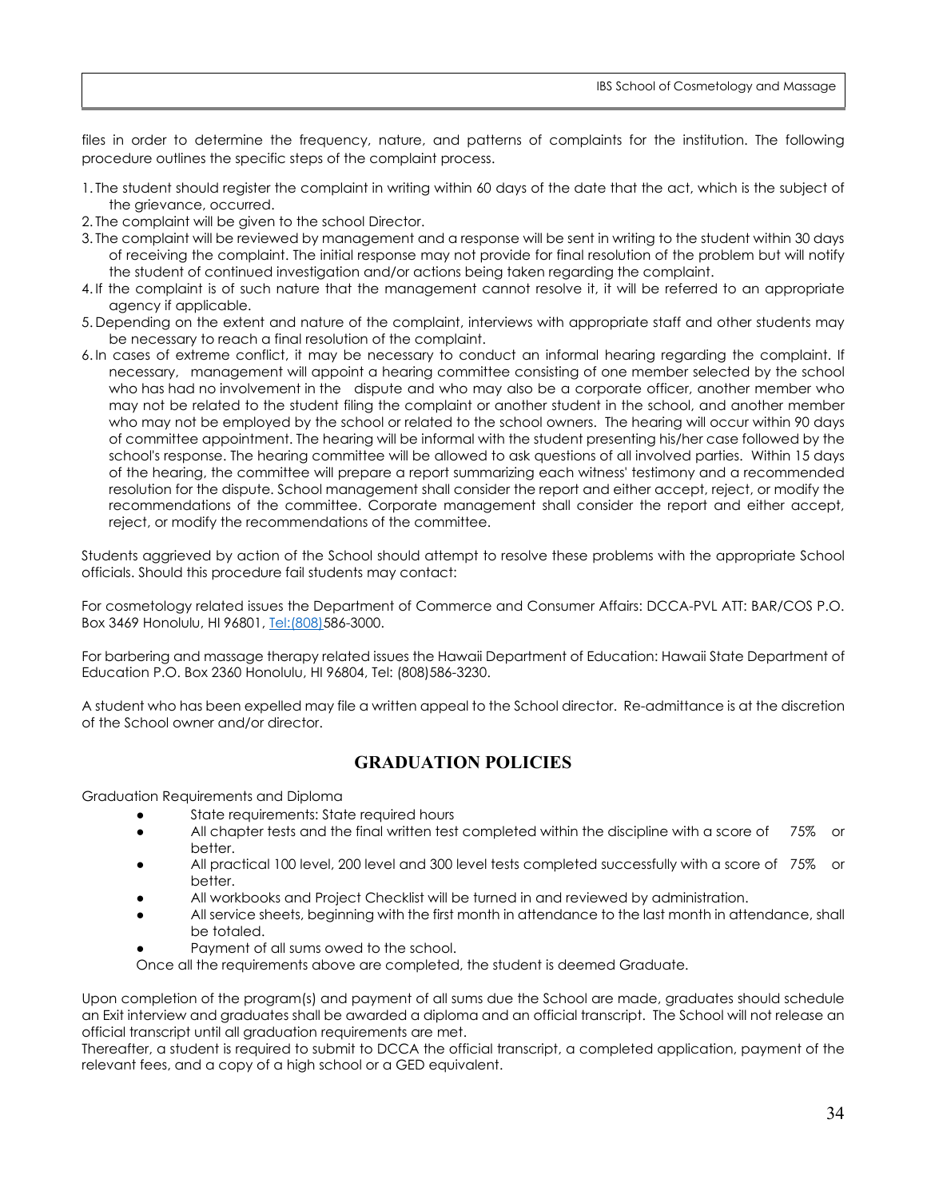files in order to determine the frequency, nature, and patterns of complaints for the institution. The following procedure outlines the specific steps of the complaint process.

1. The student should register the complaint in writing within 60 days of the date that the act, which is the subject of the grievance, occurred.
2. The complaint will be given to the school Director.
3. The complaint will be reviewed by management and a response will be sent in writing to the student within 30 days of receiving the complaint. The initial response may not provide for final resolution of the problem but will notify the student of continued investigation and/or actions being taken regarding the complaint.
4. If the complaint is of such nature that the management cannot resolve it, it will be referred to an appropriate agency if applicable.
5. Depending on the extent and nature of the complaint, interviews with appropriate staff and other students may be necessary to reach a final resolution of the complaint.
6. In cases of extreme conflict, it may be necessary to conduct an informal hearing regarding the complaint. If necessary, management will appoint a hearing committee consisting of one member selected by the school who has had no involvement in the dispute and who may also be a corporate officer, another member who may not be related to the student filing the complaint or another student in the school, and another member who may not be employed by the school or related to the school owners. The hearing will occur within 90 days of committee appointment. The hearing will be informal with the student presenting his/her case followed by the school's response. The hearing committee will be allowed to ask questions of all involved parties. Within 15 days of the hearing, the committee will prepare a report summarizing each witness' testimony and a recommended resolution for the dispute. School management shall consider the report and either accept, reject, or modify the recommendations of the committee. Corporate management shall consider the report and either accept, reject, or modify the recommendations of the committee.

Students aggrieved by action of the School should attempt to resolve these problems with the appropriate School officials. Should this procedure fail students may contact:

For cosmetology related issues the Department of Commerce and Consumer Affairs: DCCA-PVL ATT: BAR/COS P.O. Box 3469 Honolulu, HI 96801, Tel:(808)586-3000.

For barbering and massage therapy related issues the Hawaii Department of Education: Hawaii State Department of Education P.O. Box 2360 Honolulu, HI 96804, Tel: (808)586-3230.

A student who has been expelled may file a written appeal to the School director. Re-admittance is at the discretion of the School owner and/or director.

## GRADUATION POLICIES

Graduation Requirements and Diploma

- State requirements: State required hours
- All chapter tests and the final written test completed within the discipline with a score of 75% or better.
- All practical 100 level, 200 level and 300 level tests completed successfully with a score of 75% or better.
- All workbooks and Project Checklist will be turned in and reviewed by administration.
- All service sheets, beginning with the first month in attendance to the last month in attendance, shall be totaled.
- Payment of all sums owed to the school.

Once all the requirements above are completed, the student is deemed Graduate.

Upon completion of the program(s) and payment of all sums due the School are made, graduates should schedule an Exit interview and graduates shall be awarded a diploma and an official transcript. The School will not release an official transcript until all graduation requirements are met.

Thereafter, a student is required to submit to DCCA the official transcript, a completed application, payment of the relevant fees, and a copy of a high school or a GED equivalent.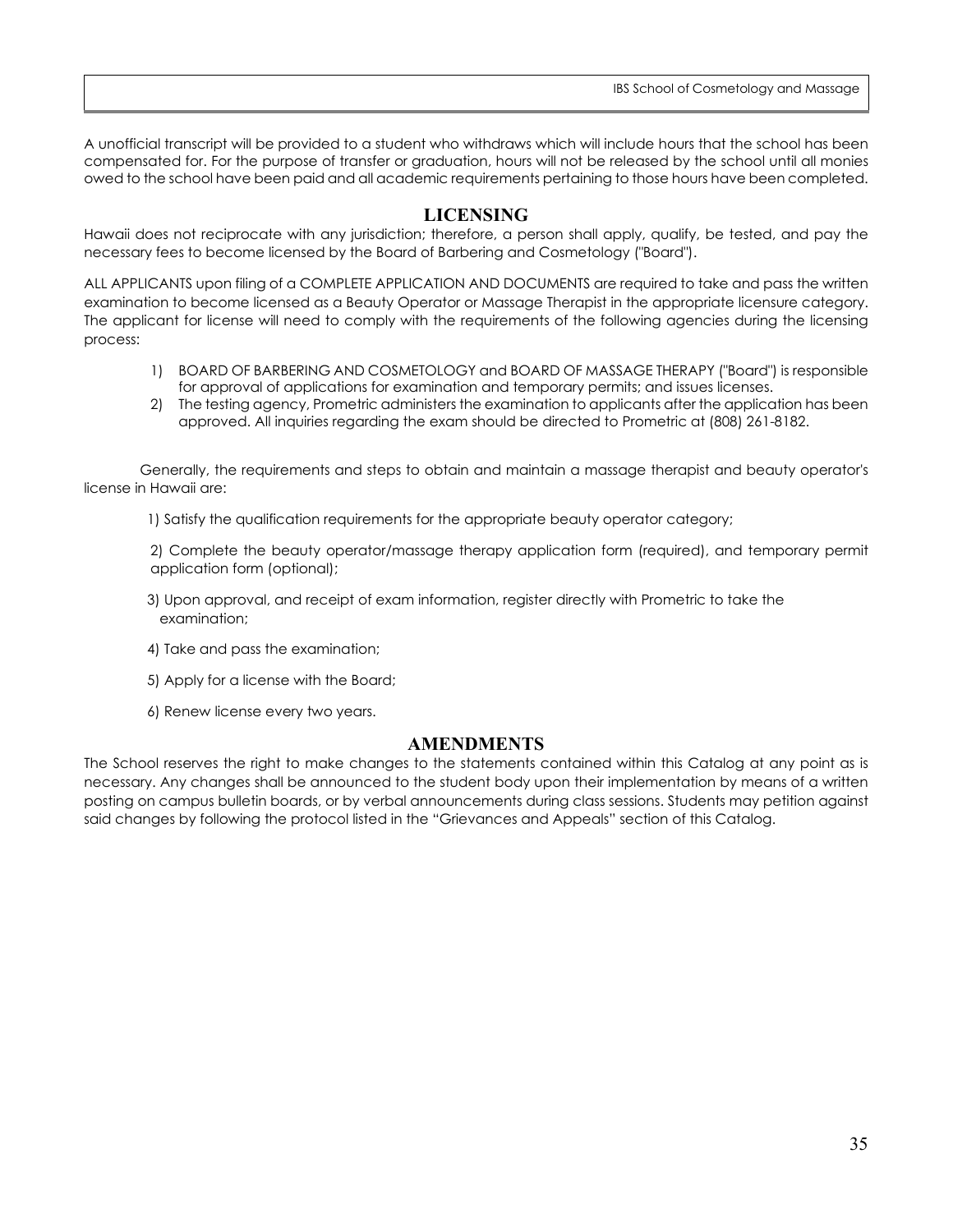A unofficial transcript will be provided to a student who withdraws which will include hours that the school has been compensated for. For the purpose of transfer or graduation, hours will not be released by the school until all monies owed to the school have been paid and all academic requirements pertaining to those hours have been completed.

## LICENSING

Hawaii does not reciprocate with any jurisdiction; therefore, a person shall apply, qualify, be tested, and pay the necessary fees to become licensed by the Board of Barbering and Cosmetology ("Board").

ALL APPLICANTS upon filing of a COMPLETE APPLICATION AND DOCUMENTS are required to take and pass the written examination to become licensed as a Beauty Operator or Massage Therapist in the appropriate licensure category. The applicant for license will need to comply with the requirements of the following agencies during the licensing process:

1) BOARD OF BARBERING AND COSMETOLOGY and BOARD OF MASSAGE THERAPY ("Board") is responsible for approval of applications for examination and temporary permits; and issues licenses.
2) The testing agency, Prometric administers the examination to applicants after the application has been approved. All inquiries regarding the exam should be directed to Prometric at (808) 261-8182.

Generally, the requirements and steps to obtain and maintain a massage therapist and beauty operator's license in Hawaii are:

1) Satisfy the qualification requirements for the appropriate beauty operator category;

2) Complete the beauty operator/massage therapy application form (required), and temporary permit application form (optional);

3) Upon approval, and receipt of exam information, register directly with Prometric to take the examination;

4) Take and pass the examination;

5) Apply for a license with the Board;

6) Renew license every two years.

## AMENDMENTS

The School reserves the right to make changes to the statements contained within this Catalog at any point as is necessary. Any changes shall be announced to the student body upon their implementation by means of a written posting on campus bulletin boards, or by verbal announcements during class sessions. Students may petition against said changes by following the protocol listed in the "Grievances and Appeals" section of this Catalog.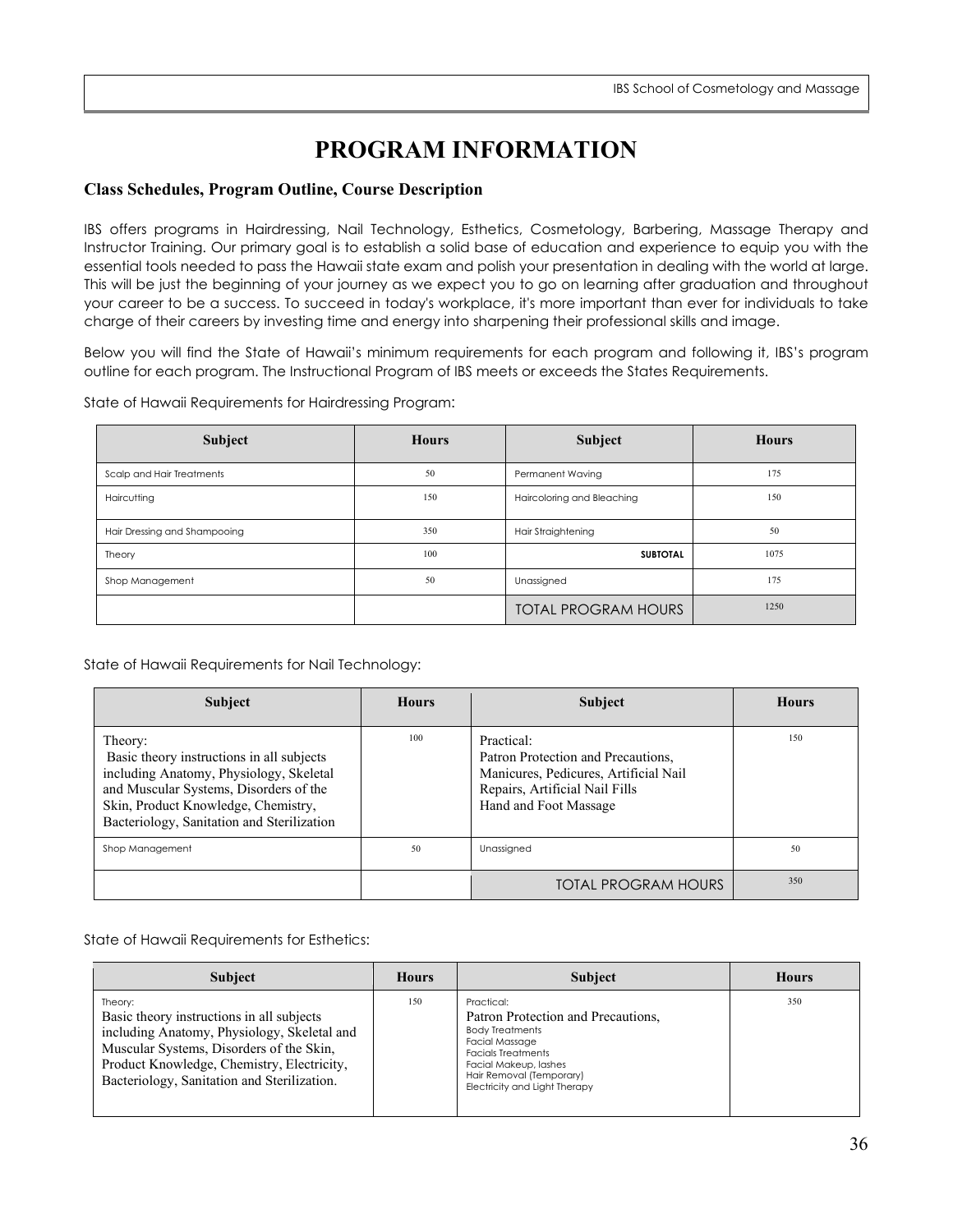# PROGRAM INFORMATION

### Class Schedules, Program Outline, Course Description

IBS offers programs in Hairdressing, Nail Technology, Esthetics, Cosmetology, Barbering, Massage Therapy and Instructor Training. Our primary goal is to establish a solid base of education and experience to equip you with the essential tools needed to pass the Hawaii state exam and polish your presentation in dealing with the world at large. This will be just the beginning of your journey as we expect you to go on learning after graduation and throughout your career to be a success. To succeed in today's workplace, it's more important than ever for individuals to take charge of their careers by investing time and energy into sharpening their professional skills and image.

Below you will find the State of Hawaii's minimum requirements for each program and following it, IBS's program outline for each program. The Instructional Program of IBS meets or exceeds the States Requirements.

State of Hawaii Requirements for Hairdressing Program:

| Subject | Hours | Subject | Hours |
|---|---|---|---|
| Scalp and Hair Treatments | 50 | Permanent Waving | 175 |
| Haircutting | 150 | Haircoloring and Bleaching | 150 |
| Hair Dressing and Shampooing | 350 | Hair Straightening | 50 |
| Theory | 100 | **SUBTOTAL** | 1075 |
| Shop Management | 50 | Unassigned | 175 |
| | | TOTAL PROGRAM HOURS | 1250 |

State of Hawaii Requirements for Nail Technology:

| Subject | Hours | Subject | Hours |
|---|---|---|---|
| Theory: Basic theory instructions in all subjects including Anatomy, Physiology, Skeletal and Muscular Systems, Disorders of the Skin, Product Knowledge, Chemistry, Bacteriology, Sanitation and Sterilization | 100 | Practical: Patron Protection and Precautions, Manicures, Pedicures, Artificial Nail Repairs, Artificial Nail Fills Hand and Foot Massage | 150 |
| Shop Management | 50 | Unassigned | 50 |
| | | TOTAL PROGRAM HOURS | 350 |

State of Hawaii Requirements for Esthetics:

| Subject | Hours | Subject | Hours |
|---|---|---|---|
| Theory: Basic theory instructions in all subjects including Anatomy, Physiology, Skeletal and Muscular Systems, Disorders of the Skin, Product Knowledge, Chemistry, Electricity, Bacteriology, Sanitation and Sterilization. | 150 | Practical: Patron Protection and Precautions, Body Treatments, Facial Massage, Facials Treatments, Facial Makeup, lashes, Hair Removal (Temporary), Electricity and Light Therapy | 350 |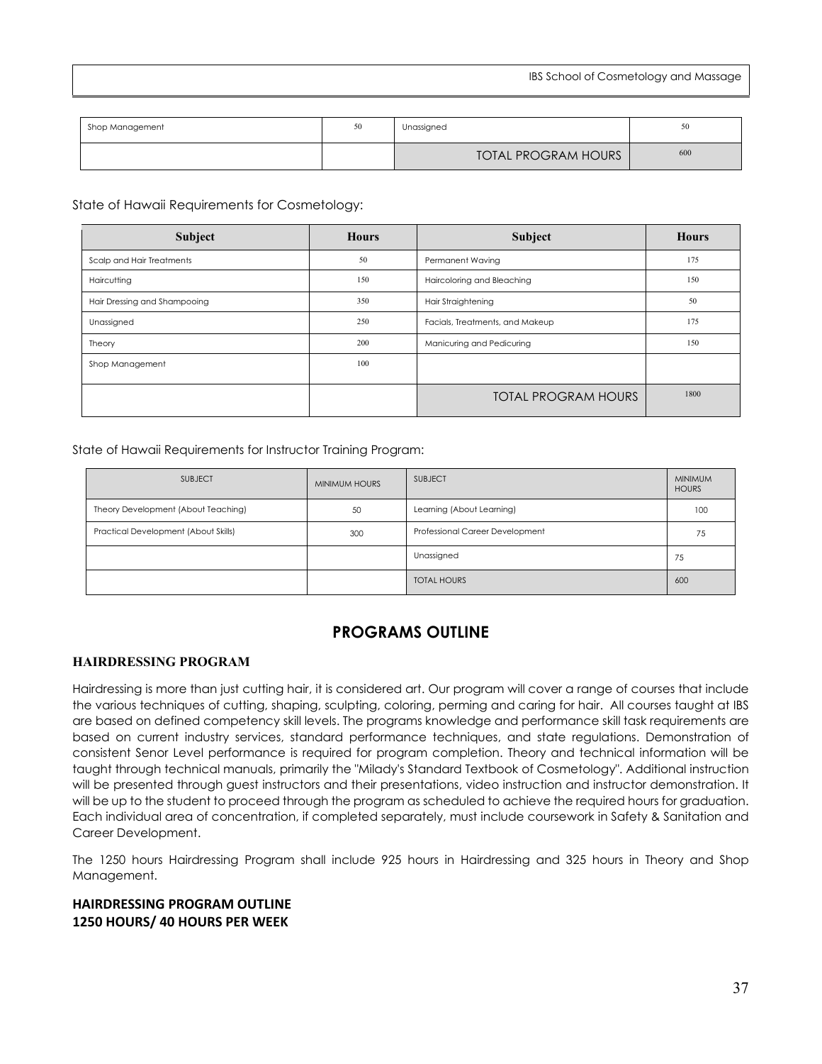| Shop Management | 50 | Unassigned | 50 |
|---|---|---|---|
| | | TOTAL PROGRAM HOURS | 600 |

State of Hawaii Requirements for Cosmetology:

| Subject | Hours | Subject | Hours |
|---|---|---|---|
| Scalp and Hair Treatments | 50 | Permanent Waving | 175 |
| Haircutting | 150 | Haircoloring and Bleaching | 150 |
| Hair Dressing and Shampooing | 350 | Hair Straightening | 50 |
| Unassigned | 250 | Facials, Treatments, and Makeup | 175 |
| Theory | 200 | Manicuring and Pedicuring | 150 |
| Shop Management | 100 | | |
| | | TOTAL PROGRAM HOURS | 1800 |

State of Hawaii Requirements for Instructor Training Program:

| SUBJECT | MINIMUM HOURS | SUBJECT | MINIMUM HOURS |
|---|---|---|---|
| Theory Development (About Teaching) | 50 | Learning (About Learning) | 100 |
| Practical Development (About Skills) | 300 | Professional Career Development | 75 |
| | | Unassigned | 75 |
| | | TOTAL HOURS | 600 |

## PROGRAMS OUTLINE

### HAIRDRESSING PROGRAM

Hairdressing is more than just cutting hair, it is considered art. Our program will cover a range of courses that include the various techniques of cutting, shaping, sculpting, coloring, perming and caring for hair. All courses taught at IBS are based on defined competency skill levels. The programs knowledge and performance skill task requirements are based on current industry services, standard performance techniques, and state regulations. Demonstration of consistent Senor Level performance is required for program completion. Theory and technical information will be taught through technical manuals, primarily the "Milady's Standard Textbook of Cosmetology". Additional instruction will be presented through guest instructors and their presentations, video instruction and instructor demonstration. It will be up to the student to proceed through the program as scheduled to achieve the required hours for graduation. Each individual area of concentration, if completed separately, must include coursework in Safety & Sanitation and Career Development.

The 1250 hours Hairdressing Program shall include 925 hours in Hairdressing and 325 hours in Theory and Shop Management.

**HAIRDRESSING PROGRAM OUTLINE**
**1250 HOURS/ 40 HOURS PER WEEK**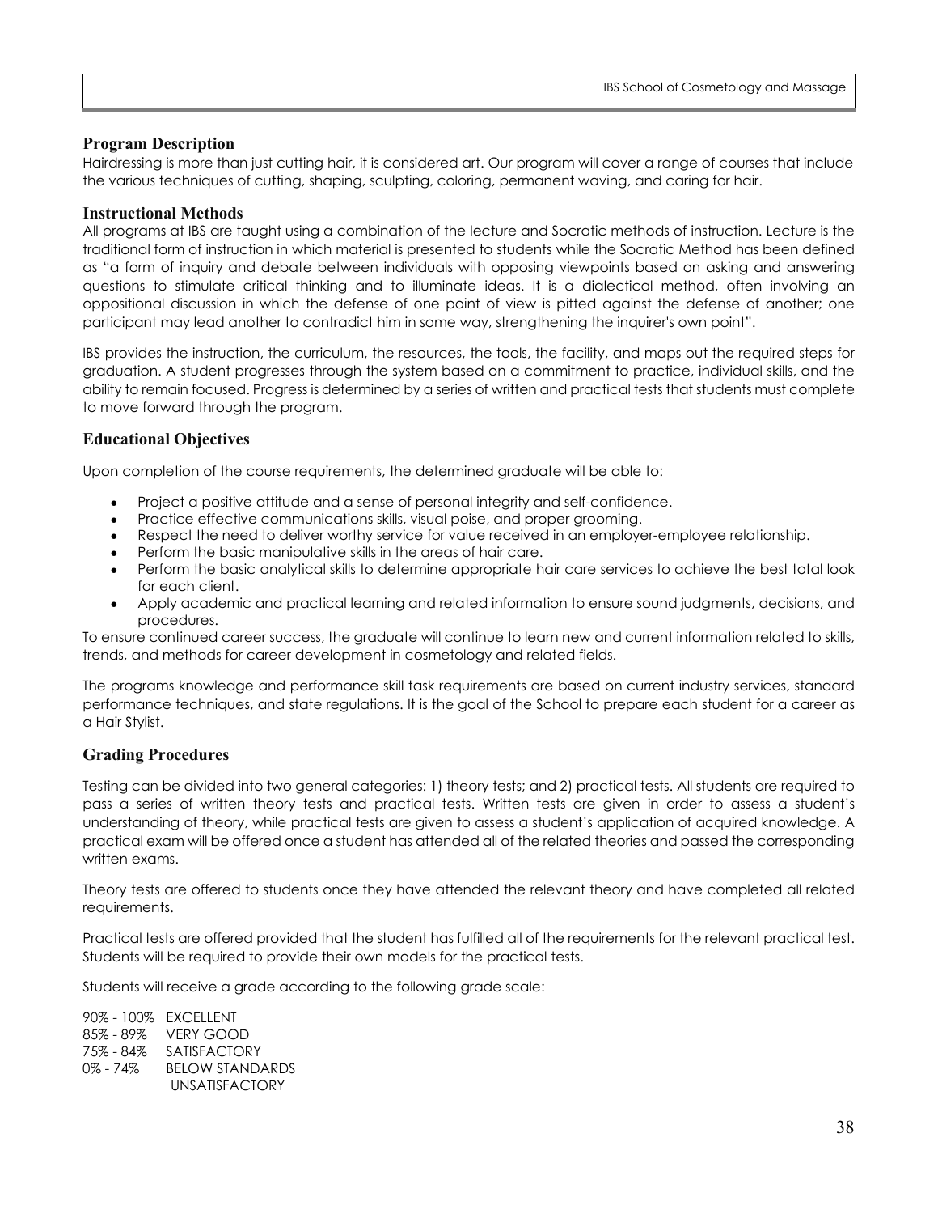## Program Description

Hairdressing is more than just cutting hair, it is considered art. Our program will cover a range of courses that include the various techniques of cutting, shaping, sculpting, coloring, permanent waving, and caring for hair.

## Instructional Methods

All programs at IBS are taught using a combination of the lecture and Socratic methods of instruction. Lecture is the traditional form of instruction in which material is presented to students while the Socratic Method has been defined as "a form of inquiry and debate between individuals with opposing viewpoints based on asking and answering questions to stimulate critical thinking and to illuminate ideas. It is a dialectical method, often involving an oppositional discussion in which the defense of one point of view is pitted against the defense of another; one participant may lead another to contradict him in some way, strengthening the inquirer's own point".

IBS provides the instruction, the curriculum, the resources, the tools, the facility, and maps out the required steps for graduation. A student progresses through the system based on a commitment to practice, individual skills, and the ability to remain focused. Progress is determined by a series of written and practical tests that students must complete to move forward through the program.

## Educational Objectives

Upon completion of the course requirements, the determined graduate will be able to:

- Project a positive attitude and a sense of personal integrity and self-confidence.
- Practice effective communications skills, visual poise, and proper grooming.
- Respect the need to deliver worthy service for value received in an employer-employee relationship.
- Perform the basic manipulative skills in the areas of hair care.
- Perform the basic analytical skills to determine appropriate hair care services to achieve the best total look for each client.
- Apply academic and practical learning and related information to ensure sound judgments, decisions, and procedures.

To ensure continued career success, the graduate will continue to learn new and current information related to skills, trends, and methods for career development in cosmetology and related fields.

The programs knowledge and performance skill task requirements are based on current industry services, standard performance techniques, and state regulations. It is the goal of the School to prepare each student for a career as a Hair Stylist.

## Grading Procedures

Testing can be divided into two general categories: 1) theory tests; and 2) practical tests. All students are required to pass a series of written theory tests and practical tests. Written tests are given in order to assess a student's understanding of theory, while practical tests are given to assess a student's application of acquired knowledge. A practical exam will be offered once a student has attended all of the related theories and passed the corresponding written exams.

Theory tests are offered to students once they have attended the relevant theory and have completed all related requirements.

Practical tests are offered provided that the student has fulfilled all of the requirements for the relevant practical test. Students will be required to provide their own models for the practical tests.

Students will receive a grade according to the following grade scale:

90% - 100% EXCELLENT
85% - 89% VERY GOOD
75% - 84% SATISFACTORY
0% - 74% BELOW STANDARDS
UNSATISFACTORY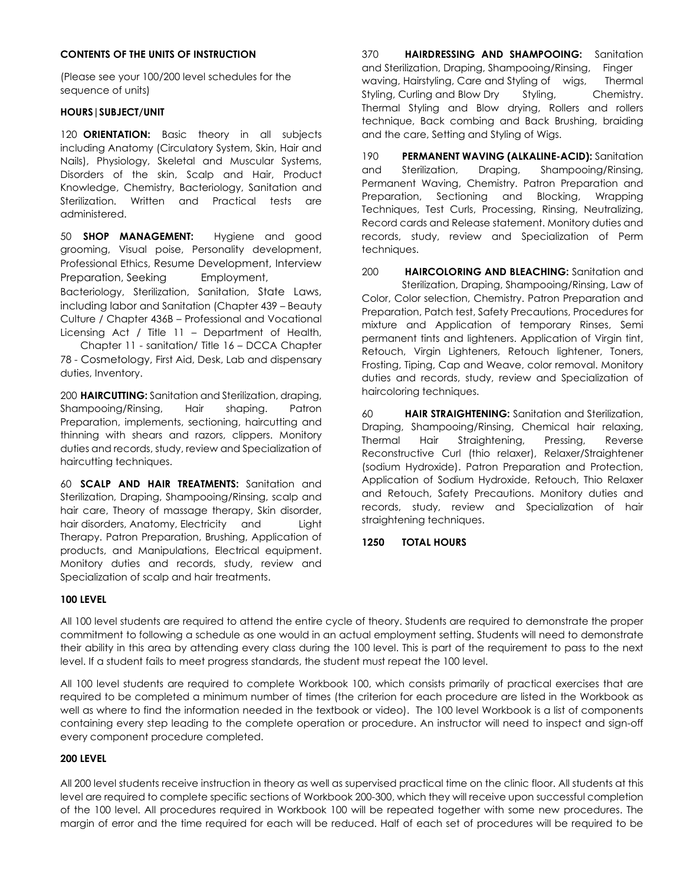**CONTENTS OF THE UNITS OF INSTRUCTION**

(Please see your 100/200 level schedules for the sequence of units)

**HOURS|SUBJECT/UNIT**

120 **ORIENTATION:** Basic theory in all subjects including Anatomy (Circulatory System, Skin, Hair and Nails), Physiology, Skeletal and Muscular Systems, Disorders of the skin, Scalp and Hair, Product Knowledge, Chemistry, Bacteriology, Sanitation and Sterilization. Written and Practical tests are administered.

50 **SHOP MANAGEMENT:** Hygiene and good grooming, Visual poise, Personality development, Professional Ethics, Resume Development, Interview Preparation, Seeking Employment, Bacteriology, Sterilization, Sanitation, State Laws, including labor and Sanitation (Chapter 439 – Beauty Culture / Chapter 436B – Professional and Vocational Licensing Act / Title 11 – Department of Health, Chapter 11 - sanitation/ Title 16 – DCCA Chapter 78 - Cosmetology, First Aid, Desk, Lab and dispensary duties, Inventory.

200 **HAIRCUTTING:** Sanitation and Sterilization, draping, Shampooing/Rinsing, Hair shaping. Patron Preparation, implements, sectioning, haircutting and thinning with shears and razors, clippers. Monitory duties and records, study, review and Specialization of haircutting techniques.

60 **SCALP AND HAIR TREATMENTS:** Sanitation and Sterilization, Draping, Shampooing/Rinsing, scalp and hair care, Theory of massage therapy, Skin disorder, hair disorders, Anatomy, Electricity and Light Therapy. Patron Preparation, Brushing, Application of products, and Manipulations, Electrical equipment. Monitory duties and records, study, review and Specialization of scalp and hair treatments.

370 **HAIRDRESSING AND SHAMPOOING:** Sanitation and Sterilization, Draping, Shampooing/Rinsing, Finger waving, Hairstyling, Care and Styling of wigs, Thermal Styling, Curling and Blow Dry Styling, Chemistry. Thermal Styling and Blow drying, Rollers and rollers technique, Back combing and Back Brushing, braiding and the care, Setting and Styling of Wigs.

190 **PERMANENT WAVING (ALKALINE-ACID):** Sanitation and Sterilization, Draping, Shampooing/Rinsing, Permanent Waving, Chemistry. Patron Preparation and Preparation, Sectioning and Blocking, Wrapping Techniques, Test Curls, Processing, Rinsing, Neutralizing, Record cards and Release statement. Monitory duties and records, study, review and Specialization of Perm techniques.

200 **HAIRCOLORING AND BLEACHING:** Sanitation and Sterilization, Draping, Shampooing/Rinsing, Law of Color, Color selection, Chemistry. Patron Preparation and Preparation, Patch test, Safety Precautions, Procedures for mixture and Application of temporary Rinses, Semi permanent tints and lighteners. Application of Virgin tint, Retouch, Virgin Lighteners, Retouch lightener, Toners, Frosting, Tiping, Cap and Weave, color removal. Monitory duties and records, study, review and Specialization of haircoloring techniques.

60 **HAIR STRAIGHTENING:** Sanitation and Sterilization, Draping, Shampooing/Rinsing, Chemical hair relaxing, Thermal Hair Straightening, Pressing, Reverse Reconstructive Curl (thio relaxer), Relaxer/Straightener (sodium Hydroxide). Patron Preparation and Protection, Application of Sodium Hydroxide, Retouch, Thio Relaxer and Retouch, Safety Precautions. Monitory duties and records, study, review and Specialization of hair straightening techniques.

**1250 TOTAL HOURS**

**100 LEVEL**

All 100 level students are required to attend the entire cycle of theory. Students are required to demonstrate the proper commitment to following a schedule as one would in an actual employment setting. Students will need to demonstrate their ability in this area by attending every class during the 100 level. This is part of the requirement to pass to the next level. If a student fails to meet progress standards, the student must repeat the 100 level.

All 100 level students are required to complete Workbook 100, which consists primarily of practical exercises that are required to be completed a minimum number of times (the criterion for each procedure are listed in the Workbook as well as where to find the information needed in the textbook or video). The 100 level Workbook is a list of components containing every step leading to the complete operation or procedure. An instructor will need to inspect and sign-off every component procedure completed.

**200 LEVEL**

All 200 level students receive instruction in theory as well as supervised practical time on the clinic floor. All students at this level are required to complete specific sections of Workbook 200-300, which they will receive upon successful completion of the 100 level. All procedures required in Workbook 100 will be repeated together with some new procedures. The margin of error and the time required for each will be reduced. Half of each set of procedures will be required to be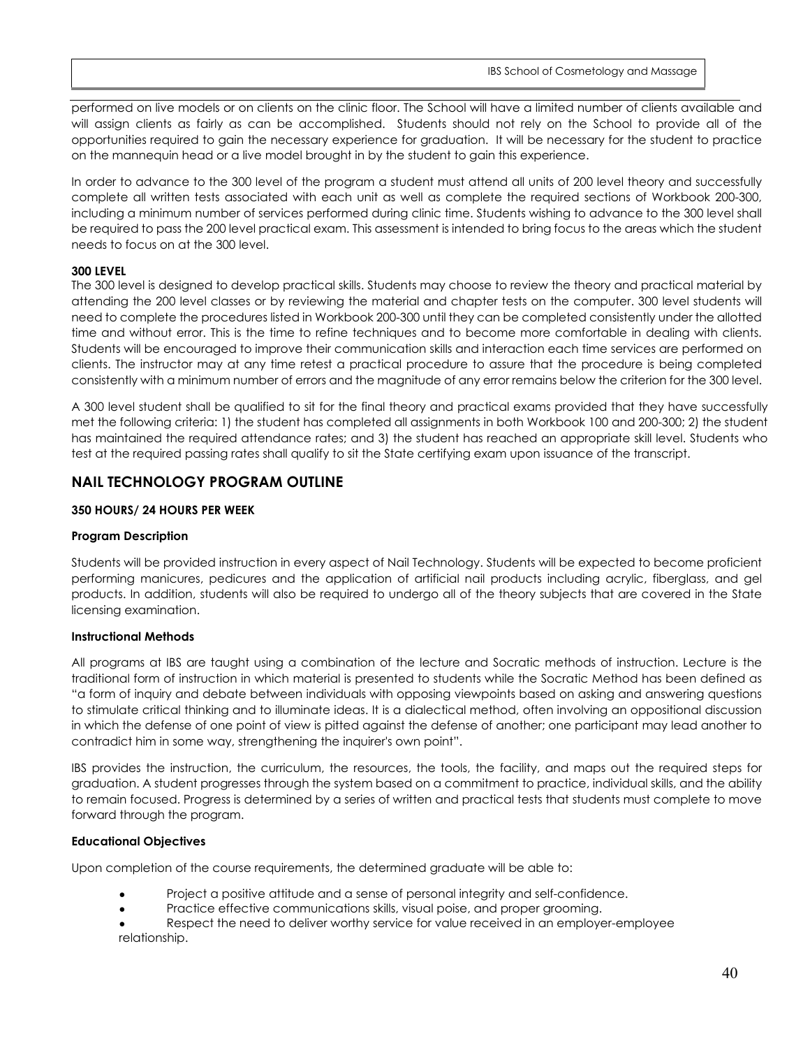performed on live models or on clients on the clinic floor. The School will have a limited number of clients available and will assign clients as fairly as can be accomplished. Students should not rely on the School to provide all of the opportunities required to gain the necessary experience for graduation. It will be necessary for the student to practice on the mannequin head or a live model brought in by the student to gain this experience.

In order to advance to the 300 level of the program a student must attend all units of 200 level theory and successfully complete all written tests associated with each unit as well as complete the required sections of Workbook 200-300, including a minimum number of services performed during clinic time. Students wishing to advance to the 300 level shall be required to pass the 200 level practical exam. This assessment is intended to bring focus to the areas which the student needs to focus on at the 300 level.

**300 LEVEL**

The 300 level is designed to develop practical skills. Students may choose to review the theory and practical material by attending the 200 level classes or by reviewing the material and chapter tests on the computer. 300 level students will need to complete the procedures listed in Workbook 200-300 until they can be completed consistently under the allotted time and without error. This is the time to refine techniques and to become more comfortable in dealing with clients. Students will be encouraged to improve their communication skills and interaction each time services are performed on clients. The instructor may at any time retest a practical procedure to assure that the procedure is being completed consistently with a minimum number of errors and the magnitude of any error remains below the criterion for the 300 level.

A 300 level student shall be qualified to sit for the final theory and practical exams provided that they have successfully met the following criteria: 1) the student has completed all assignments in both Workbook 100 and 200-300; 2) the student has maintained the required attendance rates; and 3) the student has reached an appropriate skill level. Students who test at the required passing rates shall qualify to sit the State certifying exam upon issuance of the transcript.

## NAIL TECHNOLOGY PROGRAM OUTLINE

**350 HOURS/ 24 HOURS PER WEEK**

**Program Description**

Students will be provided instruction in every aspect of Nail Technology. Students will be expected to become proficient performing manicures, pedicures and the application of artificial nail products including acrylic, fiberglass, and gel products. In addition, students will also be required to undergo all of the theory subjects that are covered in the State licensing examination.

**Instructional Methods**

All programs at IBS are taught using a combination of the lecture and Socratic methods of instruction. Lecture is the traditional form of instruction in which material is presented to students while the Socratic Method has been defined as "a form of inquiry and debate between individuals with opposing viewpoints based on asking and answering questions to stimulate critical thinking and to illuminate ideas. It is a dialectical method, often involving an oppositional discussion in which the defense of one point of view is pitted against the defense of another; one participant may lead another to contradict him in some way, strengthening the inquirer's own point".

IBS provides the instruction, the curriculum, the resources, the tools, the facility, and maps out the required steps for graduation. A student progresses through the system based on a commitment to practice, individual skills, and the ability to remain focused. Progress is determined by a series of written and practical tests that students must complete to move forward through the program.

**Educational Objectives**

Upon completion of the course requirements, the determined graduate will be able to:

- Project a positive attitude and a sense of personal integrity and self-confidence.
- Practice effective communications skills, visual poise, and proper grooming.
- Respect the need to deliver worthy service for value received in an employer-employee relationship.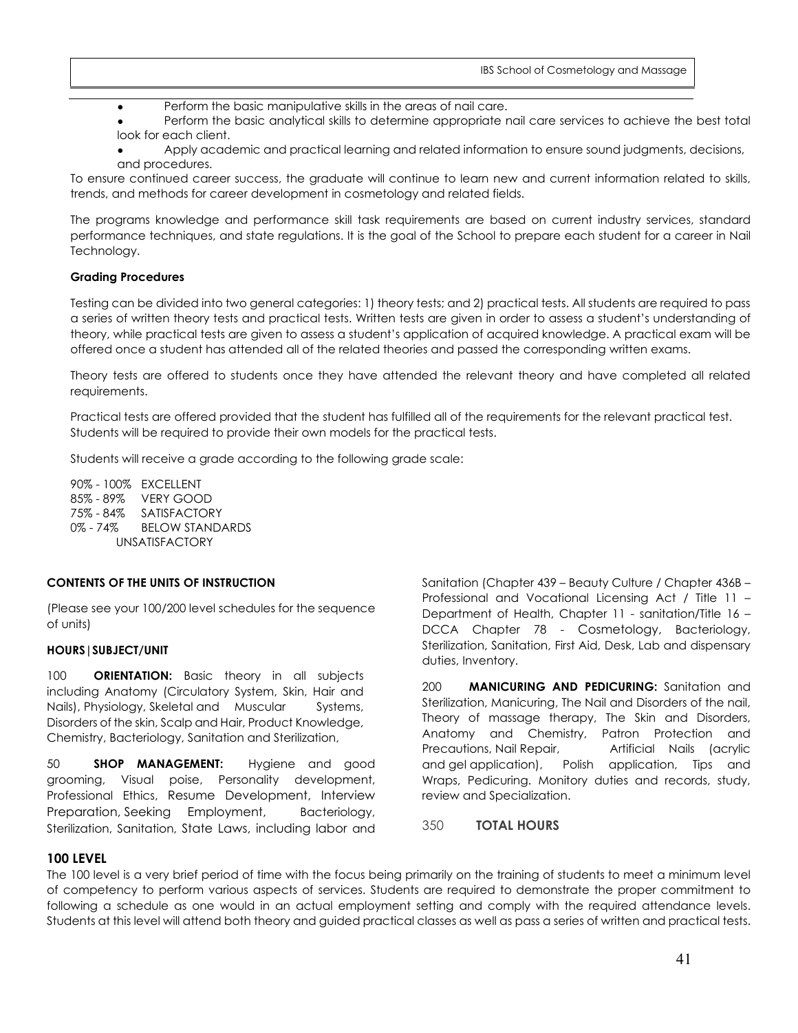- Perform the basic manipulative skills in the areas of nail care.
- Perform the basic analytical skills to determine appropriate nail care services to achieve the best total look for each client.
- Apply academic and practical learning and related information to ensure sound judgments, decisions, and procedures.

To ensure continued career success, the graduate will continue to learn new and current information related to skills, trends, and methods for career development in cosmetology and related fields.

The programs knowledge and performance skill task requirements are based on current industry services, standard performance techniques, and state regulations. It is the goal of the School to prepare each student for a career in Nail Technology.

**Grading Procedures**

Testing can be divided into two general categories: 1) theory tests; and 2) practical tests. All students are required to pass a series of written theory tests and practical tests. Written tests are given in order to assess a student's understanding of theory, while practical tests are given to assess a student's application of acquired knowledge. A practical exam will be offered once a student has attended all of the related theories and passed the corresponding written exams.

Theory tests are offered to students once they have attended the relevant theory and have completed all related requirements.

Practical tests are offered provided that the student has fulfilled all of the requirements for the relevant practical test. Students will be required to provide their own models for the practical tests.

Students will receive a grade according to the following grade scale:

90% - 100% EXCELLENT
85% - 89% VERY GOOD
75% - 84% SATISFACTORY
0% - 74% BELOW STANDARDS UNSATISFACTORY

**CONTENTS OF THE UNITS OF INSTRUCTION**

(Please see your 100/200 level schedules for the sequence of units)

**HOURS|SUBJECT/UNIT**

100 **ORIENTATION:** Basic theory in all subjects including Anatomy (Circulatory System, Skin, Hair and Nails), Physiology, Skeletal and Muscular Systems, Disorders of the skin, Scalp and Hair, Product Knowledge, Chemistry, Bacteriology, Sanitation and Sterilization,

50 **SHOP MANAGEMENT:** Hygiene and good grooming, Visual poise, Personality development, Professional Ethics, Resume Development, Interview Preparation, Seeking Employment, Bacteriology, Sterilization, Sanitation, State Laws, including labor and Sanitation (Chapter 439 – Beauty Culture / Chapter 436B – Professional and Vocational Licensing Act / Title 11 – Department of Health, Chapter 11 - sanitation/Title 16 – DCCA Chapter 78 - Cosmetology, Bacteriology, Sterilization, Sanitation, First Aid, Desk, Lab and dispensary duties, Inventory.

200 **MANICURING AND PEDICURING:** Sanitation and Sterilization, Manicuring, The Nail and Disorders of the nail, Theory of massage therapy, The Skin and Disorders, Anatomy and Chemistry, Patron Protection and Precautions, Nail Repair, Artificial Nails (acrylic and gel application), Polish application, Tips and Wraps, Pedicuring. Monitory duties and records, study, review and Specialization.

350 **TOTAL HOURS**

## 100 LEVEL

The 100 level is a very brief period of time with the focus being primarily on the training of students to meet a minimum level of competency to perform various aspects of services. Students are required to demonstrate the proper commitment to following a schedule as one would in an actual employment setting and comply with the required attendance levels. Students at this level will attend both theory and guided practical classes as well as pass a series of written and practical tests.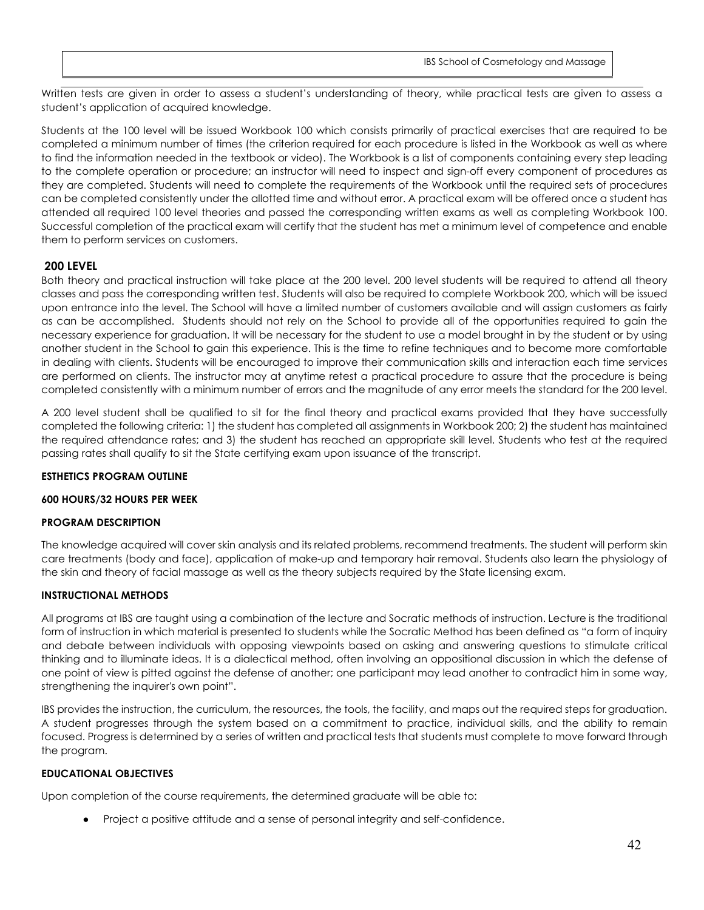Written tests are given in order to assess a student's understanding of theory, while practical tests are given to assess a student's application of acquired knowledge.

Students at the 100 level will be issued Workbook 100 which consists primarily of practical exercises that are required to be completed a minimum number of times (the criterion required for each procedure is listed in the Workbook as well as where to find the information needed in the textbook or video). The Workbook is a list of components containing every step leading to the complete operation or procedure; an instructor will need to inspect and sign-off every component of procedures as they are completed. Students will need to complete the requirements of the Workbook until the required sets of procedures can be completed consistently under the allotted time and without error. A practical exam will be offered once a student has attended all required 100 level theories and passed the corresponding written exams as well as completing Workbook 100. Successful completion of the practical exam will certify that the student has met a minimum level of competence and enable them to perform services on customers.

### 200 LEVEL

Both theory and practical instruction will take place at the 200 level. 200 level students will be required to attend all theory classes and pass the corresponding written test. Students will also be required to complete Workbook 200, which will be issued upon entrance into the level. The School will have a limited number of customers available and will assign customers as fairly as can be accomplished. Students should not rely on the School to provide all of the opportunities required to gain the necessary experience for graduation. It will be necessary for the student to use a model brought in by the student or by using another student in the School to gain this experience. This is the time to refine techniques and to become more comfortable in dealing with clients. Students will be encouraged to improve their communication skills and interaction each time services are performed on clients. The instructor may at anytime retest a practical procedure to assure that the procedure is being completed consistently with a minimum number of errors and the magnitude of any error meets the standard for the 200 level.

A 200 level student shall be qualified to sit for the final theory and practical exams provided that they have successfully completed the following criteria: 1) the student has completed all assignments in Workbook 200; 2) the student has maintained the required attendance rates; and 3) the student has reached an appropriate skill level. Students who test at the required passing rates shall qualify to sit the State certifying exam upon issuance of the transcript.

**ESTHETICS PROGRAM OUTLINE**

**600 HOURS/32 HOURS PER WEEK**

**PROGRAM DESCRIPTION**

The knowledge acquired will cover skin analysis and its related problems, recommend treatments. The student will perform skin care treatments (body and face), application of make-up and temporary hair removal. Students also learn the physiology of the skin and theory of facial massage as well as the theory subjects required by the State licensing exam.

**INSTRUCTIONAL METHODS**

All programs at IBS are taught using a combination of the lecture and Socratic methods of instruction. Lecture is the traditional form of instruction in which material is presented to students while the Socratic Method has been defined as "a form of inquiry and debate between individuals with opposing viewpoints based on asking and answering questions to stimulate critical thinking and to illuminate ideas. It is a dialectical method, often involving an oppositional discussion in which the defense of one point of view is pitted against the defense of another; one participant may lead another to contradict him in some way, strengthening the inquirer's own point".

IBS provides the instruction, the curriculum, the resources, the tools, the facility, and maps out the required steps for graduation. A student progresses through the system based on a commitment to practice, individual skills, and the ability to remain focused. Progress is determined by a series of written and practical tests that students must complete to move forward through the program.

**EDUCATIONAL OBJECTIVES**

Upon completion of the course requirements, the determined graduate will be able to:

- Project a positive attitude and a sense of personal integrity and self-confidence.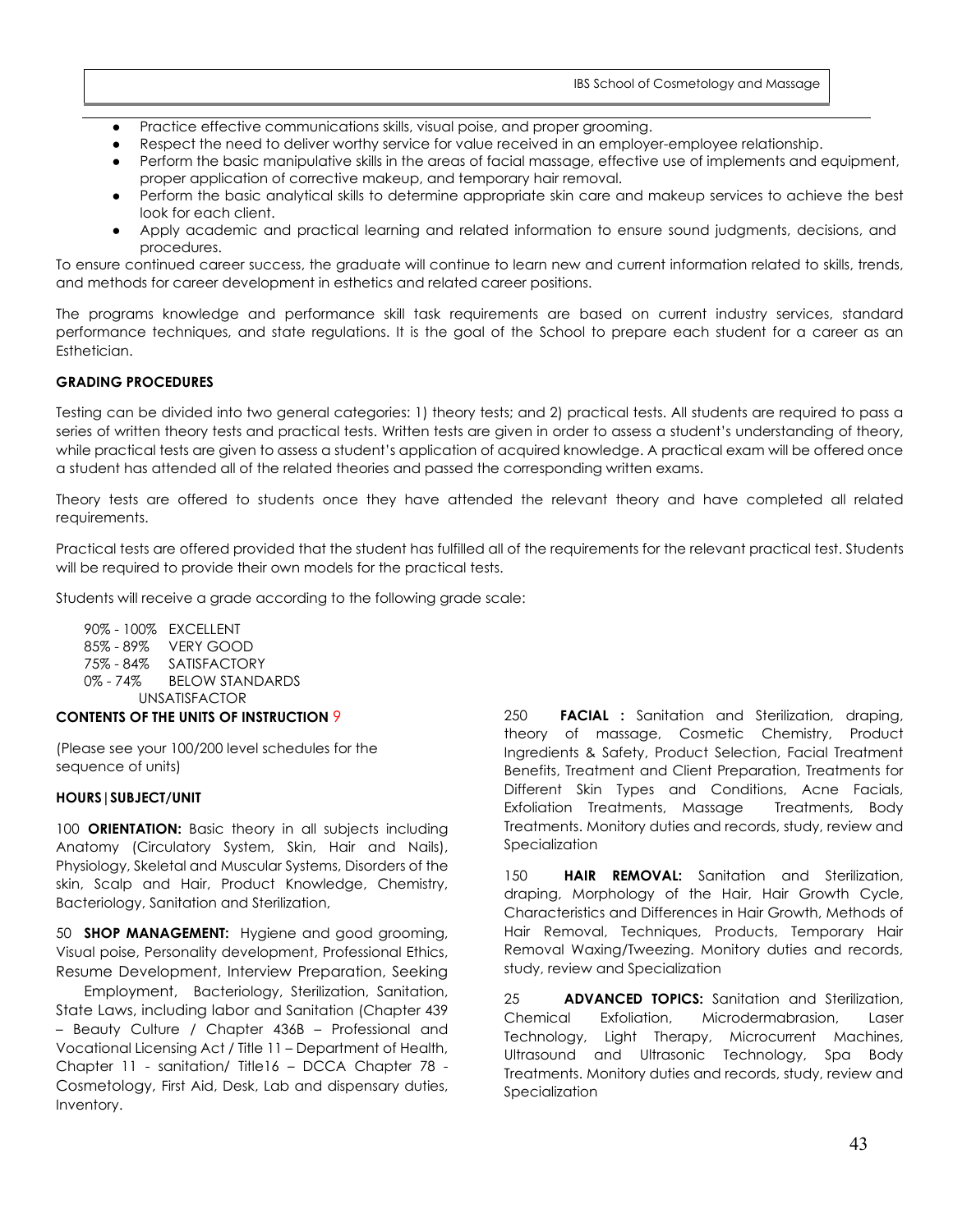- Practice effective communications skills, visual poise, and proper grooming.
- Respect the need to deliver worthy service for value received in an employer-employee relationship.
- Perform the basic manipulative skills in the areas of facial massage, effective use of implements and equipment, proper application of corrective makeup, and temporary hair removal.
- Perform the basic analytical skills to determine appropriate skin care and makeup services to achieve the best look for each client.
- Apply academic and practical learning and related information to ensure sound judgments, decisions, and procedures.

To ensure continued career success, the graduate will continue to learn new and current information related to skills, trends, and methods for career development in esthetics and related career positions.

The programs knowledge and performance skill task requirements are based on current industry services, standard performance techniques, and state regulations. It is the goal of the School to prepare each student for a career as an Esthetician.

**GRADING PROCEDURES**

Testing can be divided into two general categories: 1) theory tests; and 2) practical tests. All students are required to pass a series of written theory tests and practical tests. Written tests are given in order to assess a student's understanding of theory, while practical tests are given to assess a student's application of acquired knowledge. A practical exam will be offered once a student has attended all of the related theories and passed the corresponding written exams.

Theory tests are offered to students once they have attended the relevant theory and have completed all related requirements.

Practical tests are offered provided that the student has fulfilled all of the requirements for the relevant practical test. Students will be required to provide their own models for the practical tests.

Students will receive a grade according to the following grade scale:

90% - 100% EXCELLENT
85% - 89% VERY GOOD
75% - 84% SATISFACTORY
0% - 74% BELOW STANDARDS UNSATISFACTOR

**CONTENTS OF THE UNITS OF INSTRUCTION** 9

(Please see your 100/200 level schedules for the sequence of units)

**HOURS|SUBJECT/UNIT**

100 **ORIENTATION:** Basic theory in all subjects including Anatomy (Circulatory System, Skin, Hair and Nails), Physiology, Skeletal and Muscular Systems, Disorders of the skin, Scalp and Hair, Product Knowledge, Chemistry, Bacteriology, Sanitation and Sterilization,

50 **SHOP MANAGEMENT:** Hygiene and good grooming, Visual poise, Personality development, Professional Ethics, Resume Development, Interview Preparation, Seeking Employment, Bacteriology, Sterilization, Sanitation, State Laws, including labor and Sanitation (Chapter 439 – Beauty Culture / Chapter 436B – Professional and Vocational Licensing Act / Title 11 – Department of Health, Chapter 11 - sanitation/ Title16 – DCCA Chapter 78 - Cosmetology, First Aid, Desk, Lab and dispensary duties, Inventory.

250 **FACIAL :** Sanitation and Sterilization, draping, theory of massage, Cosmetic Chemistry, Product Ingredients & Safety, Product Selection, Facial Treatment Benefits, Treatment and Client Preparation, Treatments for Different Skin Types and Conditions, Acne Facials, Exfoliation Treatments, Massage Treatments, Body Treatments. Monitory duties and records, study, review and Specialization

150 **HAIR REMOVAL:** Sanitation and Sterilization, draping, Morphology of the Hair, Hair Growth Cycle, Characteristics and Differences in Hair Growth, Methods of Hair Removal, Techniques, Products, Temporary Hair Removal Waxing/Tweezing. Monitory duties and records, study, review and Specialization

25 **ADVANCED TOPICS:** Sanitation and Sterilization, Chemical Exfoliation, Microdermabrasion, Laser Technology, Light Therapy, Microcurrent Machines, Ultrasound and Ultrasonic Technology, Spa Body Treatments. Monitory duties and records, study, review and Specialization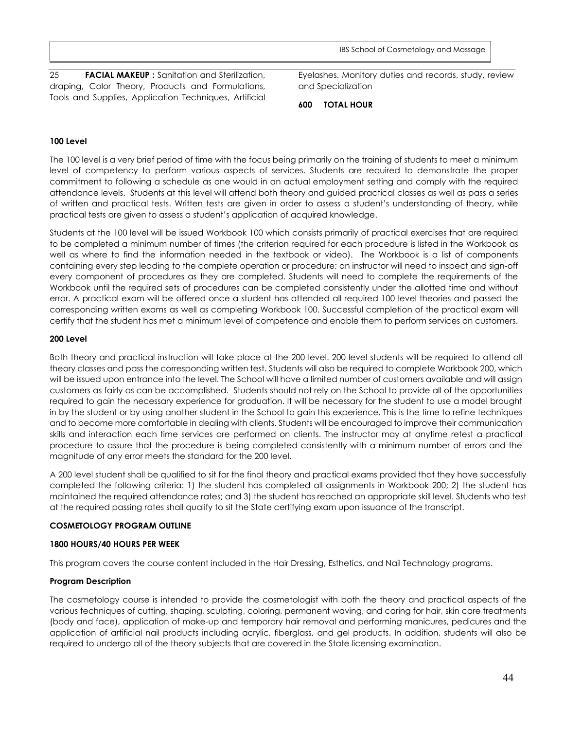25 **FACIAL MAKEUP :** Sanitation and Sterilization, draping, Color Theory, Products and Formulations, Tools and Supplies, Application Techniques, Artificial Eyelashes. Monitory duties and records, study, review and Specialization

**600 TOTAL HOUR**

**100 Level**

The 100 level is a very brief period of time with the focus being primarily on the training of students to meet a minimum level of competency to perform various aspects of services. Students are required to demonstrate the proper commitment to following a schedule as one would in an actual employment setting and comply with the required attendance levels. Students at this level will attend both theory and guided practical classes as well as pass a series of written and practical tests. Written tests are given in order to assess a student's understanding of theory, while practical tests are given to assess a student's application of acquired knowledge.

Students at the 100 level will be issued Workbook 100 which consists primarily of practical exercises that are required to be completed a minimum number of times (the criterion required for each procedure is listed in the Workbook as well as where to find the information needed in the textbook or video). The Workbook is a list of components containing every step leading to the complete operation or procedure; an instructor will need to inspect and sign-off every component of procedures as they are completed. Students will need to complete the requirements of the Workbook until the required sets of procedures can be completed consistently under the allotted time and without error. A practical exam will be offered once a student has attended all required 100 level theories and passed the corresponding written exams as well as completing Workbook 100. Successful completion of the practical exam will certify that the student has met a minimum level of competence and enable them to perform services on customers.

**200 Level**

Both theory and practical instruction will take place at the 200 level. 200 level students will be required to attend all theory classes and pass the corresponding written test. Students will also be required to complete Workbook 200, which will be issued upon entrance into the level. The School will have a limited number of customers available and will assign customers as fairly as can be accomplished. Students should not rely on the School to provide all of the opportunities required to gain the necessary experience for graduation. It will be necessary for the student to use a model brought in by the student or by using another student in the School to gain this experience. This is the time to refine techniques and to become more comfortable in dealing with clients. Students will be encouraged to improve their communication skills and interaction each time services are performed on clients. The instructor may at anytime retest a practical procedure to assure that the procedure is being completed consistently with a minimum number of errors and the magnitude of any error meets the standard for the 200 level.

A 200 level student shall be qualified to sit for the final theory and practical exams provided that they have successfully completed the following criteria: 1) the student has completed all assignments in Workbook 200; 2) the student has maintained the required attendance rates; and 3) the student has reached an appropriate skill level. Students who test at the required passing rates shall qualify to sit the State certifying exam upon issuance of the transcript.

**COSMETOLOGY PROGRAM OUTLINE**

**1800 HOURS/40 HOURS PER WEEK**

This program covers the course content included in the Hair Dressing, Esthetics, and Nail Technology programs.

**Program Description**

The cosmetology course is intended to provide the cosmetologist with both the theory and practical aspects of the various techniques of cutting, shaping, sculpting, coloring, permanent waving, and caring for hair, skin care treatments (body and face), application of make-up and temporary hair removal and performing manicures, pedicures and the application of artificial nail products including acrylic, fiberglass, and gel products. In addition, students will also be required to undergo all of the theory subjects that are covered in the State licensing examination.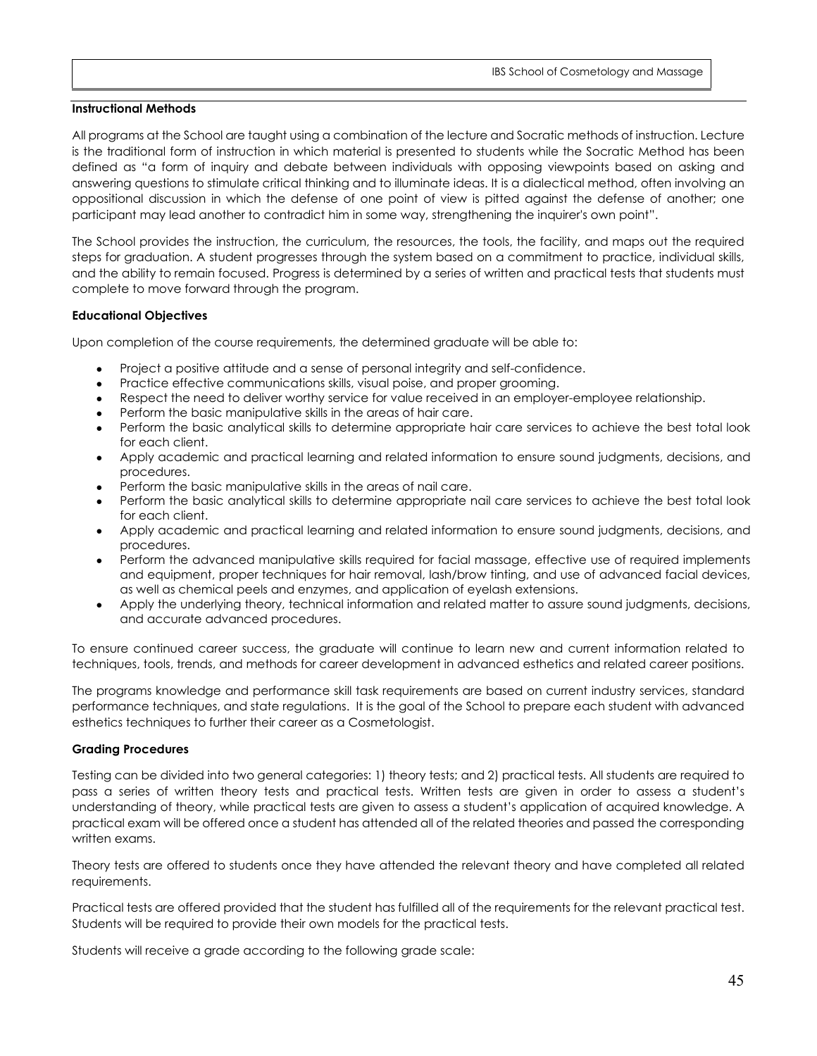## Instructional Methods

All programs at the School are taught using a combination of the lecture and Socratic methods of instruction. Lecture is the traditional form of instruction in which material is presented to students while the Socratic Method has been defined as "a form of inquiry and debate between individuals with opposing viewpoints based on asking and answering questions to stimulate critical thinking and to illuminate ideas. It is a dialectical method, often involving an oppositional discussion in which the defense of one point of view is pitted against the defense of another; one participant may lead another to contradict him in some way, strengthening the inquirer's own point".

The School provides the instruction, the curriculum, the resources, the tools, the facility, and maps out the required steps for graduation. A student progresses through the system based on a commitment to practice, individual skills, and the ability to remain focused. Progress is determined by a series of written and practical tests that students must complete to move forward through the program.

## Educational Objectives

Upon completion of the course requirements, the determined graduate will be able to:

- Project a positive attitude and a sense of personal integrity and self-confidence.
- Practice effective communications skills, visual poise, and proper grooming.
- Respect the need to deliver worthy service for value received in an employer-employee relationship.
- Perform the basic manipulative skills in the areas of hair care.
- Perform the basic analytical skills to determine appropriate hair care services to achieve the best total look for each client.
- Apply academic and practical learning and related information to ensure sound judgments, decisions, and procedures.
- Perform the basic manipulative skills in the areas of nail care.
- Perform the basic analytical skills to determine appropriate nail care services to achieve the best total look for each client.
- Apply academic and practical learning and related information to ensure sound judgments, decisions, and procedures.
- Perform the advanced manipulative skills required for facial massage, effective use of required implements and equipment, proper techniques for hair removal, lash/brow tinting, and use of advanced facial devices, as well as chemical peels and enzymes, and application of eyelash extensions.
- Apply the underlying theory, technical information and related matter to assure sound judgments, decisions, and accurate advanced procedures.

To ensure continued career success, the graduate will continue to learn new and current information related to techniques, tools, trends, and methods for career development in advanced esthetics and related career positions.

The programs knowledge and performance skill task requirements are based on current industry services, standard performance techniques, and state regulations. It is the goal of the School to prepare each student with advanced esthetics techniques to further their career as a Cosmetologist.

## Grading Procedures

Testing can be divided into two general categories: 1) theory tests; and 2) practical tests. All students are required to pass a series of written theory tests and practical tests. Written tests are given in order to assess a student's understanding of theory, while practical tests are given to assess a student's application of acquired knowledge. A practical exam will be offered once a student has attended all of the related theories and passed the corresponding written exams.

Theory tests are offered to students once they have attended the relevant theory and have completed all related requirements.

Practical tests are offered provided that the student has fulfilled all of the requirements for the relevant practical test. Students will be required to provide their own models for the practical tests.

Students will receive a grade according to the following grade scale: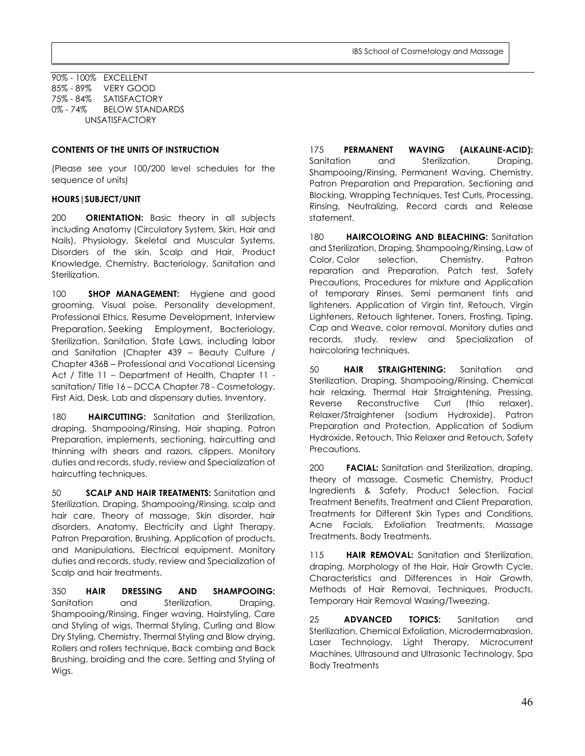90% - 100% EXCELLENT
85% - 89% VERY GOOD
75% - 84% SATISFACTORY
0% - 74% BELOW STANDARDS
UNSATISFACTORY

**CONTENTS OF THE UNITS OF INSTRUCTION**

(Please see your 100/200 level schedules for the sequence of units)

**HOURS|SUBJECT/UNIT**

200 **ORIENTATION:** Basic theory in all subjects including Anatomy (Circulatory System, Skin, Hair and Nails), Physiology, Skeletal and Muscular Systems, Disorders of the skin, Scalp and Hair, Product Knowledge, Chemistry, Bacteriology, Sanitation and Sterilization.

100 **SHOP MANAGEMENT:** Hygiene and good grooming, Visual poise, Personality development, Professional Ethics, Resume Development, Interview Preparation, Seeking Employment, Bacteriology, Sterilization, Sanitation, State Laws, including labor and Sanitation (Chapter 439 – Beauty Culture / Chapter 436B – Professional and Vocational Licensing Act / Title 11 – Department of Health, Chapter 11 - sanitation/ Title 16 – DCCA Chapter 78 - Cosmetology, First Aid, Desk, Lab and dispensary duties, Inventory.

180 **HAIRCUTTING:** Sanitation and Sterilization, draping, Shampooing/Rinsing, Hair shaping. Patron Preparation, implements, sectioning, haircutting and thinning with shears and razors, clippers. Monitory duties and records, study, review and Specialization of haircutting techniques.

50 **SCALP AND HAIR TREATMENTS:** Sanitation and Sterilization, Draping, Shampooing/Rinsing, scalp and hair care, Theory of massage, Skin disorder, hair disorders, Anatomy, Electricity and Light Therapy. Patron Preparation, Brushing, Application of products, and Manipulations, Electrical equipment. Monitory duties and records, study, review and Specialization of Scalp and hair treatments.

350 **HAIR DRESSING AND SHAMPOOING:** Sanitation and Sterilization, Draping, Shampooing/Rinsing, Finger waving, Hairstyling, Care and Styling of wigs, Thermal Styling, Curling and Blow Dry Styling, Chemistry. Thermal Styling and Blow drying, Rollers and rollers technique, Back combing and Back Brushing, braiding and the care, Setting and Styling of Wigs.

175 **PERMANENT WAVING (ALKALINE-ACID):** Sanitation and Sterilization, Draping, Shampooing/Rinsing, Permanent Waving, Chemistry. Patron Preparation and Preparation, Sectioning and Blocking, Wrapping Techniques, Test Curls, Processing, Rinsing, Neutralizing, Record cards and Release statement.

180 **HAIRCOLORING AND BLEACHING:** Sanitation and Sterilization, Draping, Shampooing/Rinsing, Law of Color, Color selection, Chemistry. Patron reparation and Preparation, Patch test, Safety Precautions, Procedures for mixture and Application of temporary Rinses, Semi permanent tints and lighteners. Application of Virgin tint, Retouch, Virgin Lighteners, Retouch lightener, Toners, Frosting, Tiping, Cap and Weave, color removal. Monitory duties and records, study, review and Specialization of haircoloring techniques.

50 **HAIR STRAIGHTENING:** Sanitation and Sterilization, Draping, Shampooing/Rinsing, Chemical hair relaxing, Thermal Hair Straightening, Pressing, Reverse Reconstructive Curl (thio relaxer), Relaxer/Straightener (sodium Hydroxide). Patron Preparation and Protection, Application of Sodium Hydroxide, Retouch, Thio Relaxer and Retouch, Safety Precautions.

200 **FACIAL:** Sanitation and Sterilization, draping, theory of massage, Cosmetic Chemistry, Product Ingredients & Safety, Product Selection, Facial Treatment Benefits, Treatment and Client Preparation, Treatments for Different Skin Types and Conditions, Acne Facials, Exfoliation Treatments, Massage Treatments, Body Treatments.

115 **HAIR REMOVAL:** Sanitation and Sterilization, draping, Morphology of the Hair, Hair Growth Cycle, Characteristics and Differences in Hair Growth, Methods of Hair Removal, Techniques, Products, Temporary Hair Removal Waxing/Tweezing.

25 **ADVANCED TOPICS:** Sanitation and Sterilization, Chemical Exfoliation, Microdermabrasion, Laser Technology, Light Therapy, Microcurrent Machines, Ultrasound and Ultrasonic Technology, Spa Body Treatments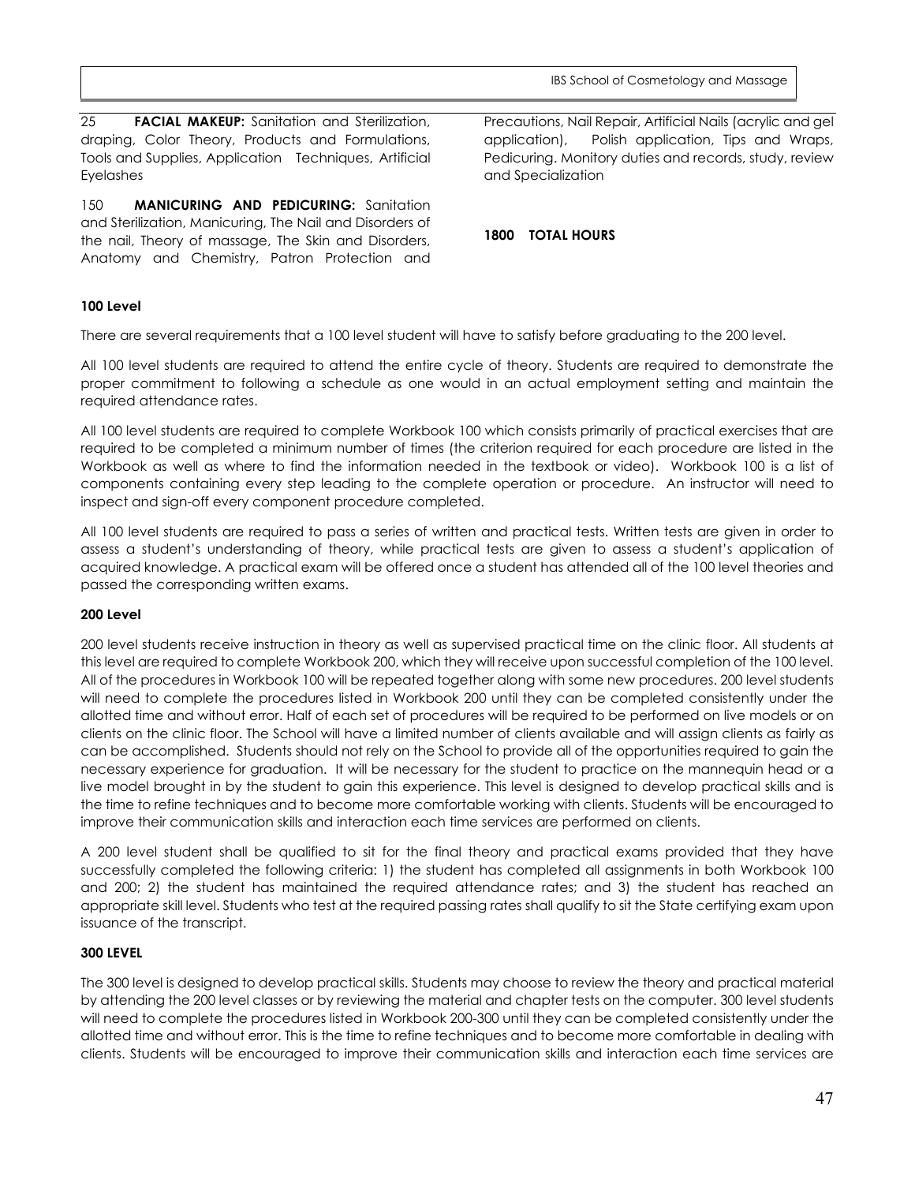25 **FACIAL MAKEUP:** Sanitation and Sterilization, draping, Color Theory, Products and Formulations, Tools and Supplies, Application Techniques, Artificial Eyelashes

150 **MANICURING AND PEDICURING:** Sanitation and Sterilization, Manicuring, The Nail and Disorders of the nail, Theory of massage, The Skin and Disorders, Anatomy and Chemistry, Patron Protection and Precautions, Nail Repair, Artificial Nails (acrylic and gel application), Polish application, Tips and Wraps, Pedicuring. Monitor duties and records, study, review and Specialization

**1800 TOTAL HOURS**

### 100 Level

There are several requirements that a 100 level student will have to satisfy before graduating to the 200 level.

All 100 level students are required to attend the entire cycle of theory. Students are required to demonstrate the proper commitment to following a schedule as one would in an actual employment setting and maintain the required attendance rates.

All 100 level students are required to complete Workbook 100 which consists primarily of practical exercises that are required to be completed a minimum number of times (the criterion required for each procedure are listed in the Workbook as well as where to find the information needed in the textbook or video). Workbook 100 is a list of components containing every step leading to the complete operation or procedure. An instructor will need to inspect and sign-off every component procedure completed.

All 100 level students are required to pass a series of written and practical tests. Written tests are given in order to assess a student's understanding of theory, while practical tests are given to assess a student's application of acquired knowledge. A practical exam will be offered once a student has attended all of the 100 level theories and passed the corresponding written exams.

### 200 Level

200 level students receive instruction in theory as well as supervised practical time on the clinic floor. All students at this level are required to complete Workbook 200, which they will receive upon successful completion of the 100 level. All of the procedures in Workbook 100 will be repeated together along with some new procedures. 200 level students will need to complete the procedures listed in Workbook 200 until they can be completed consistently under the allotted time and without error. Half of each set of procedures will be required to be performed on live models or on clients on the clinic floor. The School will have a limited number of clients available and will assign clients as fairly as can be accomplished. Students should not rely on the School to provide all of the opportunities required to gain the necessary experience for graduation. It will be necessary for the student to practice on the mannequin head or a live model brought in by the student to gain this experience. This level is designed to develop practical skills and is the time to refine techniques and to become more comfortable working with clients. Students will be encouraged to improve their communication skills and interaction each time services are performed on clients.

A 200 level student shall be qualified to sit for the final theory and practical exams provided that they have successfully completed the following criteria: 1) the student has completed all assignments in both Workbook 100 and 200; 2) the student has maintained the required attendance rates; and 3) the student has reached an appropriate skill level. Students who test at the required passing rates shall qualify to sit the State certifying exam upon issuance of the transcript.

### 300 LEVEL

The 300 level is designed to develop practical skills. Students may choose to review the theory and practical material by attending the 200 level classes or by reviewing the material and chapter tests on the computer. 300 level students will need to complete the procedures listed in Workbook 200-300 until they can be completed consistently under the allotted time and without error. This is the time to refine techniques and to become more comfortable in dealing with clients. Students will be encouraged to improve their communication skills and interaction each time services are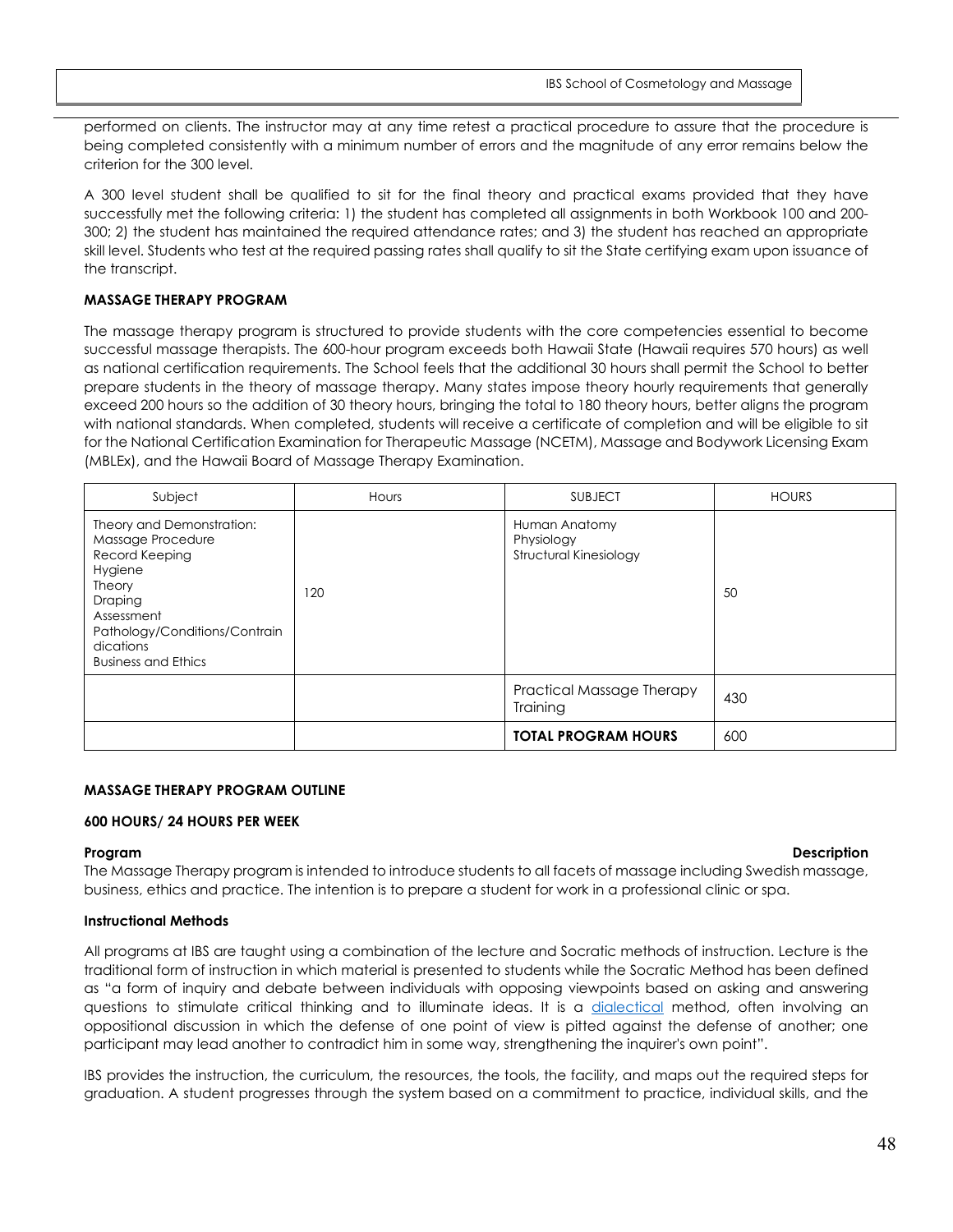performed on clients. The instructor may at any time retest a practical procedure to assure that the procedure is being completed consistently with a minimum number of errors and the magnitude of any error remains below the criterion for the 300 level.

A 300 level student shall be qualified to sit for the final theory and practical exams provided that they have successfully met the following criteria: 1) the student has completed all assignments in both Workbook 100 and 200-300; 2) the student has maintained the required attendance rates; and 3) the student has reached an appropriate skill level. Students who test at the required passing rates shall qualify to sit the State certifying exam upon issuance of the transcript.

**MASSAGE THERAPY PROGRAM**

The massage therapy program is structured to provide students with the core competencies essential to become successful massage therapists. The 600-hour program exceeds both Hawaii State (Hawaii requires 570 hours) as well as national certification requirements. The School feels that the additional 30 hours shall permit the School to better prepare students in the theory of massage therapy. Many states impose theory hourly requirements that generally exceed 200 hours so the addition of 30 theory hours, bringing the total to 180 theory hours, better aligns the program with national standards. When completed, students will receive a certificate of completion and will be eligible to sit for the National Certification Examination for Therapeutic Massage (NCETM), Massage and Bodywork Licensing Exam (MBLEx), and the Hawaii Board of Massage Therapy Examination.

| Subject | Hours | SUBJECT | HOURS |
|---|---|---|---|
| Theory and Demonstration:<br>Massage Procedure<br>Record Keeping<br>Hygiene<br>Theory<br>Draping<br>Assessment<br>Pathology/Conditions/Contraindications<br>Business and Ethics | 120 | Human Anatomy<br>Physiology<br>Structural Kinesiology | 50 |
| | | Practical Massage Therapy Training | 430 |
| | | **TOTAL PROGRAM HOURS** | 600 |

**MASSAGE THERAPY PROGRAM OUTLINE**

**600 HOURS/ 24 HOURS PER WEEK**

**Program Description**

The Massage Therapy program is intended to introduce students to all facets of massage including Swedish massage, business, ethics and practice. The intention is to prepare a student for work in a professional clinic or spa.

**Instructional Methods**

All programs at IBS are taught using a combination of the lecture and Socratic methods of instruction. Lecture is the traditional form of instruction in which material is presented to students while the Socratic Method has been defined as "a form of inquiry and debate between individuals with opposing viewpoints based on asking and answering questions to stimulate critical thinking and to illuminate ideas. It is a dialectical method, often involving an oppositional discussion in which the defense of one point of view is pitted against the defense of another; one participant may lead another to contradict him in some way, strengthening the inquirer's own point".

IBS provides the instruction, the curriculum, the resources, the tools, the facility, and maps out the required steps for graduation. A student progresses through the system based on a commitment to practice, individual skills, and the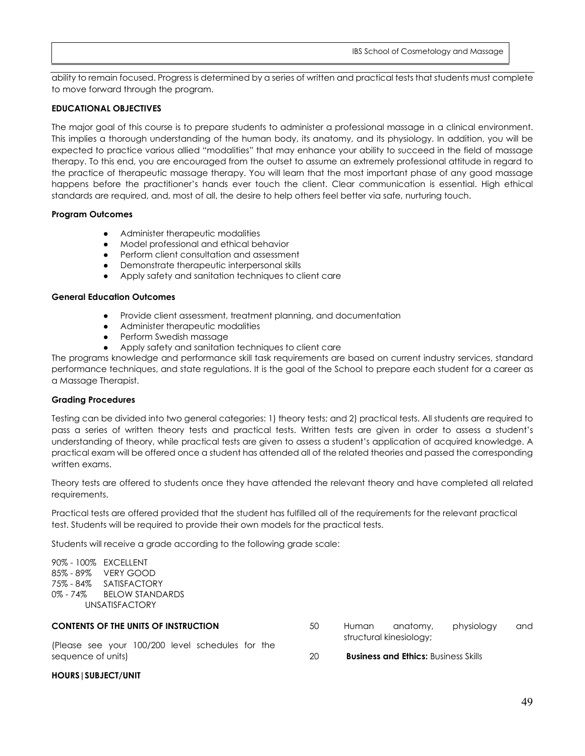ability to remain focused. Progress is determined by a series of written and practical tests that students must complete to move forward through the program.

**EDUCATIONAL OBJECTIVES**

The major goal of this course is to prepare students to administer a professional massage in a clinical environment. This implies a thorough understanding of the human body, its anatomy, and its physiology. In addition, you will be expected to practice various allied "modalities" that may enhance your ability to succeed in the field of massage therapy. To this end, you are encouraged from the outset to assume an extremely professional attitude in regard to the practice of therapeutic massage therapy. You will learn that the most important phase of any good massage happens before the practitioner's hands ever touch the client. Clear communication is essential. High ethical standards are required, and, most of all, the desire to help others feel better via safe, nurturing touch.

**Program Outcomes**

- Administer therapeutic modalities
- Model professional and ethical behavior
- Perform client consultation and assessment
- Demonstrate therapeutic interpersonal skills
- Apply safety and sanitation techniques to client care

**General Education Outcomes**

- Provide client assessment, treatment planning, and documentation
- Administer therapeutic modalities
- Perform Swedish massage
- Apply safety and sanitation techniques to client care

The programs knowledge and performance skill task requirements are based on current industry services, standard performance techniques, and state regulations. It is the goal of the School to prepare each student for a career as a Massage Therapist.

**Grading Procedures**

Testing can be divided into two general categories: 1) theory tests; and 2) practical tests. All students are required to pass a series of written theory tests and practical tests. Written tests are given in order to assess a student's understanding of theory, while practical tests are given to assess a student's application of acquired knowledge. A practical exam will be offered once a student has attended all of the related theories and passed the corresponding written exams.

Theory tests are offered to students once they have attended the relevant theory and have completed all related requirements.

Practical tests are offered provided that the student has fulfilled all of the requirements for the relevant practical test. Students will be required to provide their own models for the practical tests.

Students will receive a grade according to the following grade scale:

90% - 100% EXCELLENT
85% - 89% VERY GOOD
75% - 84% SATISFACTORY
0% - 74% BELOW STANDARDS UNSATISFACTORY

**CONTENTS OF THE UNITS OF INSTRUCTION**

(Please see your 100/200 level schedules for the sequence of units)

**HOURS|SUBJECT/UNIT**

50 Human anatomy, physiology and structural kinesiology;

20 **Business and Ethics:** Business Skills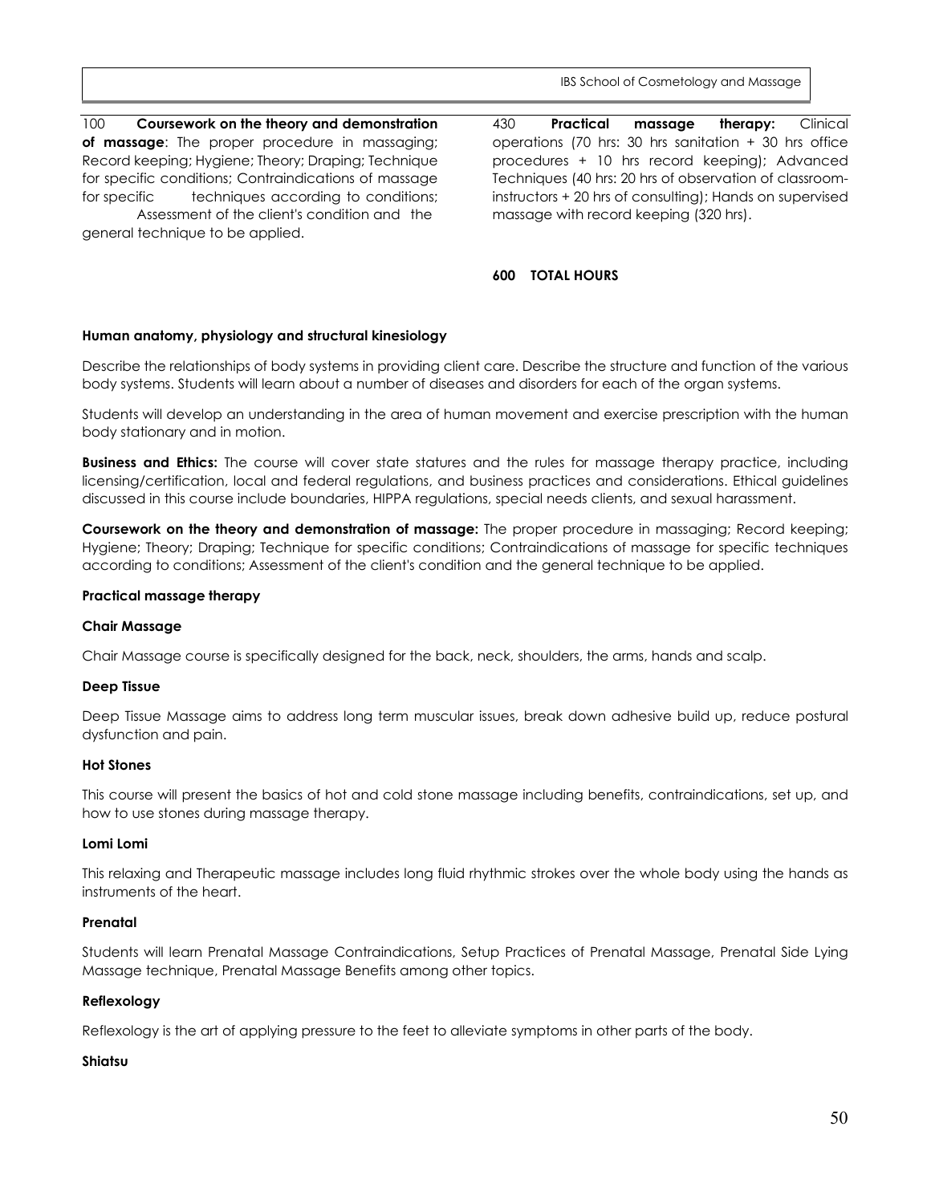100 **Coursework on the theory and demonstration of massage**: The proper procedure in massaging; Record keeping; Hygiene; Theory; Draping; Technique for specific conditions; Contraindications of massage for specific techniques according to conditions; Assessment of the client's condition and the general technique to be applied.

430 **Practical massage therapy:** Clinical operations (70 hrs: 30 hrs sanitation + 30 hrs office procedures + 10 hrs record keeping); Advanced Techniques (40 hrs: 20 hrs of observation of classroom-instructors + 20 hrs of consulting); Hands on supervised massage with record keeping (320 hrs).

**600 TOTAL HOURS**

**Human anatomy, physiology and structural kinesiology**

Describe the relationships of body systems in providing client care. Describe the structure and function of the various body systems. Students will learn about a number of diseases and disorders for each of the organ systems.

Students will develop an understanding in the area of human movement and exercise prescription with the human body stationary and in motion.

**Business and Ethics:** The course will cover state statures and the rules for massage therapy practice, including licensing/certification, local and federal regulations, and business practices and considerations. Ethical guidelines discussed in this course include boundaries, HIPPA regulations, special needs clients, and sexual harassment.

**Coursework on the theory and demonstration of massage:** The proper procedure in massaging; Record keeping; Hygiene; Theory; Draping; Technique for specific conditions; Contraindications of massage for specific techniques according to conditions; Assessment of the client's condition and the general technique to be applied.

**Practical massage therapy**

**Chair Massage**

Chair Massage course is specifically designed for the back, neck, shoulders, the arms, hands and scalp.

**Deep Tissue**

Deep Tissue Massage aims to address long term muscular issues, break down adhesive build up, reduce postural dysfunction and pain.

**Hot Stones**

This course will present the basics of hot and cold stone massage including benefits, contraindications, set up, and how to use stones during massage therapy.

**Lomi Lomi**

This relaxing and Therapeutic massage includes long fluid rhythmic strokes over the whole body using the hands as instruments of the heart.

**Prenatal**

Students will learn Prenatal Massage Contraindications, Setup Practices of Prenatal Massage, Prenatal Side Lying Massage technique, Prenatal Massage Benefits among other topics.

**Reflexology**

Reflexology is the art of applying pressure to the feet to alleviate symptoms in other parts of the body.

**Shiatsu**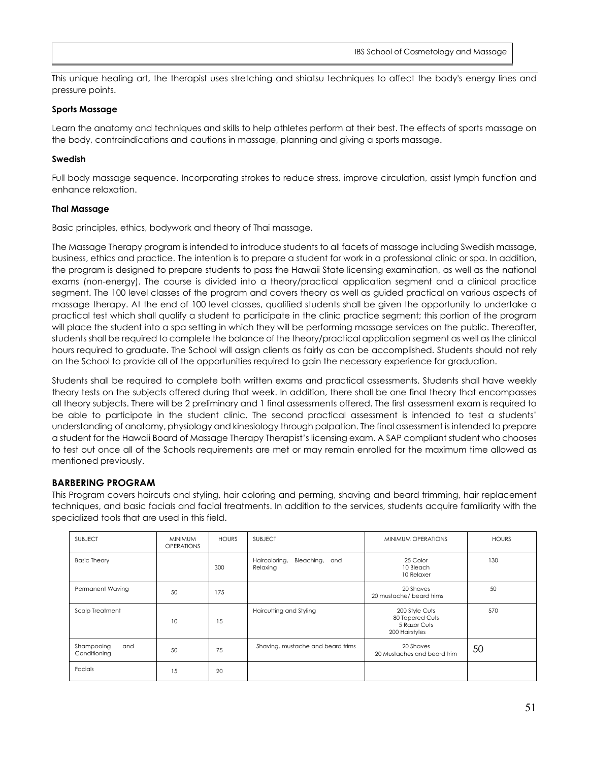This unique healing art, the therapist uses stretching and shiatsu techniques to affect the body's energy lines and pressure points.

**Sports Massage**

Learn the anatomy and techniques and skills to help athletes perform at their best. The effects of sports massage on the body, contraindications and cautions in massage, planning and giving a sports massage.

**Swedish**

Full body massage sequence. Incorporating strokes to reduce stress, improve circulation, assist lymph function and enhance relaxation.

**Thai Massage**

Basic principles, ethics, bodywork and theory of Thai massage.

The Massage Therapy program is intended to introduce students to all facets of massage including Swedish massage, business, ethics and practice. The intention is to prepare a student for work in a professional clinic or spa. In addition, the program is designed to prepare students to pass the Hawaii State licensing examination, as well as the national exams (non-energy). The course is divided into a theory/practical application segment and a clinical practice segment. The 100 level classes of the program and covers theory as well as guided practical on various aspects of massage therapy. At the end of 100 level classes, qualified students shall be given the opportunity to undertake a practical test which shall qualify a student to participate in the clinic practice segment; this portion of the program will place the student into a spa setting in which they will be performing massage services on the public. Thereafter, students shall be required to complete the balance of the theory/practical application segment as well as the clinical hours required to graduate. The School will assign clients as fairly as can be accomplished. Students should not rely on the School to provide all of the opportunities required to gain the necessary experience for graduation.

Students shall be required to complete both written exams and practical assessments. Students shall have weekly theory tests on the subjects offered during that week. In addition, there shall be one final theory that encompasses all theory subjects. There will be 2 preliminary and 1 final assessments offered. The first assessment exam is required to be able to participate in the student clinic. The second practical assessment is intended to test a students' understanding of anatomy, physiology and kinesiology through palpation. The final assessment is intended to prepare a student for the Hawaii Board of Massage Therapy Therapist's licensing exam. A SAP compliant student who chooses to test out once all of the Schools requirements are met or may remain enrolled for the maximum time allowed as mentioned previously.

## BARBERING PROGRAM

This Program covers haircuts and styling, hair coloring and perming, shaving and beard trimming, hair replacement techniques, and basic facials and facial treatments. In addition to the services, students acquire familiarity with the specialized tools that are used in this field.

| SUBJECT | MINIMUM OPERATIONS | HOURS | SUBJECT | MINIMUM OPERATIONS | HOURS |
|---|---|---|---|---|---|
| Basic Theory | | 300 | Haircoloring, Bleaching, and Relaxing | 25 Color<br>10 Bleach<br>10 Relaxer | 130 |
| Permanent Waving | 50 | 175 | | 20 Shaves<br>20 mustache/ beard trims | 50 |
| Scalp Treatment | 10 | 15 | Haircutting and Styling | 200 Style Cuts<br>80 Tapered Cuts<br>5 Razor Cuts<br>200 Hairstyles | 570 |
| Shampooing and Conditioning | 50 | 75 | Shaving, mustache and beard trims | 20 Shaves<br>20 Mustaches and beard trim | 50 |
| Facials | 15 | 20 | | | |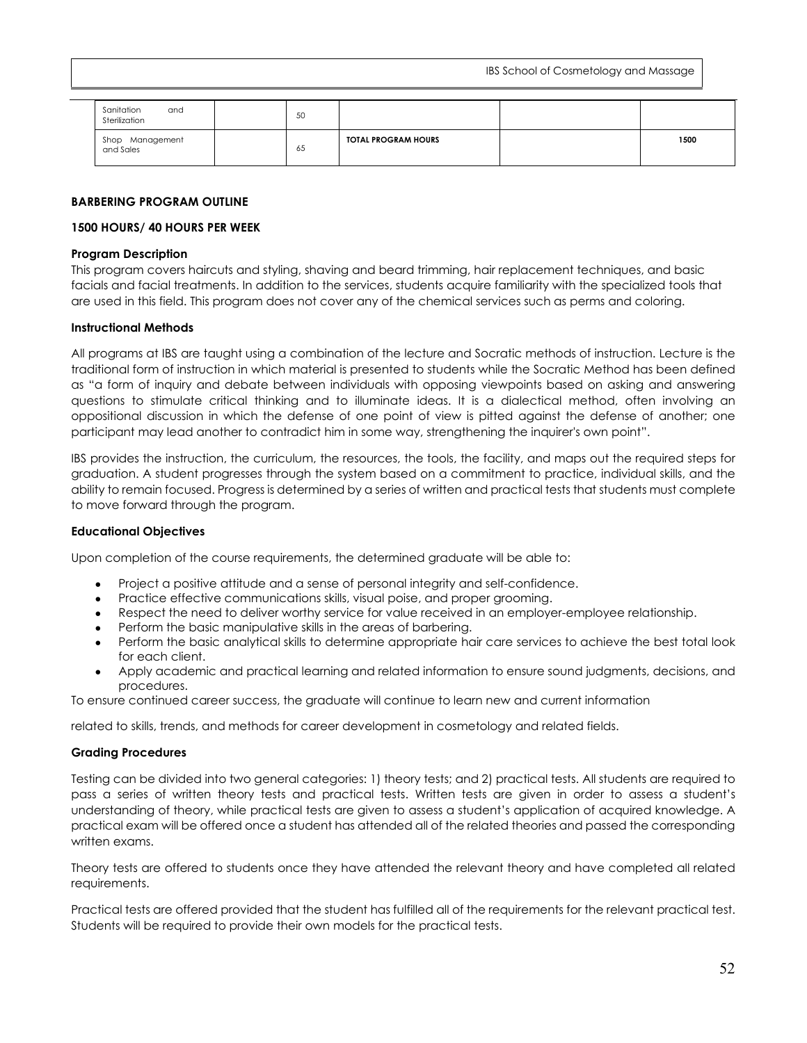| Sanitation and Sterilization | | 50 | | | |
|---|---|---|---|---|---|
| Shop Management and Sales | | 65 | **TOTAL PROGRAM HOURS** | | **1500** |

**BARBERING PROGRAM OUTLINE**

**1500 HOURS/ 40 HOURS PER WEEK**

**Program Description**

This program covers haircuts and styling, shaving and beard trimming, hair replacement techniques, and basic facials and facial treatments. In addition to the services, students acquire familiarity with the specialized tools that are used in this field. This program does not cover any of the chemical services such as perms and coloring.

**Instructional Methods**

All programs at IBS are taught using a combination of the lecture and Socratic methods of instruction. Lecture is the traditional form of instruction in which material is presented to students while the Socratic Method has been defined as "a form of inquiry and debate between individuals with opposing viewpoints based on asking and answering questions to stimulate critical thinking and to illuminate ideas. It is a dialectical method, often involving an oppositional discussion in which the defense of one point of view is pitted against the defense of another; one participant may lead another to contradict him in some way, strengthening the inquirer's own point".

IBS provides the instruction, the curriculum, the resources, the tools, the facility, and maps out the required steps for graduation. A student progresses through the system based on a commitment to practice, individual skills, and the ability to remain focused. Progress is determined by a series of written and practical tests that students must complete to move forward through the program.

**Educational Objectives**

Upon completion of the course requirements, the determined graduate will be able to:

- Project a positive attitude and a sense of personal integrity and self-confidence.
- Practice effective communications skills, visual poise, and proper grooming.
- Respect the need to deliver worthy service for value received in an employer-employee relationship.
- Perform the basic manipulative skills in the areas of barbering.
- Perform the basic analytical skills to determine appropriate hair care services to achieve the best total look for each client.
- Apply academic and practical learning and related information to ensure sound judgments, decisions, and procedures.

To ensure continued career success, the graduate will continue to learn new and current information

related to skills, trends, and methods for career development in cosmetology and related fields.

**Grading Procedures**

Testing can be divided into two general categories: 1) theory tests; and 2) practical tests. All students are required to pass a series of written theory tests and practical tests. Written tests are given in order to assess a student's understanding of theory, while practical tests are given to assess a student's application of acquired knowledge. A practical exam will be offered once a student has attended all of the related theories and passed the corresponding written exams.

Theory tests are offered to students once they have attended the relevant theory and have completed all related requirements.

Practical tests are offered provided that the student has fulfilled all of the requirements for the relevant practical test. Students will be required to provide their own models for the practical tests.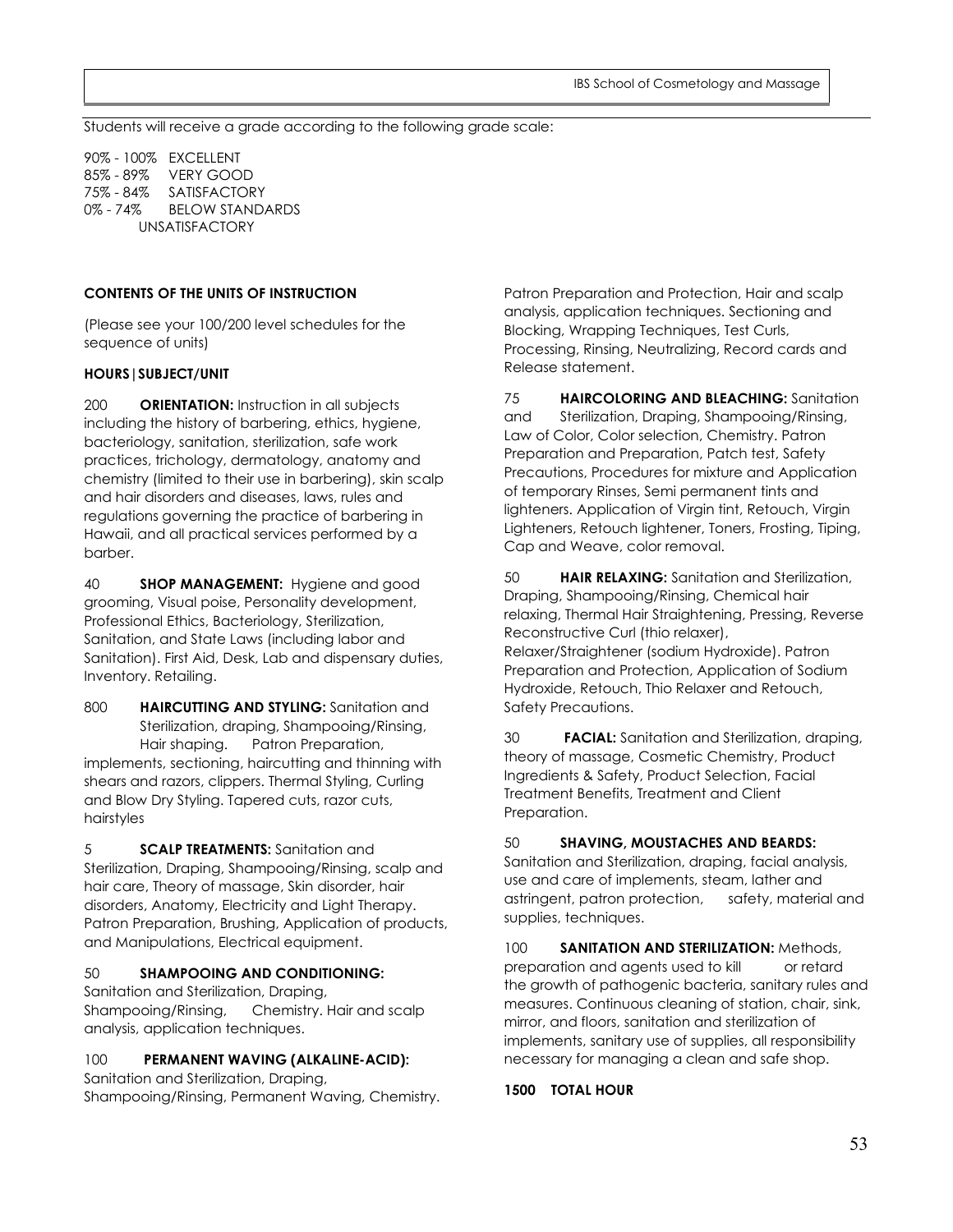Students will receive a grade according to the following grade scale:

90% - 100% EXCELLENT
85% - 89% VERY GOOD
75% - 84% SATISFACTORY
0% - 74% BELOW STANDARDS UNSATISFACTORY

**CONTENTS OF THE UNITS OF INSTRUCTION**

(Please see your 100/200 level schedules for the sequence of units)

**HOURS|SUBJECT/UNIT**

200 **ORIENTATION:** Instruction in all subjects including the history of barbering, ethics, hygiene, bacteriology, sanitation, sterilization, safe work practices, trichology, dermatology, anatomy and chemistry (limited to their use in barbering), skin scalp and hair disorders and diseases, laws, rules and regulations governing the practice of barbering in Hawaii, and all practical services performed by a barber.

40 **SHOP MANAGEMENT:** Hygiene and good grooming, Visual poise, Personality development, Professional Ethics, Bacteriology, Sterilization, Sanitation, and State Laws (including labor and Sanitation). First Aid, Desk, Lab and dispensary duties, Inventory. Retailing.

800 **HAIRCUTTING AND STYLING:** Sanitation and Sterilization, draping, Shampooing/Rinsing, Hair shaping. Patron Preparation, implements, sectioning, haircutting and thinning with shears and razors, clippers. Thermal Styling, Curling and Blow Dry Styling. Tapered cuts, razor cuts, hairstyles

5 **SCALP TREATMENTS:** Sanitation and Sterilization, Draping, Shampooing/Rinsing, scalp and hair care, Theory of massage, Skin disorder, hair disorders, Anatomy, Electricity and Light Therapy. Patron Preparation, Brushing, Application of products, and Manipulations, Electrical equipment.

50 **SHAMPOOING AND CONDITIONING:** Sanitation and Sterilization, Draping, Shampooing/Rinsing, Chemistry. Hair and scalp analysis, application techniques.

100 **PERMANENT WAVING (ALKALINE-ACID):** Sanitation and Sterilization, Draping, Shampooing/Rinsing, Permanent Waving, Chemistry. Patron Preparation and Protection, Hair and scalp analysis, application techniques. Sectioning and Blocking, Wrapping Techniques, Test Curls, Processing, Rinsing, Neutralizing, Record cards and Release statement.

75 **HAIRCOLORING AND BLEACHING:** Sanitation and Sterilization, Draping, Shampooing/Rinsing, Law of Color, Color selection, Chemistry. Patron Preparation and Preparation, Patch test, Safety Precautions, Procedures for mixture and Application of temporary Rinses, Semi permanent tints and lighteners. Application of Virgin tint, Retouch, Virgin Lighteners, Retouch lightener, Toners, Frosting, Tiping, Cap and Weave, color removal.

50 **HAIR RELAXING:** Sanitation and Sterilization, Draping, Shampooing/Rinsing, Chemical hair relaxing, Thermal Hair Straightening, Pressing, Reverse Reconstructive Curl (thio relaxer), Relaxer/Straightener (sodium Hydroxide). Patron Preparation and Protection, Application of Sodium Hydroxide, Retouch, Thio Relaxer and Retouch, Safety Precautions.

30 **FACIAL:** Sanitation and Sterilization, draping, theory of massage, Cosmetic Chemistry, Product Ingredients & Safety, Product Selection, Facial Treatment Benefits, Treatment and Client Preparation.

50 **SHAVING, MOUSTACHES AND BEARDS:** Sanitation and Sterilization, draping, facial analysis, use and care of implements, steam, lather and astringent, patron protection, safety, material and supplies, techniques.

100 **SANITATION AND STERILIZATION:** Methods, preparation and agents used to kill or retard the growth of pathogenic bacteria, sanitary rules and measures. Continuous cleaning of station, chair, sink, mirror, and floors, sanitation and sterilization of implements, sanitary use of supplies, all responsibility necessary for managing a clean and safe shop.

**1500 TOTAL HOUR**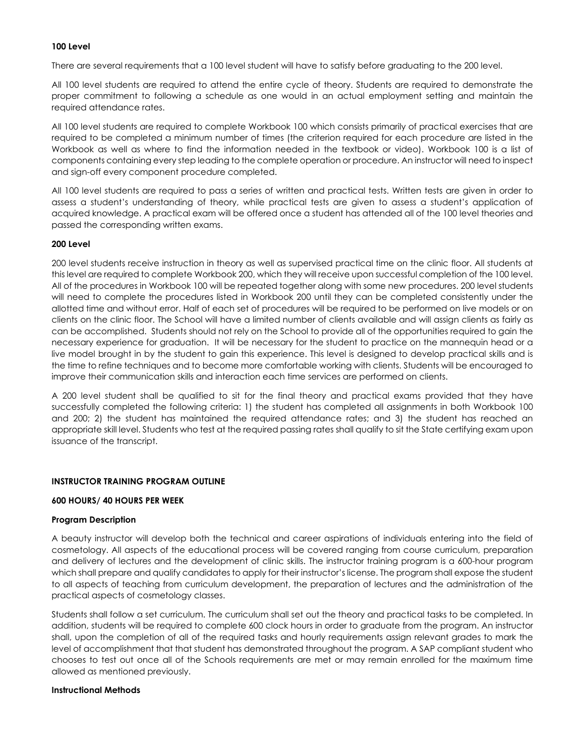**100 Level**

There are several requirements that a 100 level student will have to satisfy before graduating to the 200 level.

All 100 level students are required to attend the entire cycle of theory. Students are required to demonstrate the proper commitment to following a schedule as one would in an actual employment setting and maintain the required attendance rates.

All 100 level students are required to complete Workbook 100 which consists primarily of practical exercises that are required to be completed a minimum number of times (the criterion required for each procedure are listed in the Workbook as well as where to find the information needed in the textbook or video). Workbook 100 is a list of components containing every step leading to the complete operation or procedure. An instructor will need to inspect and sign-off every component procedure completed.

All 100 level students are required to pass a series of written and practical tests. Written tests are given in order to assess a student's understanding of theory, while practical tests are given to assess a student's application of acquired knowledge. A practical exam will be offered once a student has attended all of the 100 level theories and passed the corresponding written exams.

**200 Level**

200 level students receive instruction in theory as well as supervised practical time on the clinic floor. All students at this level are required to complete Workbook 200, which they will receive upon successful completion of the 100 level. All of the procedures in Workbook 100 will be repeated together along with some new procedures. 200 level students will need to complete the procedures listed in Workbook 200 until they can be completed consistently under the allotted time and without error. Half of each set of procedures will be required to be performed on live models or on clients on the clinic floor. The School will have a limited number of clients available and will assign clients as fairly as can be accomplished. Students should not rely on the School to provide all of the opportunities required to gain the necessary experience for graduation. It will be necessary for the student to practice on the mannequin head or a live model brought in by the student to gain this experience. This level is designed to develop practical skills and is the time to refine techniques and to become more comfortable working with clients. Students will be encouraged to improve their communication skills and interaction each time services are performed on clients.

A 200 level student shall be qualified to sit for the final theory and practical exams provided that they have successfully completed the following criteria: 1) the student has completed all assignments in both Workbook 100 and 200; 2) the student has maintained the required attendance rates; and 3) the student has reached an appropriate skill level. Students who test at the required passing rates shall qualify to sit the State certifying exam upon issuance of the transcript.

**INSTRUCTOR TRAINING PROGRAM OUTLINE**

**600 HOURS/ 40 HOURS PER WEEK**

**Program Description**

A beauty instructor will develop both the technical and career aspirations of individuals entering into the field of cosmetology. All aspects of the educational process will be covered ranging from course curriculum, preparation and delivery of lectures and the development of clinic skills. The instructor training program is a 600-hour program which shall prepare and qualify candidates to apply for their instructor's license. The program shall expose the student to all aspects of teaching from curriculum development, the preparation of lectures and the administration of the practical aspects of cosmetology classes.

Students shall follow a set curriculum. The curriculum shall set out the theory and practical tasks to be completed. In addition, students will be required to complete 600 clock hours in order to graduate from the program. An instructor shall, upon the completion of all of the required tasks and hourly requirements assign relevant grades to mark the level of accomplishment that that student has demonstrated throughout the program. A SAP compliant student who chooses to test out once all of the Schools requirements are met or may remain enrolled for the maximum time allowed as mentioned previously.

**Instructional Methods**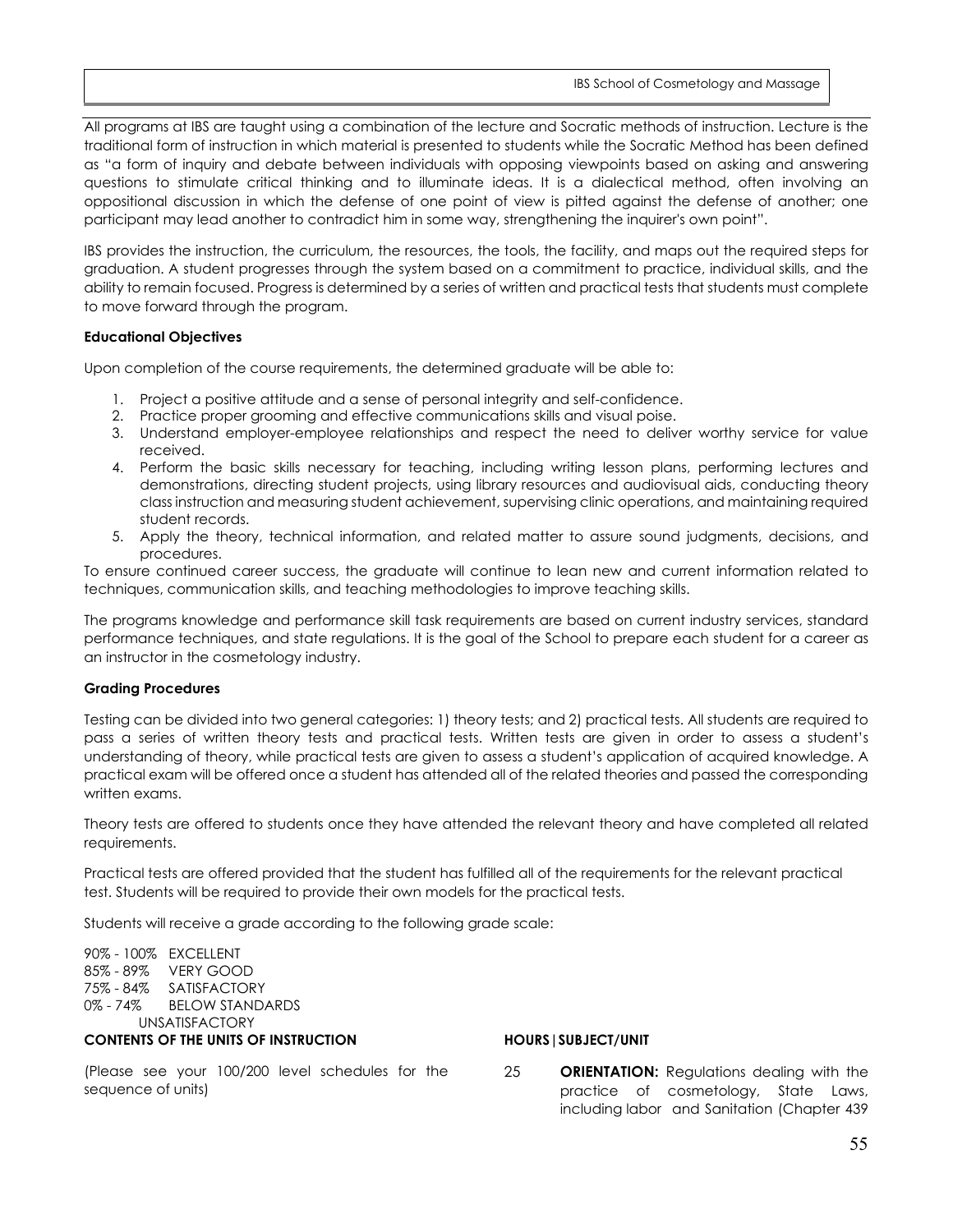All programs at IBS are taught using a combination of the lecture and Socratic methods of instruction. Lecture is the traditional form of instruction in which material is presented to students while the Socratic Method has been defined as "a form of inquiry and debate between individuals with opposing viewpoints based on asking and answering questions to stimulate critical thinking and to illuminate ideas. It is a dialectical method, often involving an oppositional discussion in which the defense of one point of view is pitted against the defense of another; one participant may lead another to contradict him in some way, strengthening the inquirer's own point".

IBS provides the instruction, the curriculum, the resources, the tools, the facility, and maps out the required steps for graduation. A student progresses through the system based on a commitment to practice, individual skills, and the ability to remain focused. Progress is determined by a series of written and practical tests that students must complete to move forward through the program.

**Educational Objectives**

Upon completion of the course requirements, the determined graduate will be able to:

1. Project a positive attitude and a sense of personal integrity and self-confidence.
2. Practice proper grooming and effective communications skills and visual poise.
3. Understand employer-employee relationships and respect the need to deliver worthy service for value received.
4. Perform the basic skills necessary for teaching, including writing lesson plans, performing lectures and demonstrations, directing student projects, using library resources and audiovisual aids, conducting theory class instruction and measuring student achievement, supervising clinic operations, and maintaining required student records.
5. Apply the theory, technical information, and related matter to assure sound judgments, decisions, and procedures.

To ensure continued career success, the graduate will continue to lean new and current information related to techniques, communication skills, and teaching methodologies to improve teaching skills.

The programs knowledge and performance skill task requirements are based on current industry services, standard performance techniques, and state regulations. It is the goal of the School to prepare each student for a career as an instructor in the cosmetology industry.

**Grading Procedures**

Testing can be divided into two general categories: 1) theory tests; and 2) practical tests. All students are required to pass a series of written theory tests and practical tests. Written tests are given in order to assess a student's understanding of theory, while practical tests are given to assess a student's application of acquired knowledge. A practical exam will be offered once a student has attended all of the related theories and passed the corresponding written exams.

Theory tests are offered to students once they have attended the relevant theory and have completed all related requirements.

Practical tests are offered provided that the student has fulfilled all of the requirements for the relevant practical test. Students will be required to provide their own models for the practical tests.

Students will receive a grade according to the following grade scale:

90% - 100% EXCELLENT
85% - 89% VERY GOOD
75% - 84% SATISFACTORY
0% - 74% BELOW STANDARDS
UNSATISFACTORY

**CONTENTS OF THE UNITS OF INSTRUCTION**

(Please see your 100/200 level schedules for the sequence of units)

**HOURS|SUBJECT/UNIT**

25 **ORIENTATION:** Regulations dealing with the practice of cosmetology, State Laws, including labor and Sanitation (Chapter 439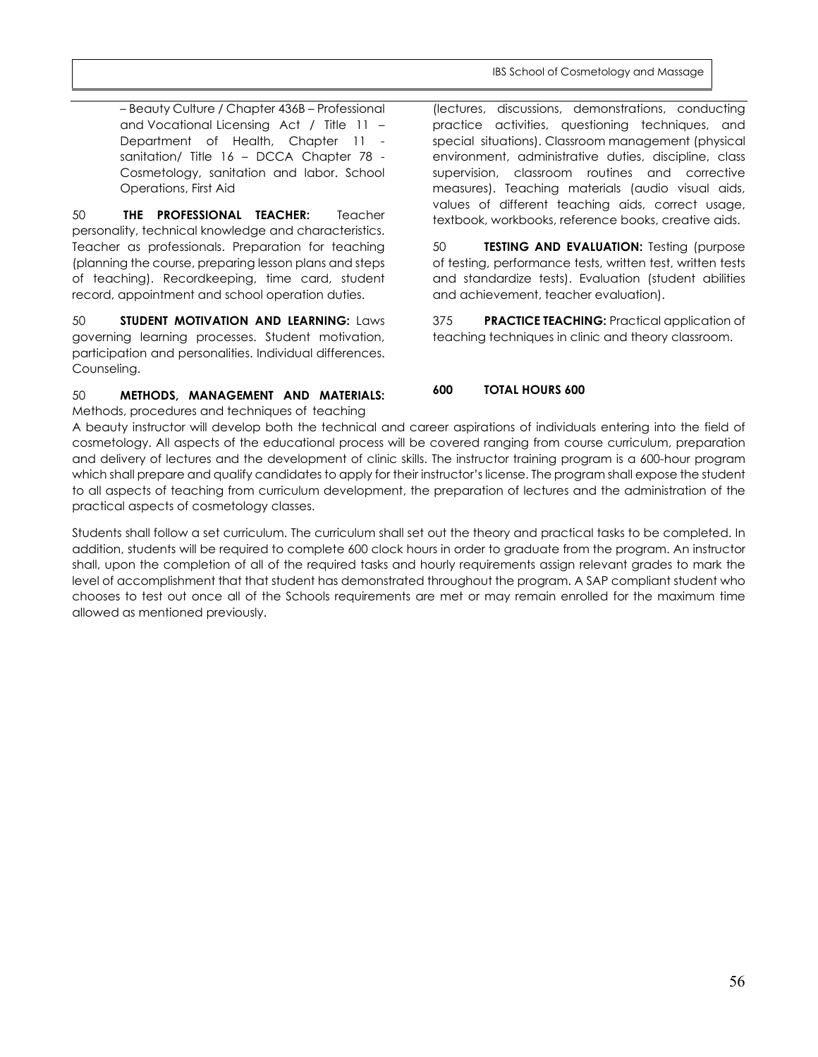– Beauty Culture / Chapter 436B – Professional and Vocational Licensing Act / Title 11 – Department of Health, Chapter 11 - sanitation/ Title 16 – DCCA Chapter 78 - Cosmetology, sanitation and labor. School Operations, First Aid

50 **THE PROFESSIONAL TEACHER:** Teacher personality, technical knowledge and characteristics. Teacher as professionals. Preparation for teaching (planning the course, preparing lesson plans and steps of teaching). Recordkeeping, time card, student record, appointment and school operation duties.

50 **STUDENT MOTIVATION AND LEARNING:** Laws governing learning processes. Student motivation, participation and personalities. Individual differences. Counseling.

50 **METHODS, MANAGEMENT AND MATERIALS:** Methods, procedures and techniques of teaching (lectures, discussions, demonstrations, conducting practice activities, questioning techniques, and special situations). Classroom management (physical environment, administrative duties, discipline, class supervision, classroom routines and corrective measures). Teaching materials (audio visual aids, values of different teaching aids, correct usage, textbook, workbooks, reference books, creative aids.

50 **TESTING AND EVALUATION:** Testing (purpose of testing, performance tests, written test, written tests and standardize tests). Evaluation (student abilities and achievement, teacher evaluation).

375 **PRACTICE TEACHING:** Practical application of teaching techniques in clinic and theory classroom.

**600 TOTAL HOURS 600**

A beauty instructor will develop both the technical and career aspirations of individuals entering into the field of cosmetology. All aspects of the educational process will be covered ranging from course curriculum, preparation and delivery of lectures and the development of clinic skills. The instructor training program is a 600-hour program which shall prepare and qualify candidates to apply for their instructor's license. The program shall expose the student to all aspects of teaching from curriculum development, the preparation of lectures and the administration of the practical aspects of cosmetology classes.

Students shall follow a set curriculum. The curriculum shall set out the theory and practical tasks to be completed. In addition, students will be required to complete 600 clock hours in order to graduate from the program. An instructor shall, upon the completion of all of the required tasks and hourly requirements assign relevant grades to mark the level of accomplishment that that student has demonstrated throughout the program. A SAP compliant student who chooses to test out once all of the Schools requirements are met or may remain enrolled for the maximum time allowed as mentioned previously.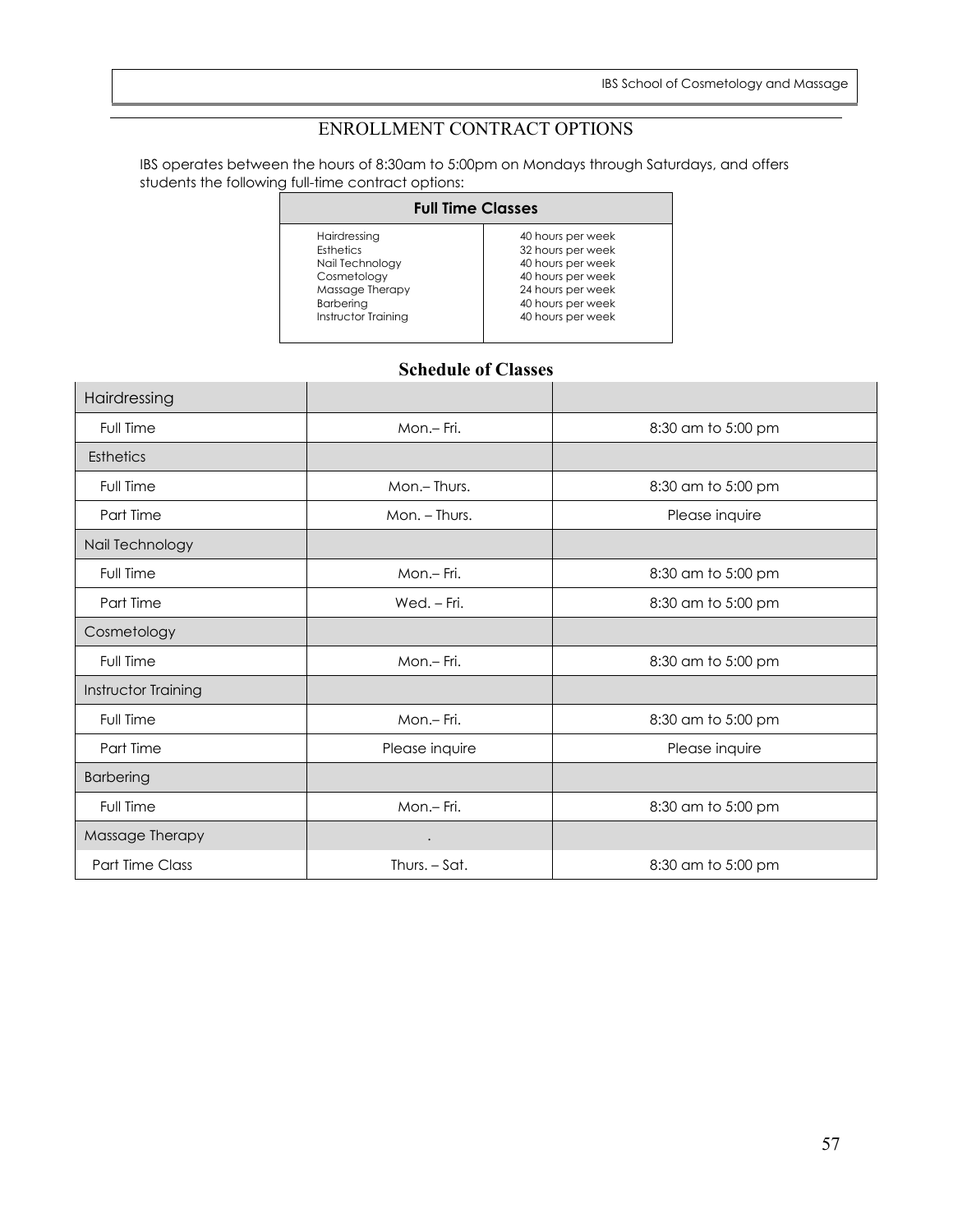# ENROLLMENT CONTRACT OPTIONS

IBS operates between the hours of 8:30am to 5:00pm on Mondays through Saturdays, and offers students the following full-time contract options:

| Full Time Classes | |
|---|---|
| Hairdressing | 40 hours per week |
| Esthetics | 32 hours per week |
| Nail Technology | 40 hours per week |
| Cosmetology | 40 hours per week |
| Massage Therapy | 24 hours per week |
| Barbering | 40 hours per week |
| Instructor Training | 40 hours per week |

## Schedule of Classes

| Hairdressing | | |
|---|---|---|
| Full Time | Mon.– Fri. | 8:30 am to 5:00 pm |
| Esthetics | | |
| Full Time | Mon.– Thurs. | 8:30 am to 5:00 pm |
| Part Time | Mon. – Thurs. | Please inquire |
| Nail Technology | | |
| Full Time | Mon.– Fri. | 8:30 am to 5:00 pm |
| Part Time | Wed. – Fri. | 8:30 am to 5:00 pm |
| Cosmetology | | |
| Full Time | Mon.– Fri. | 8:30 am to 5:00 pm |
| Instructor Training | | |
| Full Time | Mon.– Fri. | 8:30 am to 5:00 pm |
| Part Time | Please inquire | Please inquire |
| Barbering | | |
| Full Time | Mon.– Fri. | 8:30 am to 5:00 pm |
| Massage Therapy | . | |
| Part Time Class | Thurs. – Sat. | 8:30 am to 5:00 pm |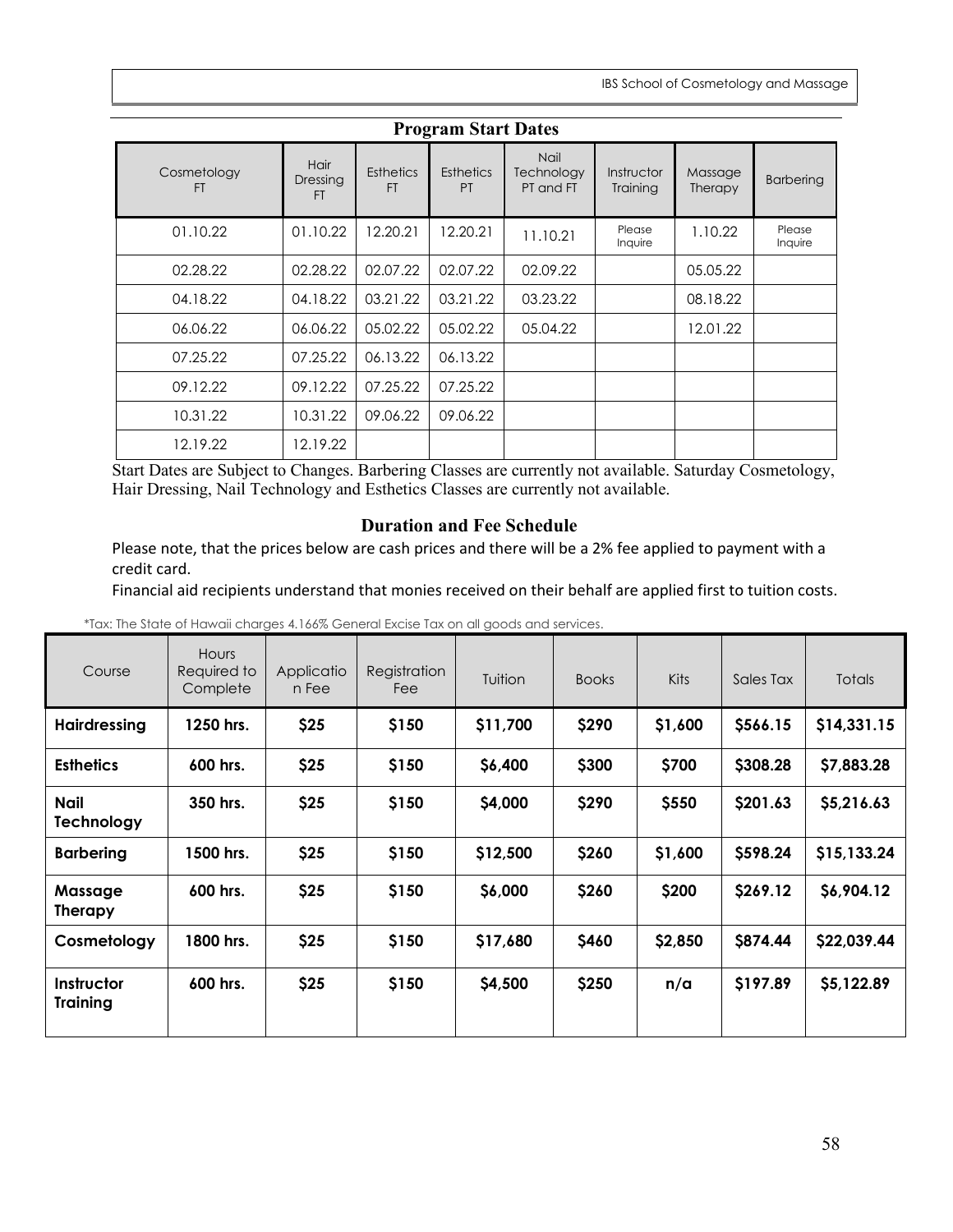## Program Start Dates

| Cosmetology FT | Hair Dressing FT | Esthetics FT | Esthetics PT | Nail Technology PT and FT | Instructor Training | Massage Therapy | Barbering |
|---|---|---|---|---|---|---|---|
| 01.10.22 | 01.10.22 | 12.20.21 | 12.20.21 | 11.10.21 | Please Inquire | 1.10.22 | Please Inquire |
| 02.28.22 | 02.28.22 | 02.07.22 | 02.07.22 | 02.09.22 | | 05.05.22 | |
| 04.18.22 | 04.18.22 | 03.21.22 | 03.21.22 | 03.23.22 | | 08.18.22 | |
| 06.06.22 | 06.06.22 | 05.02.22 | 05.02.22 | 05.04.22 | | 12.01.22 | |
| 07.25.22 | 07.25.22 | 06.13.22 | 06.13.22 | | | | |
| 09.12.22 | 09.12.22 | 07.25.22 | 07.25.22 | | | | |
| 10.31.22 | 10.31.22 | 09.06.22 | 09.06.22 | | | | |
| 12.19.22 | 12.19.22 | | | | | | |

Start Dates are Subject to Changes. Barbering Classes are currently not available. Saturday Cosmetology, Hair Dressing, Nail Technology and Esthetics Classes are currently not available.

## Duration and Fee Schedule

Please note, that the prices below are cash prices and there will be a 2% fee applied to payment with a credit card.

Financial aid recipients understand that monies received on their behalf are applied first to tuition costs.

*Tax: The State of Hawaii charges 4.166% General Excise Tax on all goods and services.

| Course | Hours Required to Complete | Application Fee | Registration Fee | Tuition | Books | Kits | Sales Tax | Totals |
|---|---|---|---|---|---|---|---|---|
| **Hairdressing** | **1250 hrs.** | **$25** | **$150** | **$11,700** | **$290** | **$1,600** | **$566.15** | **$14,331.15** |
| **Esthetics** | **600 hrs.** | **$25** | **$150** | **$6,400** | **$300** | **$700** | **$308.28** | **$7,883.28** |
| **Nail Technology** | **350 hrs.** | **$25** | **$150** | **$4,000** | **$290** | **$550** | **$201.63** | **$5,216.63** |
| **Barbering** | **1500 hrs.** | **$25** | **$150** | **$12,500** | **$260** | **$1,600** | **$598.24** | **$15,133.24** |
| **Massage Therapy** | **600 hrs.** | **$25** | **$150** | **$6,000** | **$260** | **$200** | **$269.12** | **$6,904.12** |
| **Cosmetology** | **1800 hrs.** | **$25** | **$150** | **$17,680** | **$460** | **$2,850** | **$874.44** | **$22,039.44** |
| **Instructor Training** | **600 hrs.** | **$25** | **$150** | **$4,500** | **$250** | **n/a** | **$197.89** | **$5,122.89** |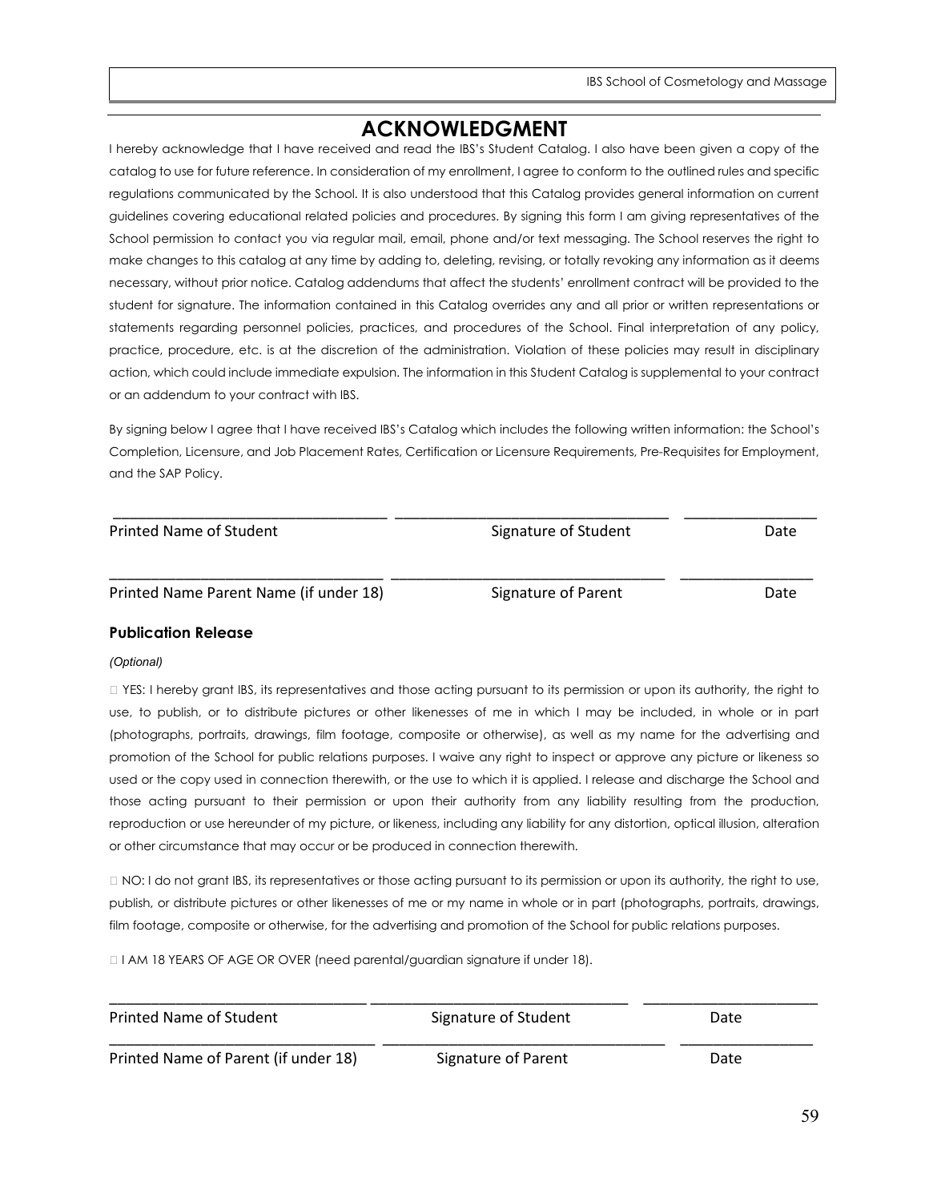# ACKNOWLEDGMENT

I hereby acknowledge that I have received and read the IBS's Student Catalog. I also have been given a copy of the catalog to use for future reference. In consideration of my enrollment, I agree to conform to the outlined rules and specific regulations communicated by the School. It is also understood that this Catalog provides general information on current guidelines covering educational related policies and procedures. By signing this form I am giving representatives of the School permission to contact you via regular mail, email, phone and/or text messaging. The School reserves the right to make changes to this catalog at any time by adding to, deleting, revising, or totally revoking any information as it deems necessary, without prior notice. Catalog addendums that affect the students' enrollment contract will be provided to the student for signature. The information contained in this Catalog overrides any and all prior or written representations or statements regarding personnel policies, practices, and procedures of the School. Final interpretation of any policy, practice, procedure, etc. is at the discretion of the administration. Violation of these policies may result in disciplinary action, which could include immediate expulsion. The information in this Student Catalog is supplemental to your contract or an addendum to your contract with IBS.

By signing below I agree that I have received IBS's Catalog which includes the following written information: the School's Completion, Licensure, and Job Placement Rates, Certification or Licensure Requirements, Pre-Requisites for Employment, and the SAP Policy.

\_\_\_\_\_\_\_\_\_\_\_\_\_\_\_\_\_\_\_\_\_\_\_\_\_\_\_\_\_\_ \_\_\_\_\_\_\_\_\_\_\_\_\_\_\_\_\_\_\_\_\_\_\_\_\_\_\_\_\_\_ \_\_\_\_\_\_\_\_\_\_\_\_\_\_\_

Printed Name of Student — Signature of Student — Date

\_\_\_\_\_\_\_\_\_\_\_\_\_\_\_\_\_\_\_\_\_\_\_\_\_\_\_\_\_\_ \_\_\_\_\_\_\_\_\_\_\_\_\_\_\_\_\_\_\_\_\_\_\_\_\_\_\_\_\_\_ \_\_\_\_\_\_\_\_\_\_\_\_\_\_\_

Printed Name Parent Name (if under 18) — Signature of Parent — Date

### Publication Release

*(Optional)*

☐ YES: I hereby grant IBS, its representatives and those acting pursuant to its permission or upon its authority, the right to use, to publish, or to distribute pictures or other likenesses of me in which I may be included, in whole or in part (photographs, portraits, drawings, film footage, composite or otherwise), as well as my name for the advertising and promotion of the School for public relations purposes. I waive any right to inspect or approve any picture or likeness so used or the copy used in connection therewith, or the use to which it is applied. I release and discharge the School and those acting pursuant to their permission or upon their authority from any liability resulting from the production, reproduction or use hereunder of my picture, or likeness, including any liability for any distortion, optical illusion, alteration or other circumstance that may occur or be produced in connection therewith.

☐ NO: I do not grant IBS, its representatives or those acting pursuant to its permission or upon its authority, the right to use, publish, or distribute pictures or other likenesses of me or my name in whole or in part (photographs, portraits, drawings, film footage, composite or otherwise, for the advertising and promotion of the School for public relations purposes.

☐ I AM 18 YEARS OF AGE OR OVER (need parental/guardian signature if under 18).

\_\_\_\_\_\_\_\_\_\_\_\_\_\_\_\_\_\_\_\_\_\_\_\_\_\_\_\_\_\_ \_\_\_\_\_\_\_\_\_\_\_\_\_\_\_\_\_\_\_\_\_\_\_\_\_\_\_\_\_\_ \_\_\_\_\_\_\_\_\_\_\_\_\_\_\_

Printed Name of Student — Signature of Student — Date

\_\_\_\_\_\_\_\_\_\_\_\_\_\_\_\_\_\_\_\_\_\_\_\_\_\_\_\_\_\_ \_\_\_\_\_\_\_\_\_\_\_\_\_\_\_\_\_\_\_\_\_\_\_\_\_\_\_\_\_\_ \_\_\_\_\_\_\_\_\_\_\_\_\_\_\_

Printed Name of Parent (if under 18) — Signature of Parent — Date